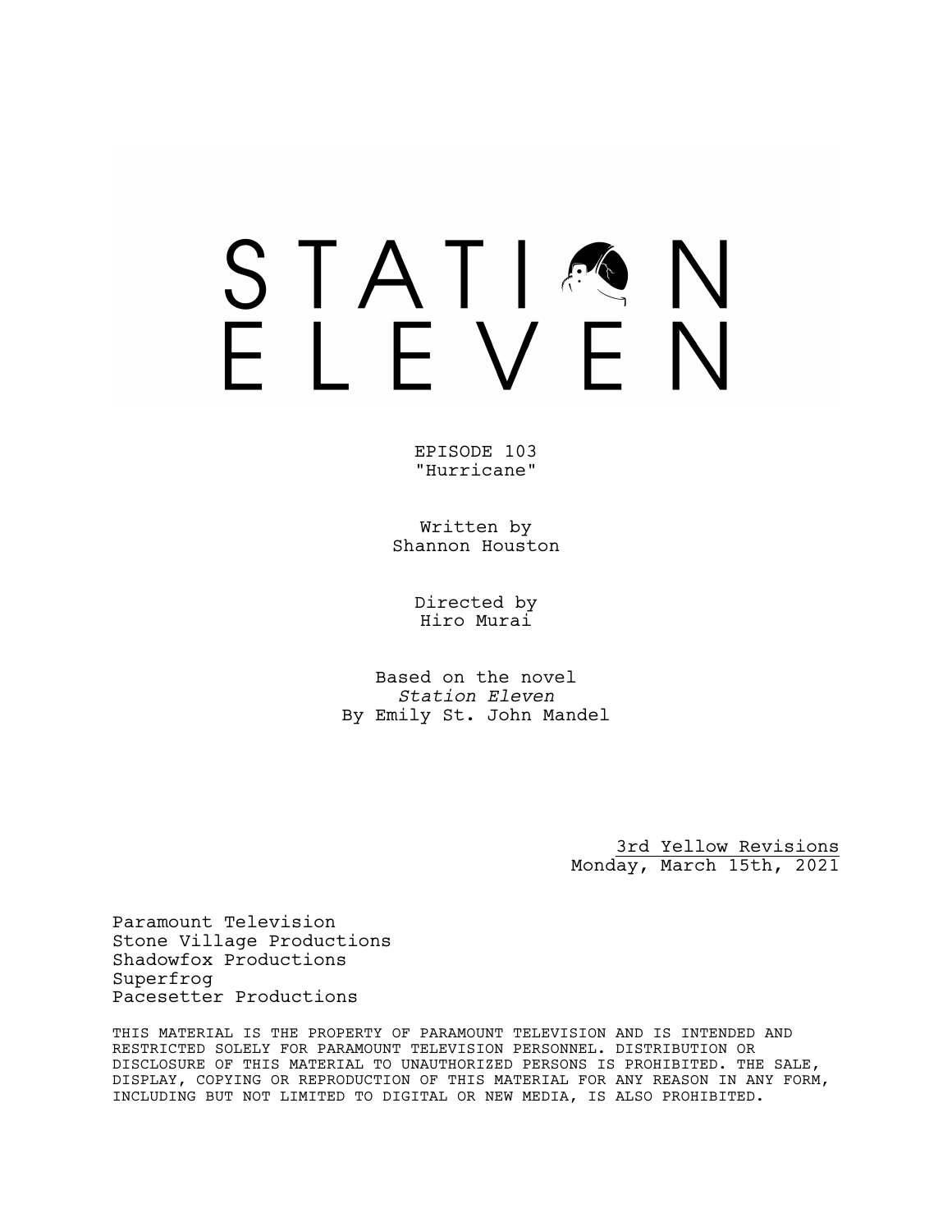# STATION ELEVEN

EPISODE 103
"Hurricane"

Written by
Shannon Houston

Directed by
Hiro Murai

Based on the novel
*Station Eleven*
By Emily St. John Mandel

3rd Yellow Revisions
Monday, March 15th, 2021

Paramount Television
Stone Village Productions
Shadowfox Productions
Superfrog
Pacesetter Productions

THIS MATERIAL IS THE PROPERTY OF PARAMOUNT TELEVISION AND IS INTENDED AND RESTRICTED SOLELY FOR PARAMOUNT TELEVISION PERSONNEL. DISTRIBUTION OR DISCLOSURE OF THIS MATERIAL TO UNAUTHORIZED PERSONS IS PROHIBITED. THE SALE, DISPLAY, COPYING OR REPRODUCTION OF THIS MATERIAL FOR ANY REASON IN ANY FORM, INCLUDING BUT NOT LIMITED TO DIGITAL OR NEW MEDIA, IS ALSO PROHIBITED.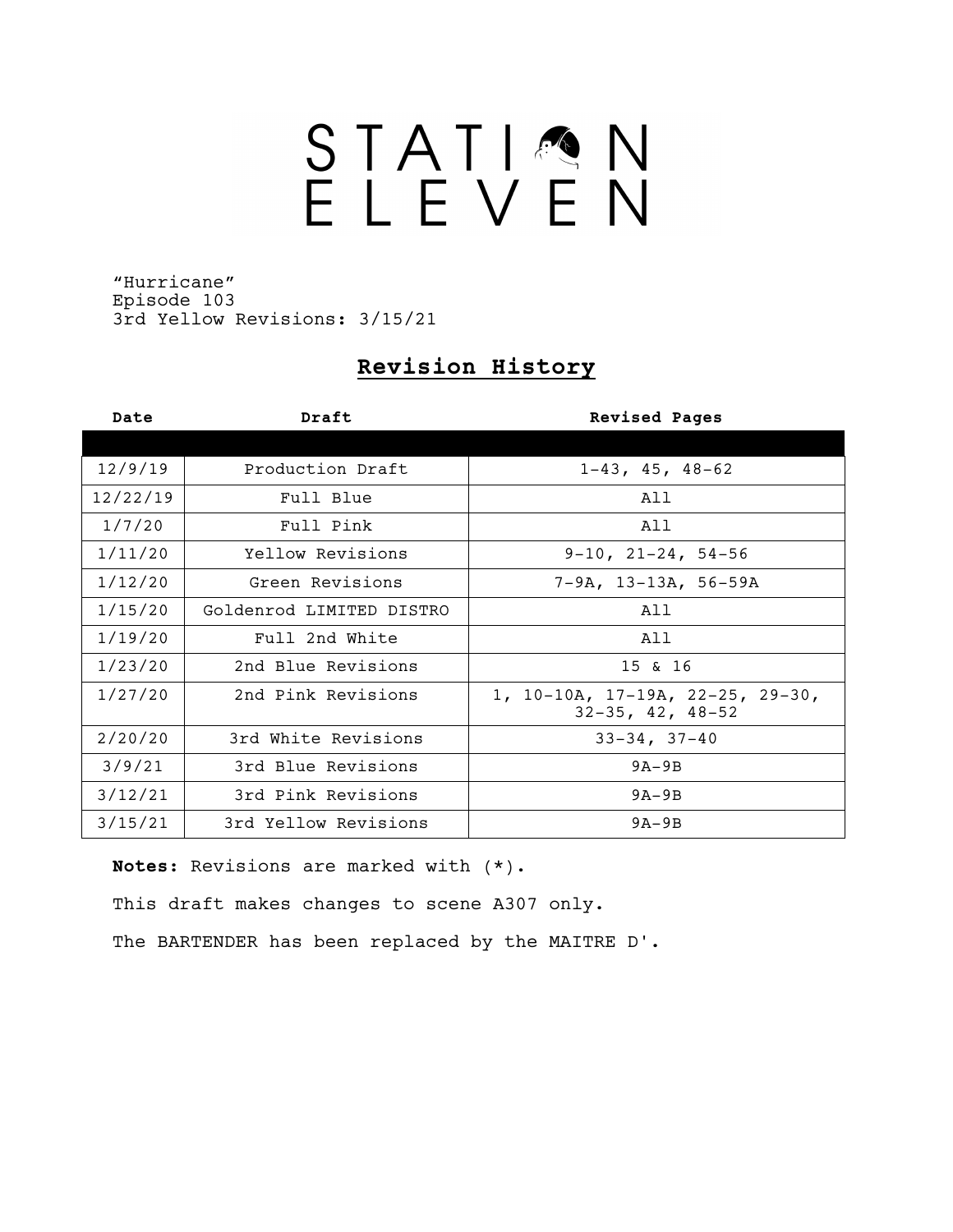# STATION ELEVEN

"Hurricane"
Episode 103
3rd Yellow Revisions: 3/15/21

## Revision History

| Date | Draft | Revised Pages |
|---|---|---|
| 12/9/19 | Production Draft | 1-43, 45, 48-62 |
| 12/22/19 | Full Blue | All |
| 1/7/20 | Full Pink | All |
| 1/11/20 | Yellow Revisions | 9-10, 21-24, 54-56 |
| 1/12/20 | Green Revisions | 7-9A, 13-13A, 56-59A |
| 1/15/20 | Goldenrod LIMITED DISTRO | All |
| 1/19/20 | Full 2nd White | All |
| 1/23/20 | 2nd Blue Revisions | 15 & 16 |
| 1/27/20 | 2nd Pink Revisions | 1, 10-10A, 17-19A, 22-25, 29-30, 32-35, 42, 48-52 |
| 2/20/20 | 3rd White Revisions | 33-34, 37-40 |
| 3/9/21 | 3rd Blue Revisions | 9A-9B |
| 3/12/21 | 3rd Pink Revisions | 9A-9B |
| 3/15/21 | 3rd Yellow Revisions | 9A-9B |

**Notes:** Revisions are marked with (*).

This draft makes changes to scene A307 only.

The BARTENDER has been replaced by the MAITRE D'.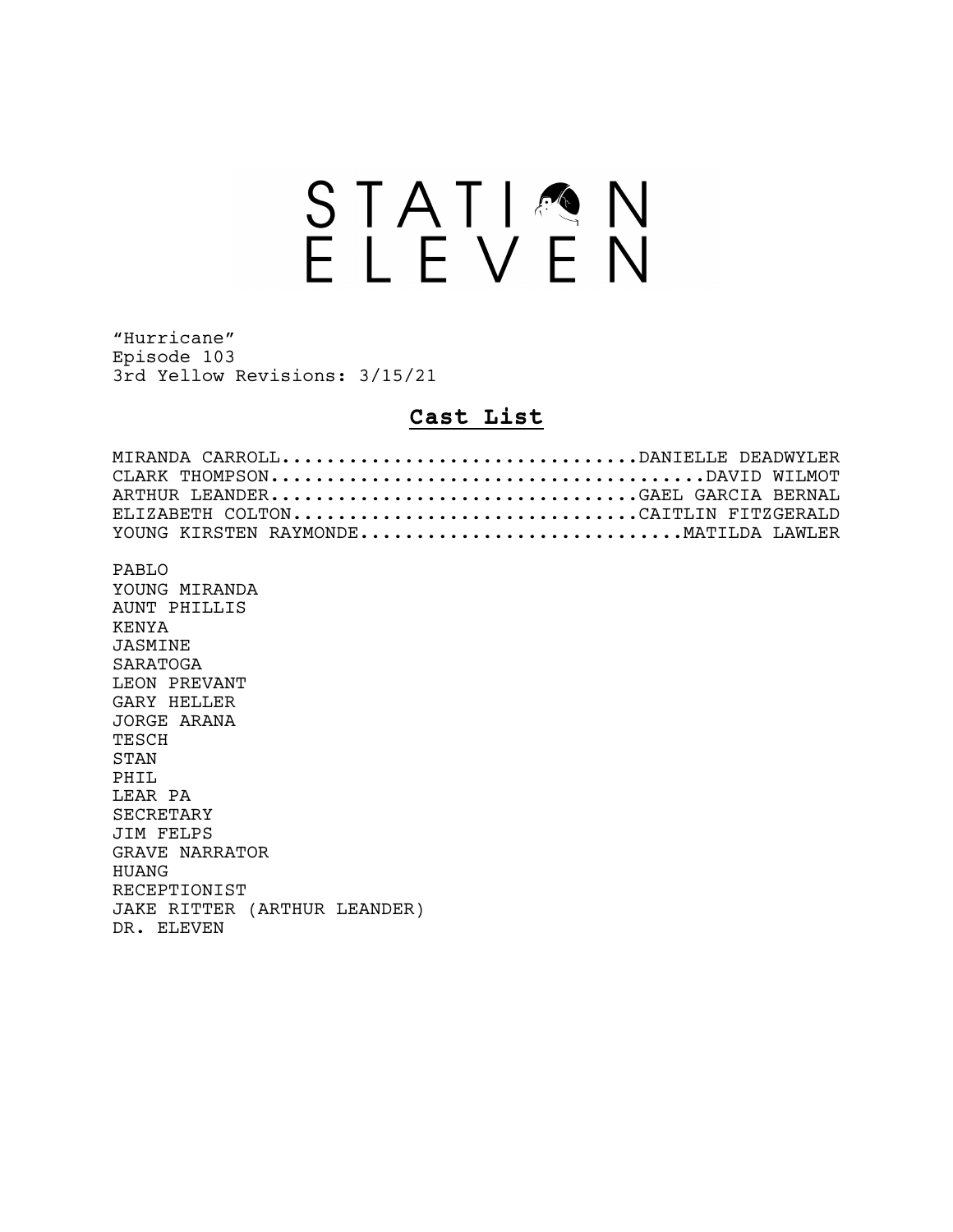# STATION ELEVEN

"Hurricane"
Episode 103
3rd Yellow Revisions: 3/15/21

## **Cast List**

MIRANDA CARROLL...............................DANIELLE DEADWYLER
CLARK THOMPSON......................................DAVID WILMOT
ARTHUR LEANDER................................GAEL GARCIA BERNAL
ELIZABETH COLTON...............................CAITLIN FITZGERALD
YOUNG KIRSTEN RAYMONDE............................MATILDA LAWLER

PABLO
YOUNG MIRANDA
AUNT PHILLIS
KENYA
JASMINE
SARATOGA
LEON PREVANT
GARY HELLER
JORGE ARANA
TESCH
STAN
PHIL
LEAR PA
SECRETARY
JIM FELPS
GRAVE NARRATOR
HUANG
RECEPTIONIST
JAKE RITTER (ARTHUR LEANDER)
DR. ELEVEN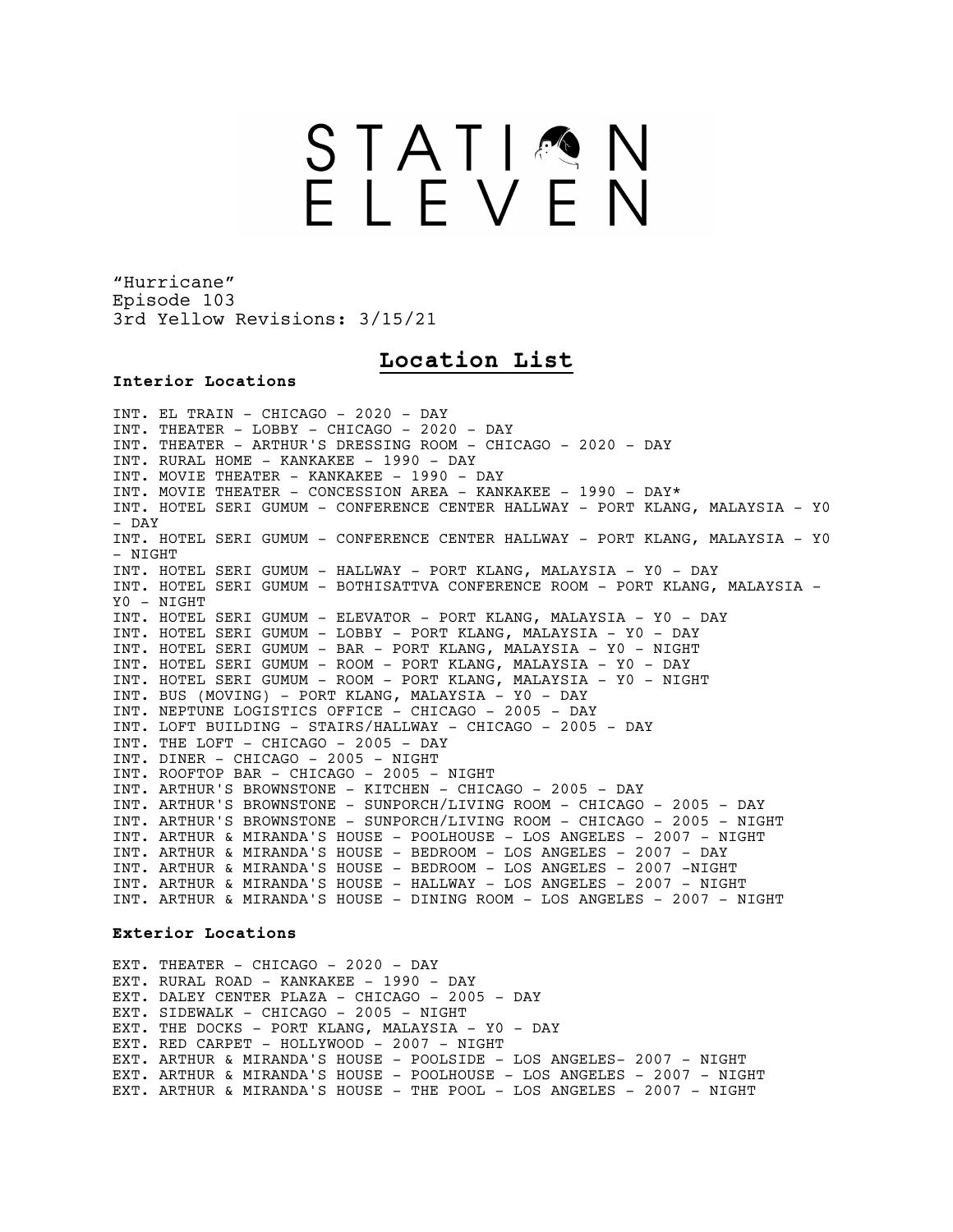STATION ELEVEN

"Hurricane"
Episode 103
3rd Yellow Revisions: 3/15/21

# Location List

**Interior Locations**

INT. EL TRAIN - CHICAGO - 2020 - DAY
INT. THEATER - LOBBY - CHICAGO - 2020 - DAY
INT. THEATER - ARTHUR'S DRESSING ROOM - CHICAGO - 2020 - DAY
INT. RURAL HOME - KANKAKEE - 1990 - DAY
INT. MOVIE THEATER - KANKAKEE - 1990 - DAY
INT. MOVIE THEATER - CONCESSION AREA - KANKAKEE - 1990 - DAY*
INT. HOTEL SERI GUMUM - CONFERENCE CENTER HALLWAY - PORT KLANG, MALAYSIA - Y0 - DAY
INT. HOTEL SERI GUMUM - CONFERENCE CENTER HALLWAY - PORT KLANG, MALAYSIA - Y0 - NIGHT
INT. HOTEL SERI GUMUM - HALLWAY - PORT KLANG, MALAYSIA - Y0 - DAY
INT. HOTEL SERI GUMUM - BOTHISATTVA CONFERENCE ROOM - PORT KLANG, MALAYSIA - Y0 - NIGHT
INT. HOTEL SERI GUMUM - ELEVATOR - PORT KLANG, MALAYSIA - Y0 - DAY
INT. HOTEL SERI GUMUM - LOBBY - PORT KLANG, MALAYSIA - Y0 - DAY
INT. HOTEL SERI GUMUM - BAR - PORT KLANG, MALAYSIA - Y0 - NIGHT
INT. HOTEL SERI GUMUM - ROOM - PORT KLANG, MALAYSIA - Y0 - DAY
INT. HOTEL SERI GUMUM - ROOM - PORT KLANG, MALAYSIA - Y0 - NIGHT
INT. BUS (MOVING) - PORT KLANG, MALAYSIA - Y0 - DAY
INT. NEPTUNE LOGISTICS OFFICE - CHICAGO - 2005 - DAY
INT. LOFT BUILDING - STAIRS/HALLWAY - CHICAGO - 2005 - DAY
INT. THE LOFT - CHICAGO - 2005 - DAY
INT. DINER - CHICAGO - 2005 - NIGHT
INT. ROOFTOP BAR - CHICAGO - 2005 - NIGHT
INT. ARTHUR'S BROWNSTONE - KITCHEN - CHICAGO - 2005 - DAY
INT. ARTHUR'S BROWNSTONE - SUNPORCH/LIVING ROOM - CHICAGO - 2005 - DAY
INT. ARTHUR'S BROWNSTONE - SUNPORCH/LIVING ROOM - CHICAGO - 2005 - NIGHT
INT. ARTHUR & MIRANDA'S HOUSE - POOLHOUSE - LOS ANGELES - 2007 - NIGHT
INT. ARTHUR & MIRANDA'S HOUSE - BEDROOM - LOS ANGELES - 2007 - DAY
INT. ARTHUR & MIRANDA'S HOUSE - BEDROOM - LOS ANGELES - 2007 -NIGHT
INT. ARTHUR & MIRANDA'S HOUSE - HALLWAY - LOS ANGELES - 2007 - NIGHT
INT. ARTHUR & MIRANDA'S HOUSE - DINING ROOM - LOS ANGELES - 2007 - NIGHT

**Exterior Locations**

EXT. THEATER - CHICAGO - 2020 - DAY
EXT. RURAL ROAD - KANKAKEE - 1990 - DAY
EXT. DALEY CENTER PLAZA - CHICAGO - 2005 - DAY
EXT. SIDEWALK - CHICAGO - 2005 - NIGHT
EXT. THE DOCKS - PORT KLANG, MALAYSIA - Y0 - DAY
EXT. RED CARPET - HOLLYWOOD - 2007 - NIGHT
EXT. ARTHUR & MIRANDA'S HOUSE - POOLSIDE - LOS ANGELES- 2007 - NIGHT
EXT. ARTHUR & MIRANDA'S HOUSE - POOLHOUSE - LOS ANGELES - 2007 - NIGHT
EXT. ARTHUR & MIRANDA'S HOUSE - THE POOL - LOS ANGELES - 2007 - NIGHT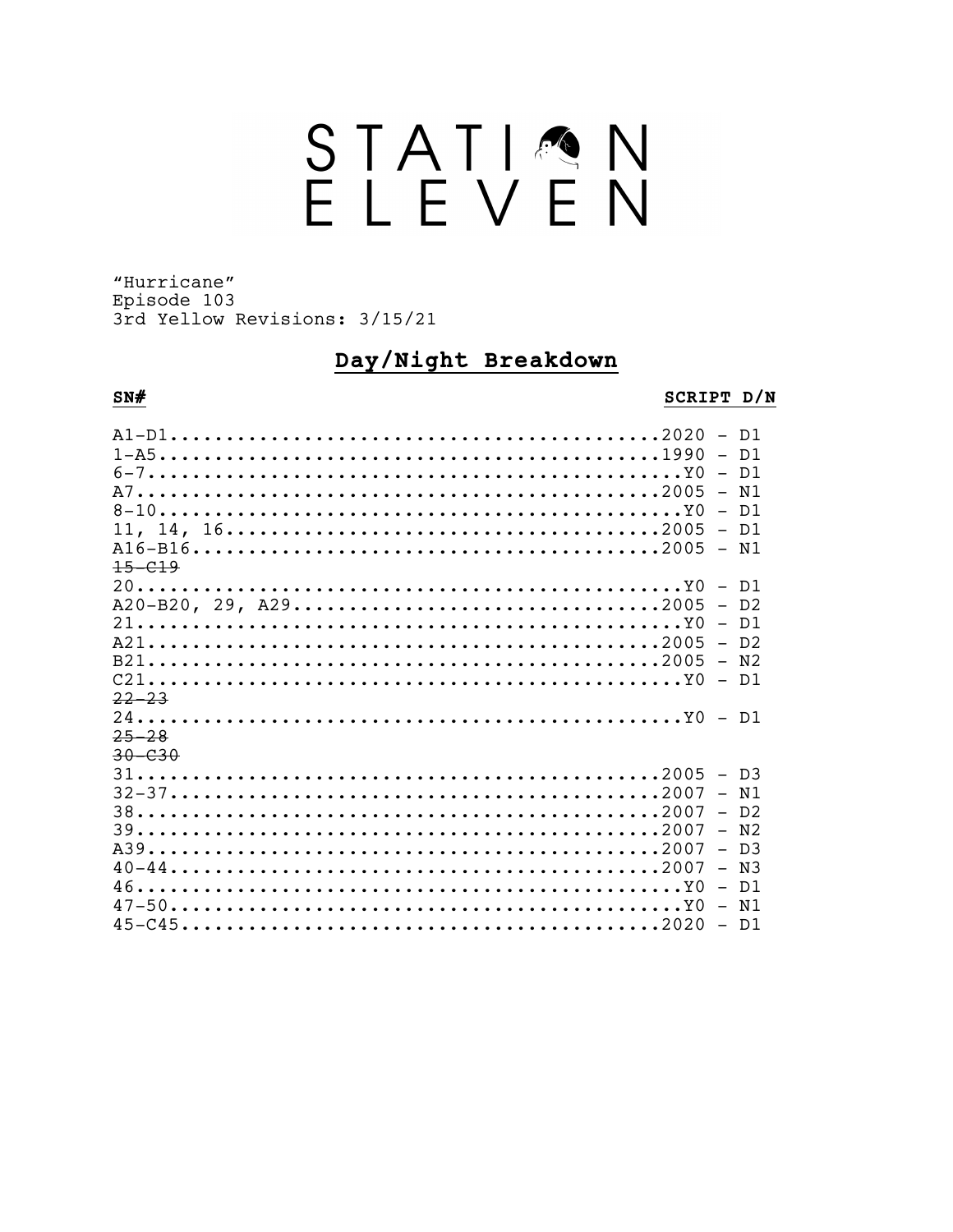# STATION ELEVEN

"Hurricane"
Episode 103
3rd Yellow Revisions: 3/15/21

## Day/Night Breakdown

| SN# | SCRIPT D/N |
|---|---|
| A1-D1 | 2020 - D1 |
| 1-A5 | 1990 - D1 |
| 6-7 | Y0 - D1 |
| A7 | 2005 - N1 |
| 8-10 | Y0 - D1 |
| 11, 14, 16 | 2005 - D1 |
| A16-B16 | 2005 - N1 |
| ~~15-C19~~ | |
| 20 | Y0 - D1 |
| A20-B20, 29, A29 | 2005 - D2 |
| 21 | Y0 - D1 |
| A21 | 2005 - D2 |
| B21 | 2005 - N2 |
| C21 | Y0 - D1 |
| ~~22-23~~ | |
| 24 | Y0 - D1 |
| ~~25-28~~ | |
| ~~30-C30~~ | |
| 31 | 2005 - D3 |
| 32-37 | 2007 - N1 |
| 38 | 2007 - D2 |
| 39 | 2007 - N2 |
| A39 | 2007 - D3 |
| 40-44 | 2007 - N3 |
| 46 | Y0 - D1 |
| 47-50 | Y0 - N1 |
| 45-C45 | 2020 - D1 |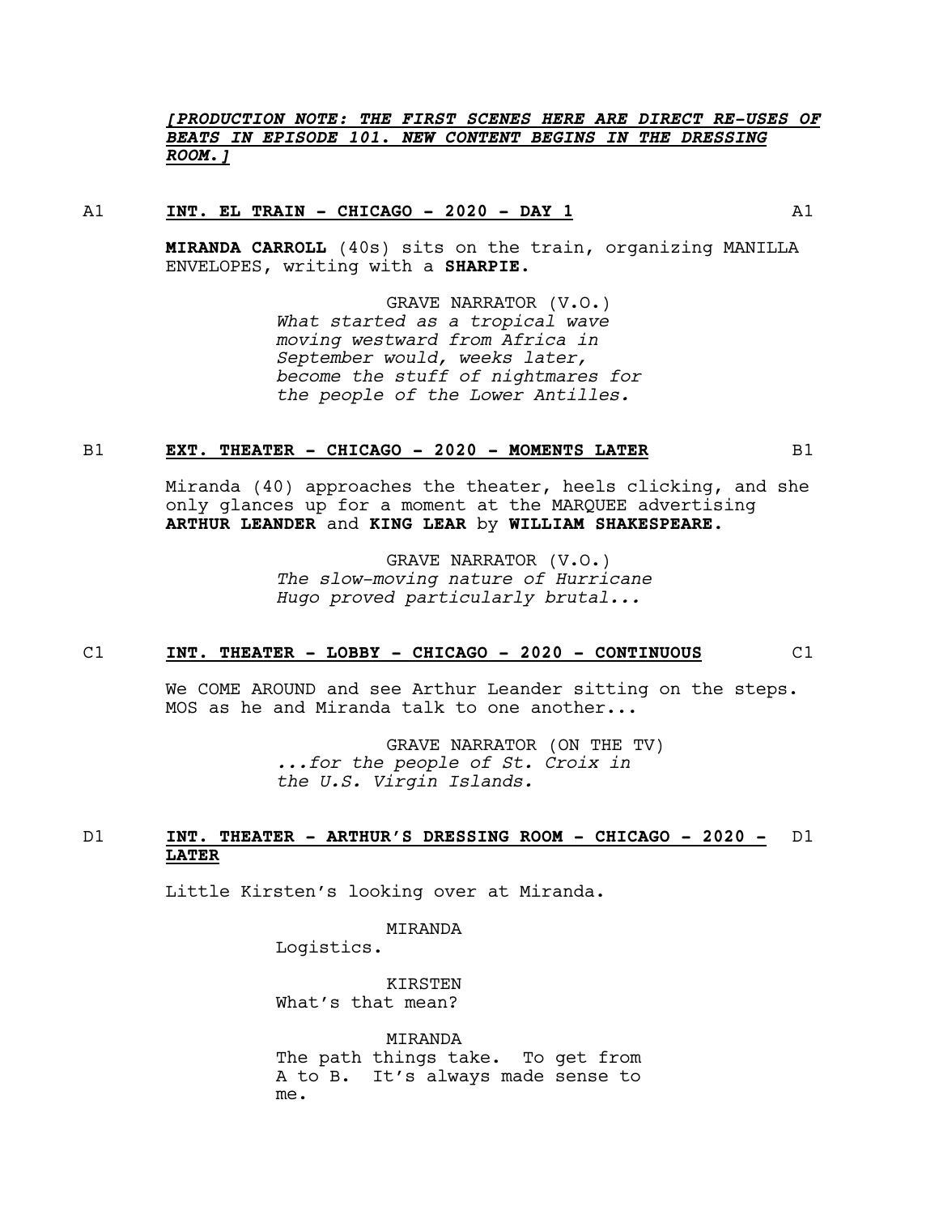***[PRODUCTION NOTE: THE FIRST SCENES HERE ARE DIRECT RE-USES OF BEATS IN EPISODE 101. NEW CONTENT BEGINS IN THE DRESSING ROOM.]***

A1 **INT. EL TRAIN - CHICAGO - 2020 - DAY 1** A1

**MIRANDA CARROLL** (40s) sits on the train, organizing MANILLA ENVELOPES, writing with a **SHARPIE.**

GRAVE NARRATOR (V.O.)
*What started as a tropical wave moving westward from Africa in September would, weeks later, become the stuff of nightmares for the people of the Lower Antilles.*

B1 **EXT. THEATER - CHICAGO - 2020 - MOMENTS LATER** B1

Miranda (40) approaches the theater, heels clicking, and she only glances up for a moment at the MARQUEE advertising **ARTHUR LEANDER** and **KING LEAR** by **WILLIAM SHAKESPEARE.**

GRAVE NARRATOR (V.O.)
*The slow-moving nature of Hurricane Hugo proved particularly brutal...*

C1 **INT. THEATER - LOBBY - CHICAGO - 2020 - CONTINUOUS** C1

We COME AROUND and see Arthur Leander sitting on the steps. MOS as he and Miranda talk to one another...

GRAVE NARRATOR (ON THE TV)
*...for the people of St. Croix in the U.S. Virgin Islands.*

D1 **INT. THEATER - ARTHUR'S DRESSING ROOM - CHICAGO - 2020 - LATER** D1

Little Kirsten's looking over at Miranda.

MIRANDA
Logistics.

KIRSTEN
What's that mean?

MIRANDA
The path things take. To get from A to B. It's always made sense to me.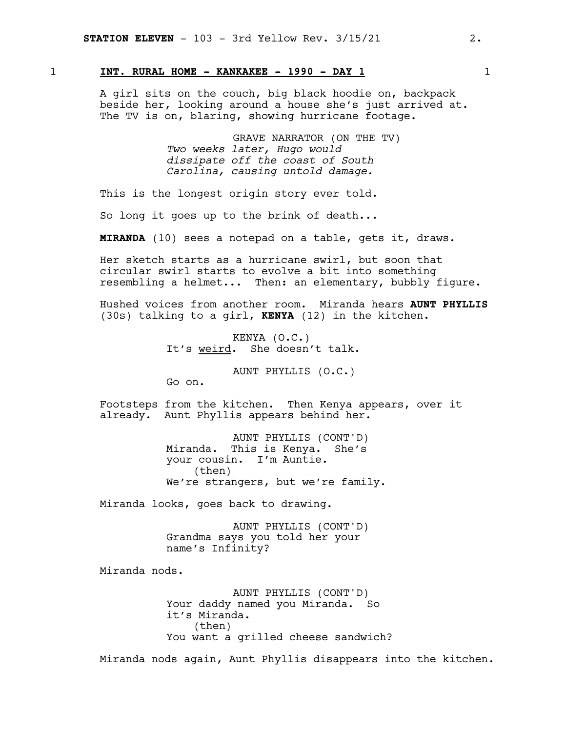## 1 INT. RURAL HOME - KANKAKEE - 1990 - DAY 1 1

A girl sits on the couch, big black hoodie on, backpack beside her, looking around a house she's just arrived at. The TV is on, blaring, showing hurricane footage.

GRAVE NARRATOR (ON THE TV)
*Two weeks later, Hugo would dissipate off the coast of South Carolina, causing untold damage.*

This is the longest origin story ever told.

So long it goes up to the brink of death...

**MIRANDA** (10) sees a notepad on a table, gets it, draws.

Her sketch starts as a hurricane swirl, but soon that circular swirl starts to evolve a bit into something resembling a helmet... Then: an elementary, bubbly figure.

Hushed voices from another room. Miranda hears **AUNT PHYLLIS** (30s) talking to a girl, **KENYA** (12) in the kitchen.

KENYA (O.C.)
It's weird. She doesn't talk.

AUNT PHYLLIS (O.C.)
Go on.

Footsteps from the kitchen. Then Kenya appears, over it already. Aunt Phyllis appears behind her.

AUNT PHYLLIS (CONT'D)
Miranda. This is Kenya. She's your cousin. I'm Auntie.
(then)
We're strangers, but we're family.

Miranda looks, goes back to drawing.

AUNT PHYLLIS (CONT'D)
Grandma says you told her your name's Infinity?

Miranda nods.

AUNT PHYLLIS (CONT'D)
Your daddy named you Miranda. So it's Miranda.
(then)
You want a grilled cheese sandwich?

Miranda nods again, Aunt Phyllis disappears into the kitchen.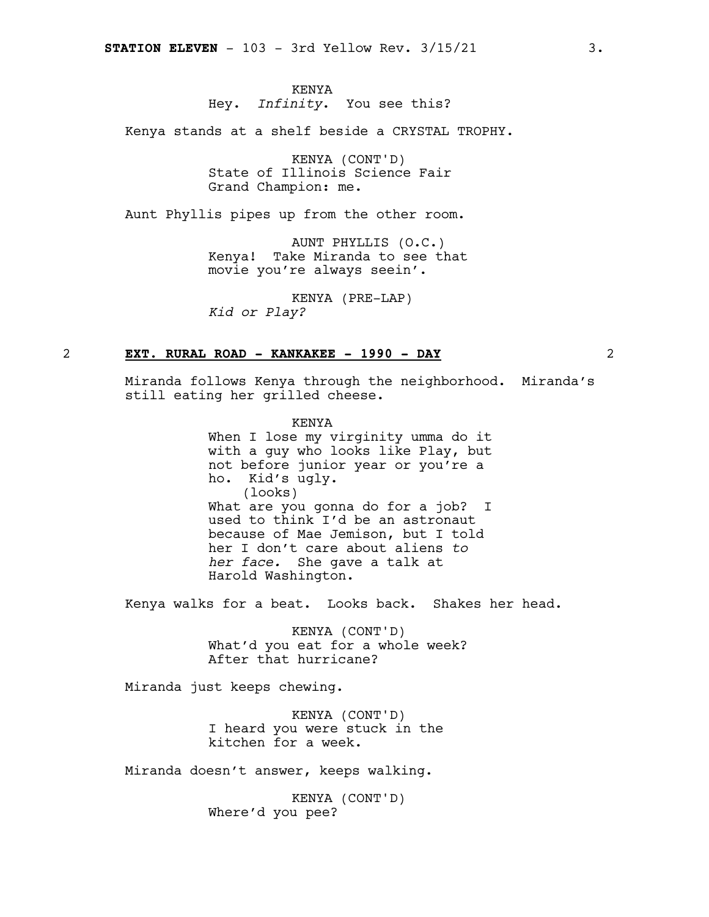KENYA
Hey. *Infinity*. You see this?

Kenya stands at a shelf beside a CRYSTAL TROPHY.

KENYA (CONT'D)
State of Illinois Science Fair
Grand Champion: me.

Aunt Phyllis pipes up from the other room.

AUNT PHYLLIS (O.C.)
Kenya! Take Miranda to see that
movie you're always seein'.

KENYA (PRE-LAP)
*Kid or Play?*

2 **EXT. RURAL ROAD - KANKAKEE - 1990 - DAY** 2

Miranda follows Kenya through the neighborhood. Miranda's still eating her grilled cheese.

KENYA
When I lose my virginity umma do it
with a guy who looks like Play, but
not before junior year or you're a
ho. Kid's ugly.
(looks)
What are you gonna do for a job? I
used to think I'd be an astronaut
because of Mae Jemison, but I told
her I don't care about aliens *to
her face.* She gave a talk at
Harold Washington.

Kenya walks for a beat. Looks back. Shakes her head.

KENYA (CONT'D)
What'd you eat for a whole week?
After that hurricane?

Miranda just keeps chewing.

KENYA (CONT'D)
I heard you were stuck in the
kitchen for a week.

Miranda doesn't answer, keeps walking.

KENYA (CONT'D)
Where'd you pee?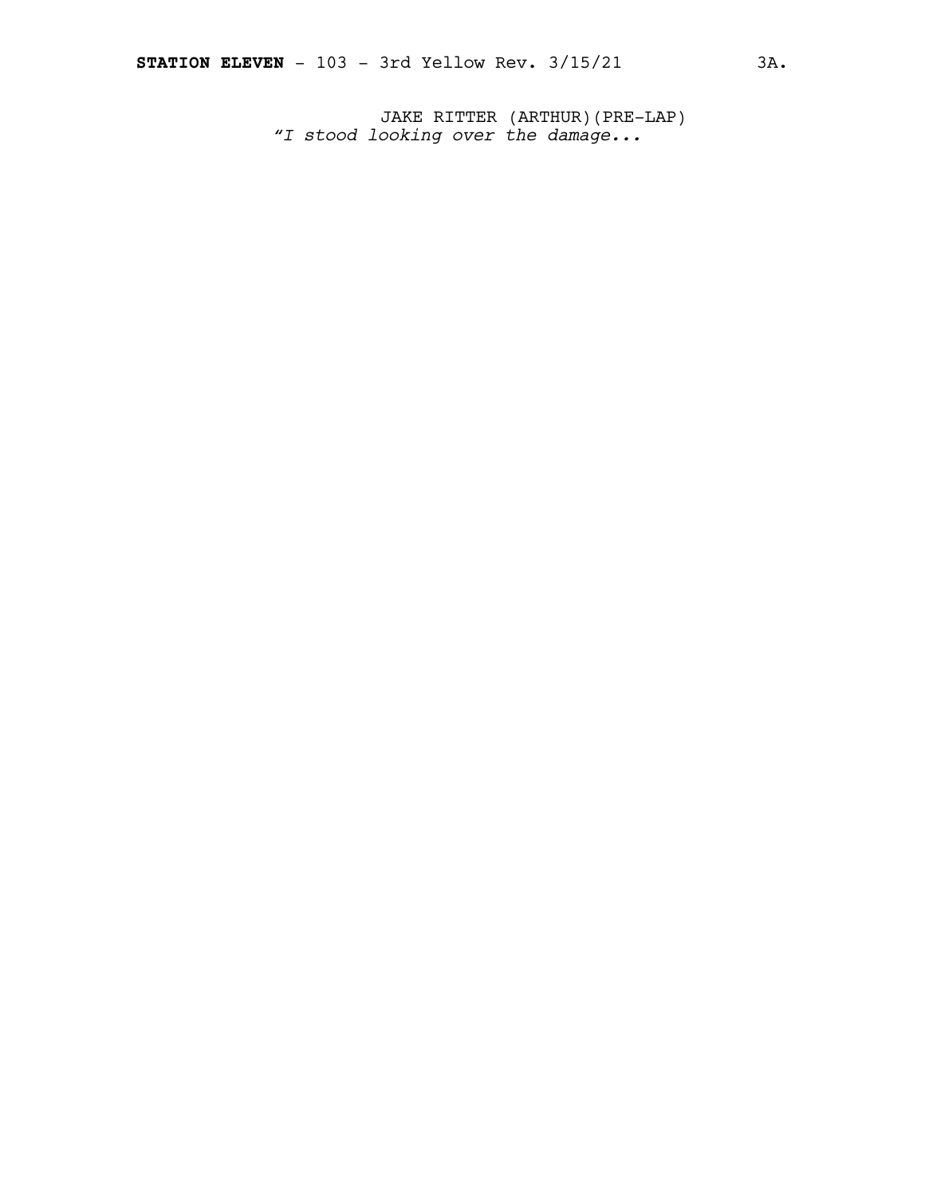JAKE RITTER (ARTHUR)(PRE-LAP)

*"I stood looking over the damage...*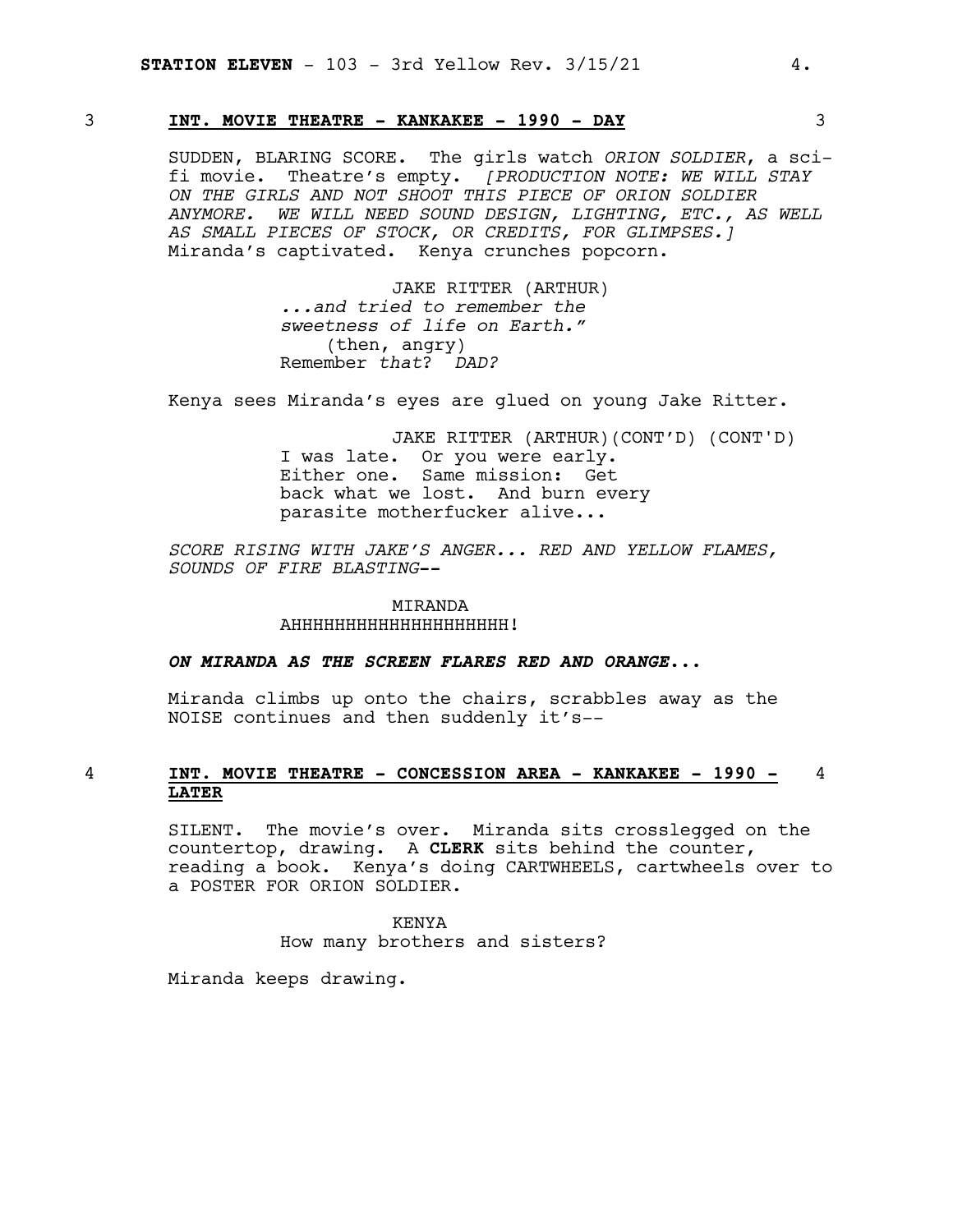**3 INT. MOVIE THEATRE - KANKAKEE - 1990 - DAY 3**

SUDDEN, BLARING SCORE. The girls watch *ORION SOLDIER*, a sci-fi movie. Theatre's empty. *[PRODUCTION NOTE: WE WILL STAY ON THE GIRLS AND NOT SHOOT THIS PIECE OF ORION SOLDIER ANYMORE. WE WILL NEED SOUND DESIGN, LIGHTING, ETC., AS WELL AS SMALL PIECES OF STOCK, OR CREDITS, FOR GLIMPSES.]* Miranda's captivated. Kenya crunches popcorn.

JAKE RITTER (ARTHUR)
*...and tried to remember the sweetness of life on Earth."*
(then, angry)
Remember *that*? *DAD?*

Kenya sees Miranda's eyes are glued on young Jake Ritter.

JAKE RITTER (ARTHUR)(CONT'D) (CONT'D)
I was late. Or you were early. Either one. Same mission: Get back what we lost. And burn every parasite motherfucker alive...

*SCORE RISING WITH JAKE'S ANGER... RED AND YELLOW FLAMES, SOUNDS OF FIRE BLASTING--*

MIRANDA
AHHHHHHHHHHHHHHHHHHHH!

***ON MIRANDA AS THE SCREEN FLARES RED AND ORANGE...***

Miranda climbs up onto the chairs, scrabbles away as the NOISE continues and then suddenly it's--

**4 INT. MOVIE THEATRE - CONCESSION AREA - KANKAKEE - 1990 - LATER 4**

SILENT. The movie's over. Miranda sits crosslegged on the countertop, drawing. A **CLERK** sits behind the counter, reading a book. Kenya's doing CARTWHEELS, cartwheels over to a POSTER FOR ORION SOLDIER.

KENYA
How many brothers and sisters?

Miranda keeps drawing.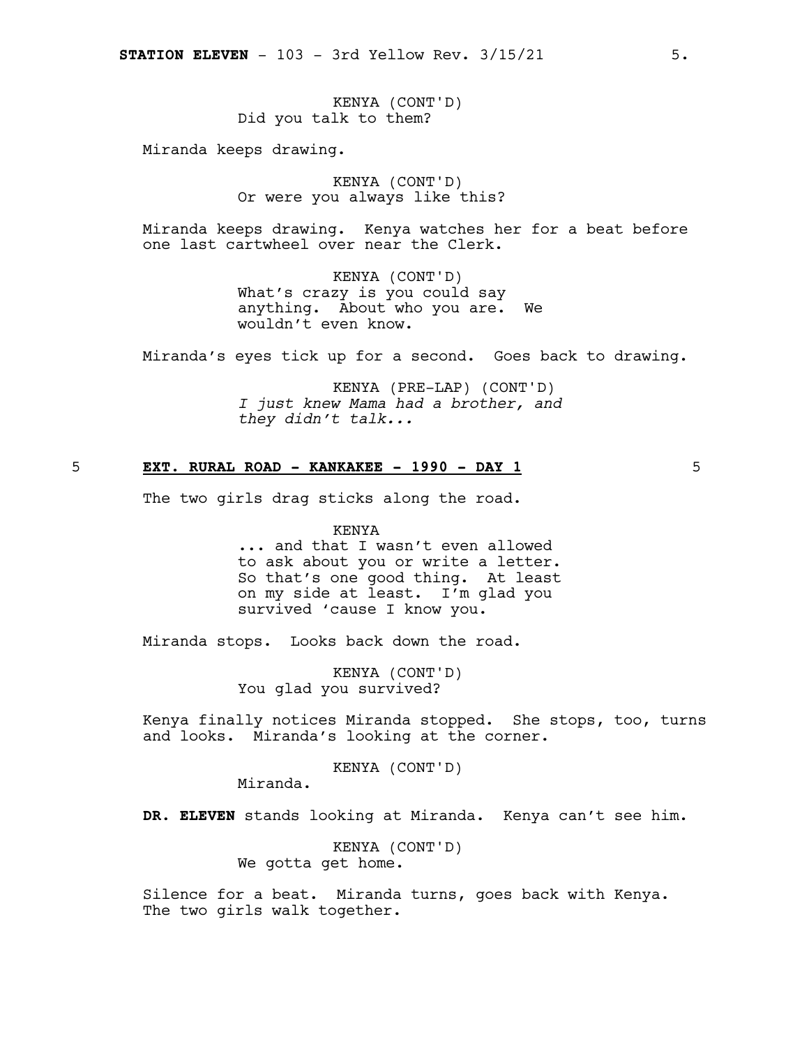KENYA (CONT'D)
Did you talk to them?

Miranda keeps drawing.

KENYA (CONT'D)
Or were you always like this?

Miranda keeps drawing. Kenya watches her for a beat before one last cartwheel over near the Clerk.

KENYA (CONT'D)
What's crazy is you could say anything. About who you are. We wouldn't even know.

Miranda's eyes tick up for a second. Goes back to drawing.

KENYA (PRE-LAP) (CONT'D)
*I just knew Mama had a brother, and they didn't talk...*

5 **EXT. RURAL ROAD - KANKAKEE - 1990 - DAY 1** 5

The two girls drag sticks along the road.

KENYA
... and that I wasn't even allowed to ask about you or write a letter. So that's one good thing. At least on my side at least. I'm glad you survived 'cause I know you.

Miranda stops. Looks back down the road.

KENYA (CONT'D)
You glad you survived?

Kenya finally notices Miranda stopped. She stops, too, turns and looks. Miranda's looking at the corner.

KENYA (CONT'D)
Miranda.

**DR. ELEVEN** stands looking at Miranda. Kenya can't see him.

KENYA (CONT'D)
We gotta get home.

Silence for a beat. Miranda turns, goes back with Kenya. The two girls walk together.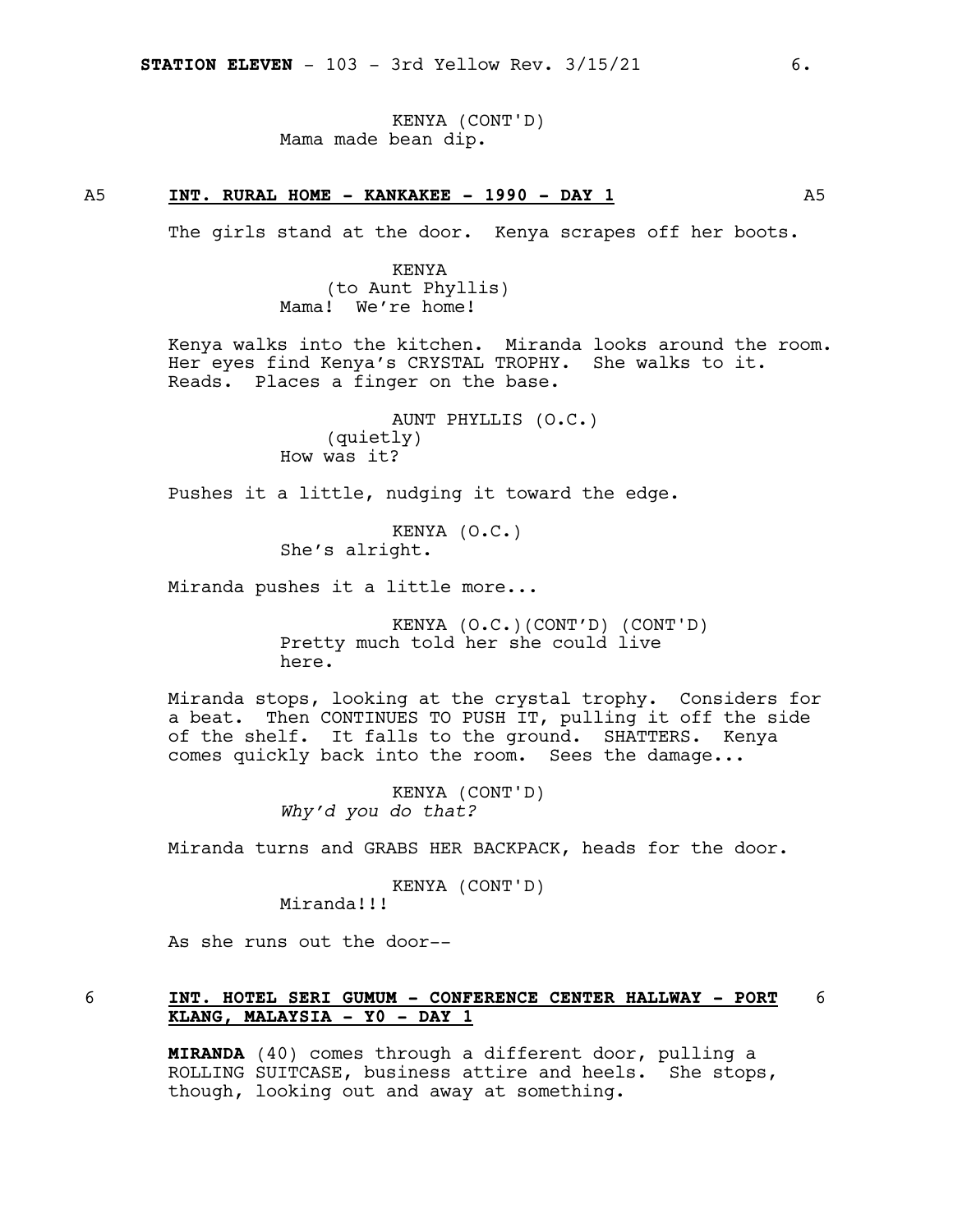KENYA (CONT'D)
Mama made bean dip.

A5 **INT. RURAL HOME - KANKAKEE - 1990 - DAY 1** A5

The girls stand at the door. Kenya scrapes off her boots.

KENYA
(to Aunt Phyllis)
Mama! We're home!

Kenya walks into the kitchen. Miranda looks around the room. Her eyes find Kenya's CRYSTAL TROPHY. She walks to it. Reads. Places a finger on the base.

AUNT PHYLLIS (O.C.)
(quietly)
How was it?

Pushes it a little, nudging it toward the edge.

KENYA (O.C.)
She's alright.

Miranda pushes it a little more...

KENYA (O.C.)(CONT'D) (CONT'D)
Pretty much told her she could live here.

Miranda stops, looking at the crystal trophy. Considers for a beat. Then CONTINUES TO PUSH IT, pulling it off the side of the shelf. It falls to the ground. SHATTERS. Kenya comes quickly back into the room. Sees the damage...

KENYA (CONT'D)
*Why'd you do that?*

Miranda turns and GRABS HER BACKPACK, heads for the door.

KENYA (CONT'D)
Miranda!!!

As she runs out the door--

6 **INT. HOTEL SERI GUMUM - CONFERENCE CENTER HALLWAY - PORT KLANG, MALAYSIA - Y0 - DAY 1** 6

**MIRANDA** (40) comes through a different door, pulling a ROLLING SUITCASE, business attire and heels. She stops, though, looking out and away at something.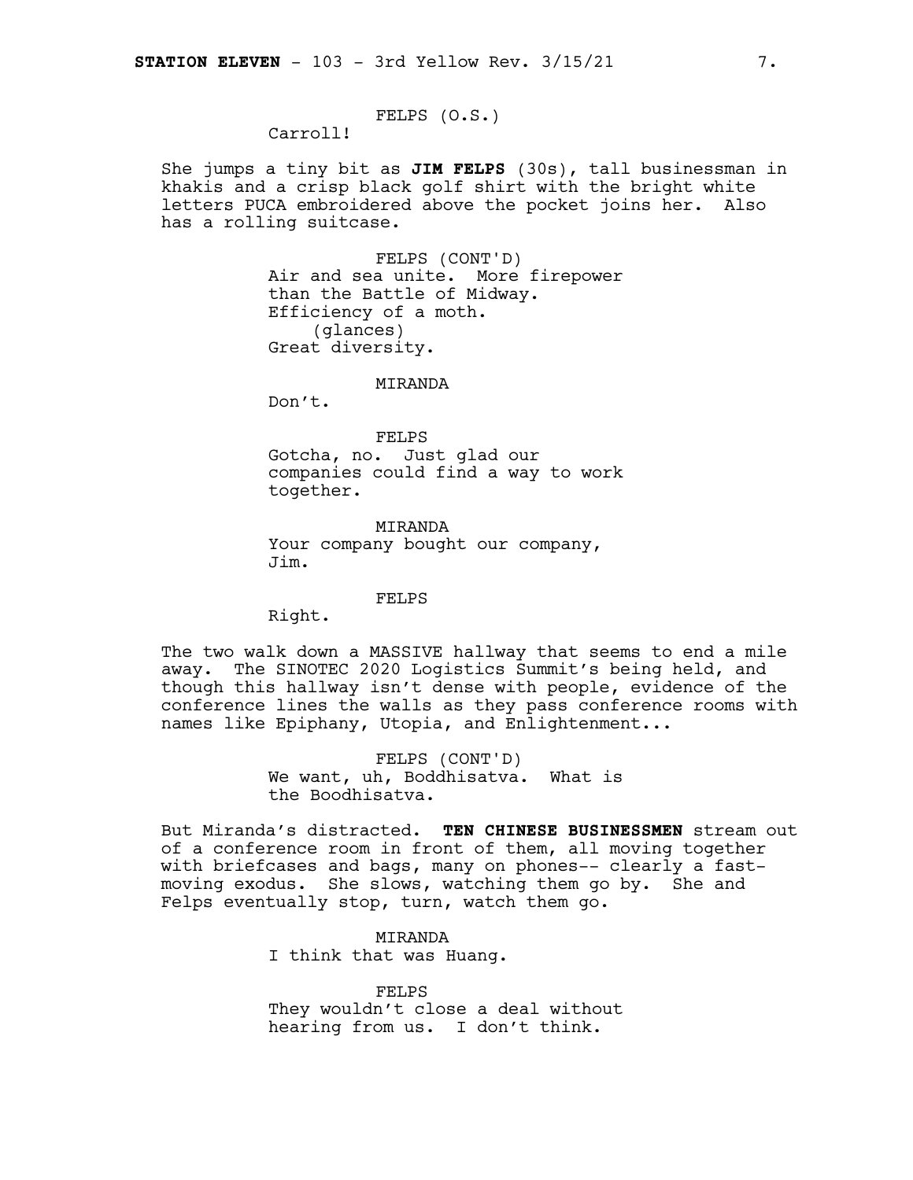FELPS (O.S.)
Carroll!

She jumps a tiny bit as **JIM FELPS** (30s), tall businessman in khakis and a crisp black golf shirt with the bright white letters PUCA embroidered above the pocket joins her. Also has a rolling suitcase.

FELPS (CONT'D)
Air and sea unite. More firepower than the Battle of Midway. Efficiency of a moth.
(glances)
Great diversity.

MIRANDA
Don't.

FELPS
Gotcha, no. Just glad our companies could find a way to work together.

MIRANDA
Your company bought our company, Jim.

FELPS
Right.

The two walk down a MASSIVE hallway that seems to end a mile away. The SINOTEC 2020 Logistics Summit's being held, and though this hallway isn't dense with people, evidence of the conference lines the walls as they pass conference rooms with names like Epiphany, Utopia, and Enlightenment...

FELPS (CONT'D)
We want, uh, Boddhisatva. What is the Boodhisatva.

But Miranda's distracted. **TEN CHINESE BUSINESSMEN** stream out of a conference room in front of them, all moving together with briefcases and bags, many on phones-- clearly a fast-moving exodus. She slows, watching them go by. She and Felps eventually stop, turn, watch them go.

MIRANDA
I think that was Huang.

FELPS
They wouldn't close a deal without hearing from us. I don't think.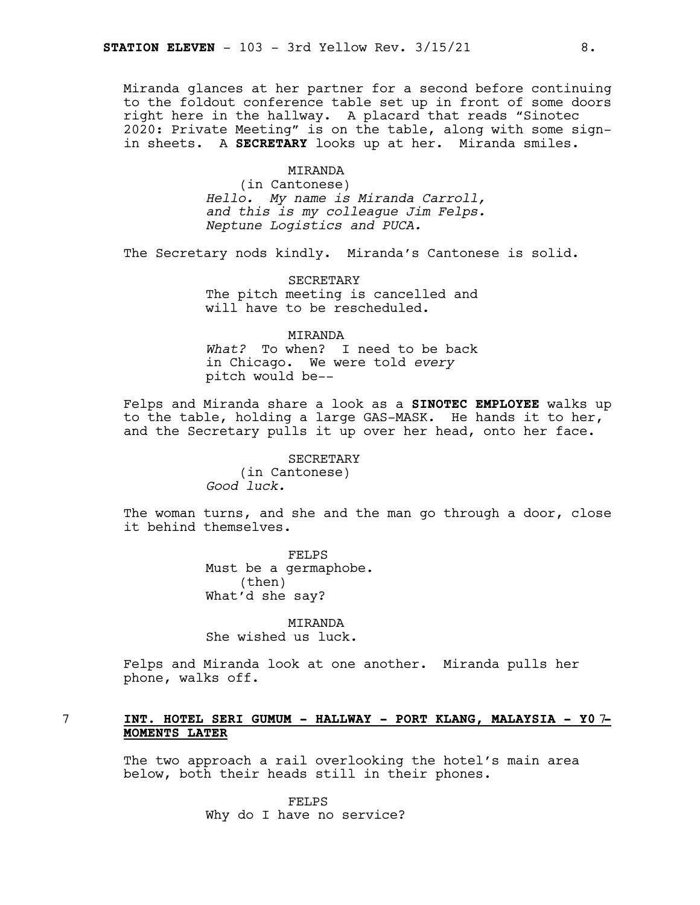Miranda glances at her partner for a second before continuing to the foldout conference table set up in front of some doors right here in the hallway. A placard that reads “Sinotec 2020: Private Meeting” is on the table, along with some sign-in sheets. A **SECRETARY** looks up at her. Miranda smiles.

MIRANDA
(in Cantonese)
*Hello. My name is Miranda Carroll, and this is my colleague Jim Felps. Neptune Logistics and PUCA.*

The Secretary nods kindly. Miranda’s Cantonese is solid.

SECRETARY
The pitch meeting is cancelled and will have to be rescheduled.

MIRANDA
*What?* To when? I need to be back in Chicago. We were told *every* pitch would be--

Felps and Miranda share a look as a **SINOTEC EMPLOYEE** walks up to the table, holding a large GAS-MASK. He hands it to her, and the Secretary pulls it up over her head, onto her face.

SECRETARY
(in Cantonese)
*Good luck.*

The woman turns, and she and the man go through a door, close it behind themselves.

FELPS
Must be a germaphobe.
(then)
What’d she say?

MIRANDA
She wished us luck.

Felps and Miranda look at one another. Miranda pulls her phone, walks off.

7 **INT. HOTEL SERI GUMUM - HALLWAY - PORT KLANG, MALAYSIA - Y0 - MOMENTS LATER** 7

The two approach a rail overlooking the hotel’s main area below, both their heads still in their phones.

FELPS
Why do I have no service?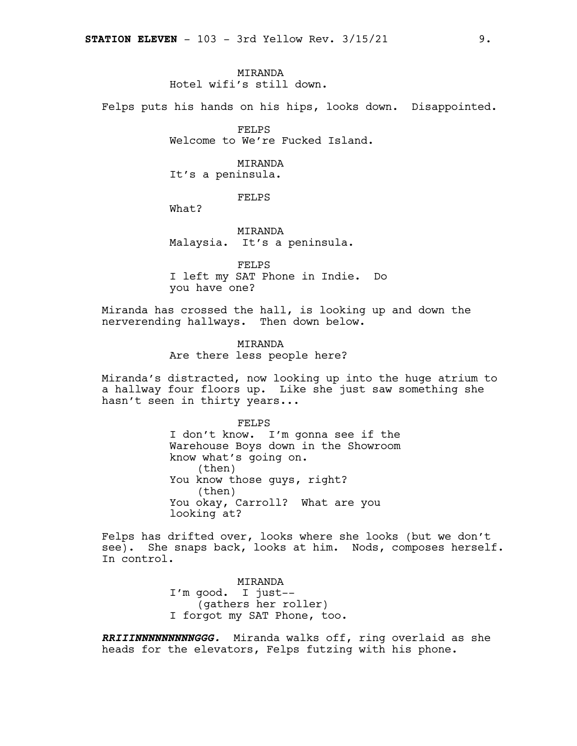MIRANDA
Hotel wifi's still down.

Felps puts his hands on his hips, looks down. Disappointed.

FELPS
Welcome to We're Fucked Island.

MIRANDA
It's a peninsula.

FELPS
What?

MIRANDA
Malaysia. It's a peninsula.

FELPS
I left my SAT Phone in Indie. Do you have one?

Miranda has crossed the hall, is looking up and down the nerverending hallways. Then down below.

MIRANDA
Are there less people here?

Miranda's distracted, now looking up into the huge atrium to a hallway four floors up. Like she just saw something she hasn't seen in thirty years...

FELPS
I don't know. I'm gonna see if the Warehouse Boys down in the Showroom know what's going on.
(then)
You know those guys, right?
(then)
You okay, Carroll? What are you looking at?

Felps has drifted over, looks where she looks (but we don't see). She snaps back, looks at him. Nods, composes herself. In control.

MIRANDA
I'm good. I just--
(gathers her roller)
I forgot my SAT Phone, too.

***RRIIINNNNNNNNNGGG.*** Miranda walks off, ring overlaid as she heads for the elevators, Felps futzing with his phone.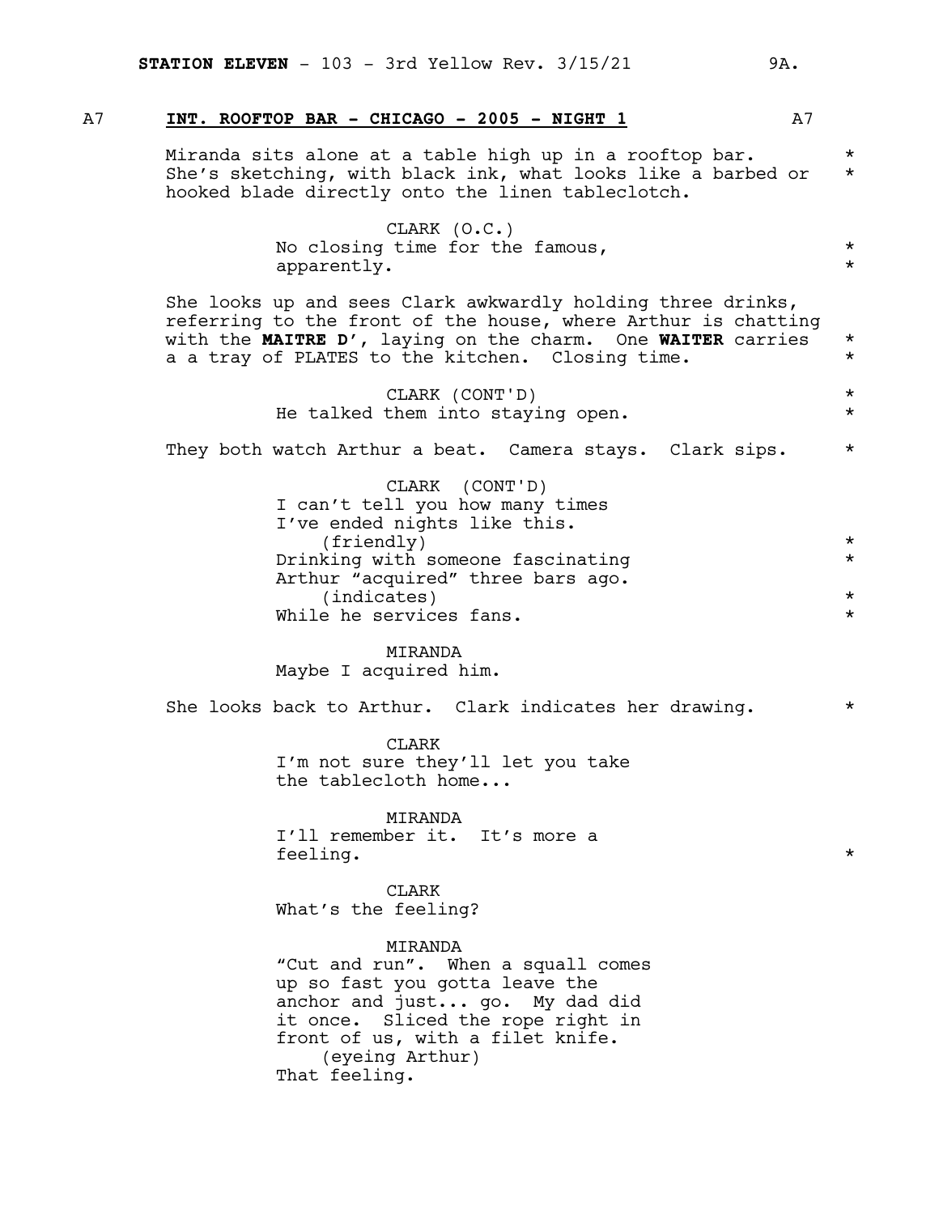## A7 INT. ROOFTOP BAR - CHICAGO - 2005 - NIGHT 1 A7

Miranda sits alone at a table high up in a rooftop bar. She's sketching, with black ink, what looks like a barbed or hooked blade directly onto the linen tableclotch. * *

CLARK (O.C.)
No closing time for the famous, apparently. * *

She looks up and sees Clark awkwardly holding three drinks, referring to the front of the house, where Arthur is chatting with the **MAITRE D'**, laying on the charm. One **WAITER** carries a a tray of PLATES to the kitchen. Closing time. * *

CLARK (CONT'D)
He talked them into staying open. * *

They both watch Arthur a beat. Camera stays. Clark sips. *

CLARK (CONT'D)
I can't tell you how many times I've ended nights like this.
(friendly) *
Drinking with someone fascinating Arthur "acquired" three bars ago. *
(indicates) *
While he services fans. *

MIRANDA
Maybe I acquired him.

She looks back to Arthur. Clark indicates her drawing. *

CLARK
I'm not sure they'll let you take the tablecloth home...

MIRANDA
I'll remember it. It's more a feeling. *

CLARK
What's the feeling?

MIRANDA
"Cut and run". When a squall comes up so fast you gotta leave the anchor and just... go. My dad did it once. Sliced the rope right in front of us, with a filet knife.
(eyeing Arthur)
That feeling.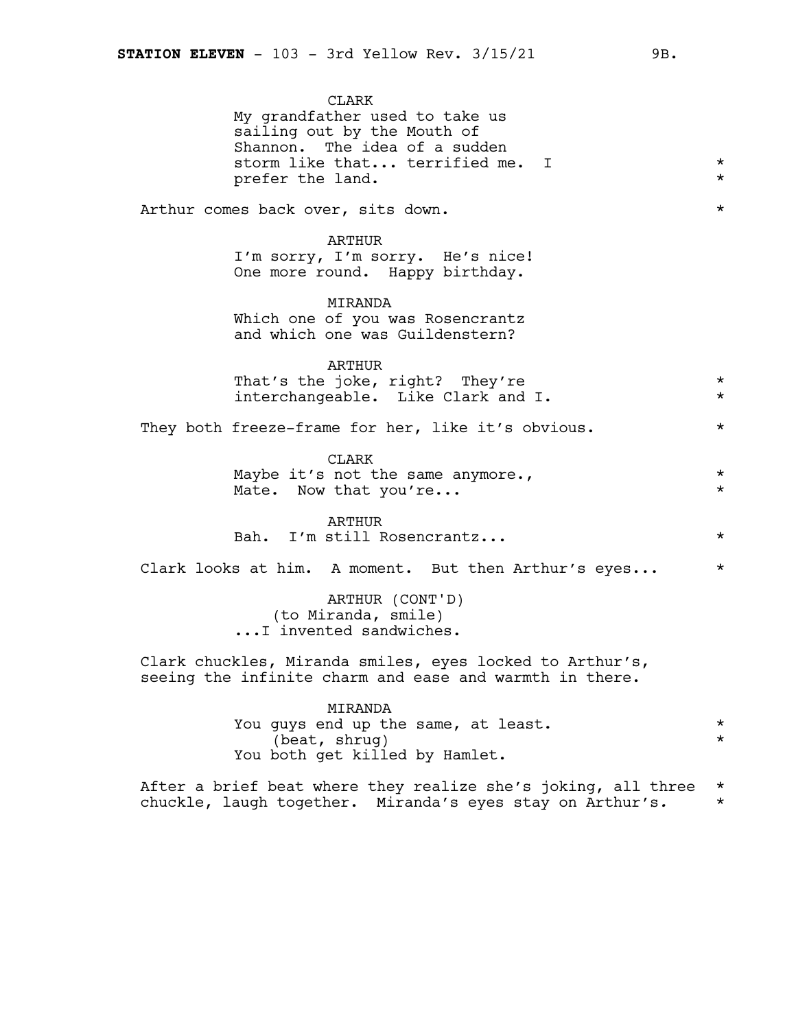CLARK
My grandfather used to take us sailing out by the Mouth of Shannon. The idea of a sudden storm like that... terrified me. I prefer the land. *

Arthur comes back over, sits down. *

ARTHUR
I'm sorry, I'm sorry. He's nice! One more round. Happy birthday.

MIRANDA
Which one of you was Rosencrantz and which one was Guildenstern?

ARTHUR
That's the joke, right? They're interchangeable. Like Clark and I. *

They both freeze-frame for her, like it's obvious. *

CLARK
Maybe it's not the same anymore., Mate. Now that you're... *

ARTHUR
Bah. I'm still Rosencrantz... *

Clark looks at him. A moment. But then Arthur's eyes... *

ARTHUR (CONT'D)
(to Miranda, smile)
...I invented sandwiches.

Clark chuckles, Miranda smiles, eyes locked to Arthur's, seeing the infinite charm and ease and warmth in there.

MIRANDA
You guys end up the same, at least. *
(beat, shrug) *
You both get killed by Hamlet.

After a brief beat where they realize she's joking, all three chuckle, laugh together. Miranda's eyes stay on Arthur's. *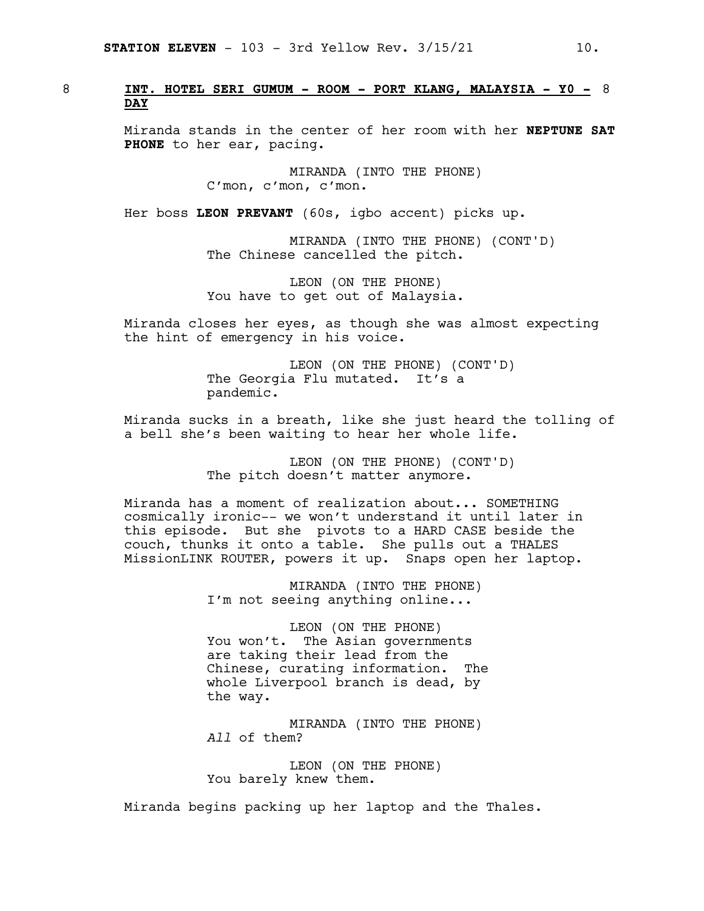8 **INT. HOTEL SERI GUMUM - ROOM - PORT KLANG, MALAYSIA - Y0 - DAY** 8

Miranda stands in the center of her room with her **NEPTUNE SAT PHONE** to her ear, pacing.

MIRANDA (INTO THE PHONE)
C'mon, c'mon, c'mon.

Her boss **LEON PREVANT** (60s, igbo accent) picks up.

MIRANDA (INTO THE PHONE) (CONT'D)
The Chinese cancelled the pitch.

LEON (ON THE PHONE)
You have to get out of Malaysia.

Miranda closes her eyes, as though she was almost expecting the hint of emergency in his voice.

LEON (ON THE PHONE) (CONT'D)
The Georgia Flu mutated. It's a pandemic.

Miranda sucks in a breath, like she just heard the tolling of a bell she's been waiting to hear her whole life.

LEON (ON THE PHONE) (CONT'D)
The pitch doesn't matter anymore.

Miranda has a moment of realization about... SOMETHING cosmically ironic-- we won't understand it until later in this episode. But she pivots to a HARD CASE beside the couch, thunks it onto a table. She pulls out a THALES MissionLINK ROUTER, powers it up. Snaps open her laptop.

MIRANDA (INTO THE PHONE)
I'm not seeing anything online...

LEON (ON THE PHONE)
You won't. The Asian governments are taking their lead from the Chinese, curating information. The whole Liverpool branch is dead, by the way.

MIRANDA (INTO THE PHONE)
*All* of them?

LEON (ON THE PHONE)
You barely knew them.

Miranda begins packing up her laptop and the Thales.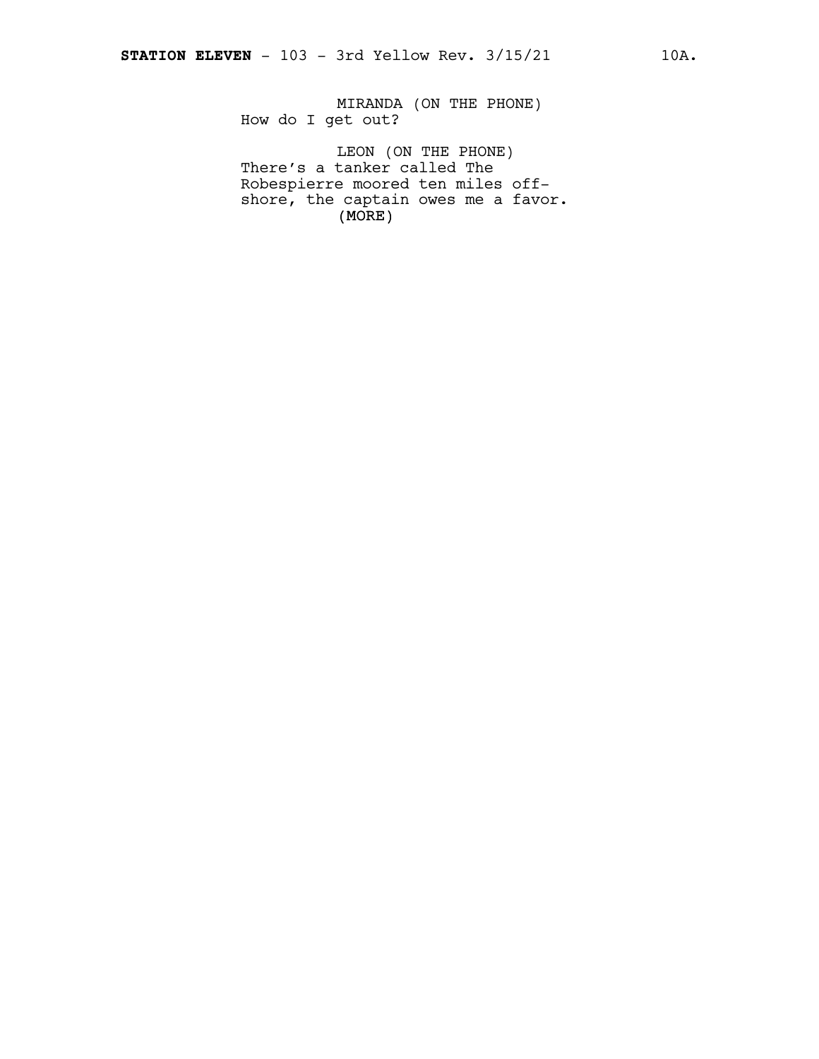MIRANDA (ON THE PHONE)
How do I get out?

LEON (ON THE PHONE)
There's a tanker called The Robespierre moored ten miles off-shore, the captain owes me a favor.
(MORE)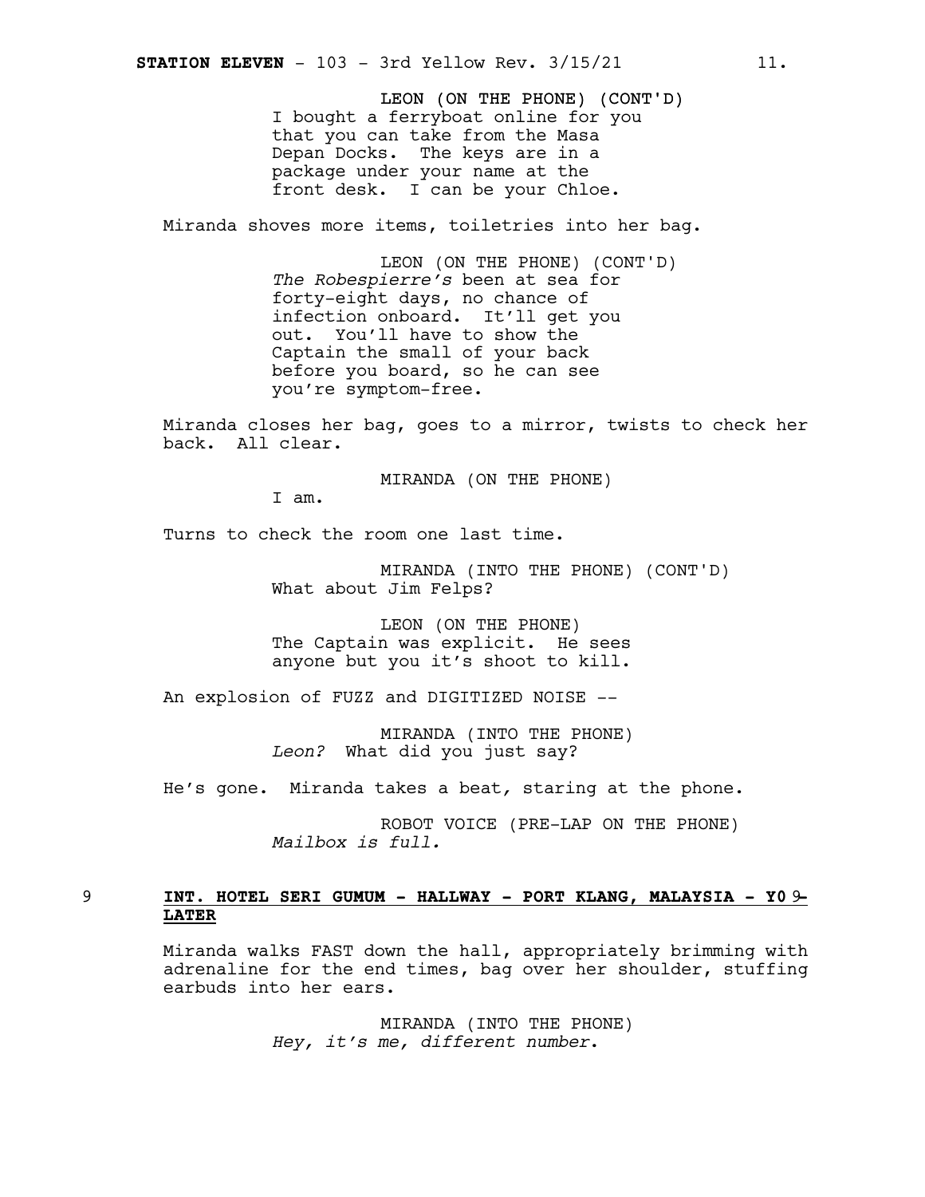LEON (ON THE PHONE) (CONT'D)
I bought a ferryboat online for you that you can take from the Masa Depan Docks. The keys are in a package under your name at the front desk. I can be your Chloe.

Miranda shoves more items, toiletries into her bag.

LEON (ON THE PHONE) (CONT'D)
*The Robespierre's* been at sea for forty-eight days, no chance of infection onboard. It'll get you out. You'll have to show the Captain the small of your back before you board, so he can see you're symptom-free.

Miranda closes her bag, goes to a mirror, twists to check her back. All clear.

MIRANDA (ON THE PHONE)
I am.

Turns to check the room one last time.

MIRANDA (INTO THE PHONE) (CONT'D)
What about Jim Felps?

LEON (ON THE PHONE)
The Captain was explicit. He sees anyone but you it's shoot to kill.

An explosion of FUZZ and DIGITIZED NOISE --

MIRANDA (INTO THE PHONE)
*Leon?* What did you just say?

He's gone. Miranda takes a beat, staring at the phone.

ROBOT VOICE (PRE-LAP ON THE PHONE)
*Mailbox is full.*

9 **INT. HOTEL SERI GUMUM - HALLWAY - PORT KLANG, MALAYSIA - Y0 - LATER** 9

Miranda walks FAST down the hall, appropriately brimming with adrenaline for the end times, bag over her shoulder, stuffing earbuds into her ears.

MIRANDA (INTO THE PHONE)
*Hey, it's me, different number.*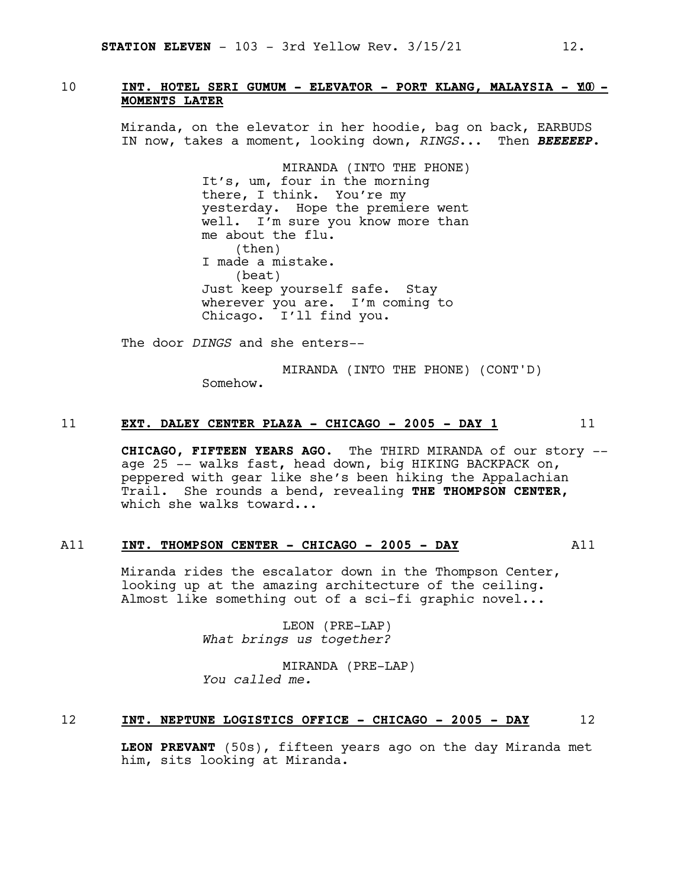10 **INT. HOTEL SERI GUMUM - ELEVATOR - PORT KLANG, MALAYSIA - Y10 - MOMENTS LATER**

Miranda, on the elevator in her hoodie, bag on back, EARBUDS IN now, takes a moment, looking down, *RINGS*... Then ***BEEEEEP***.

MIRANDA (INTO THE PHONE)
It's, um, four in the morning there, I think. You're my yesterday. Hope the premiere went well. I'm sure you know more than me about the flu.
(then)
I made a mistake.
(beat)
Just keep yourself safe. Stay wherever you are. I'm coming to Chicago. I'll find you.

The door *DINGS* and she enters--

MIRANDA (INTO THE PHONE) (CONT'D)
Somehow.

11 **EXT. DALEY CENTER PLAZA - CHICAGO - 2005 - DAY 1** 11

**CHICAGO, FIFTEEN YEARS AGO.** The THIRD MIRANDA of our story -- age 25 -- walks fast, head down, big HIKING BACKPACK on, peppered with gear like she's been hiking the Appalachian Trail. She rounds a bend, revealing **THE THOMPSON CENTER,** which she walks toward...

A11 **INT. THOMPSON CENTER - CHICAGO - 2005 - DAY** A11

Miranda rides the escalator down in the Thompson Center, looking up at the amazing architecture of the ceiling. Almost like something out of a sci-fi graphic novel...

LEON (PRE-LAP)
*What brings us together?*

MIRANDA (PRE-LAP)
*You called me.*

12 **INT. NEPTUNE LOGISTICS OFFICE - CHICAGO - 2005 - DAY** 12

**LEON PREVANT** (50s), fifteen years ago on the day Miranda met him, sits looking at Miranda.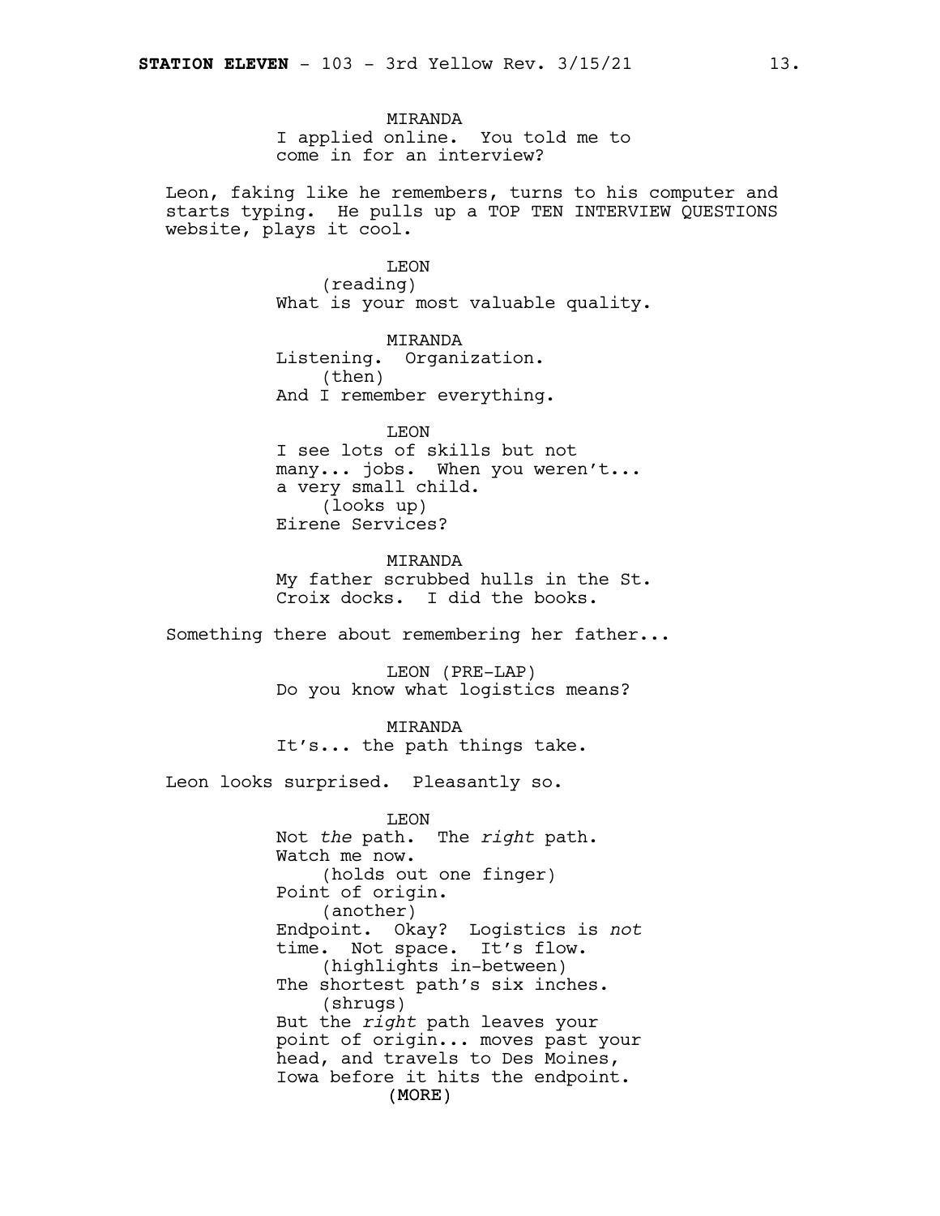MIRANDA
I applied online. You told me to come in for an interview?

Leon, faking like he remembers, turns to his computer and starts typing. He pulls up a TOP TEN INTERVIEW QUESTIONS website, plays it cool.

LEON
(reading)
What is your most valuable quality.

MIRANDA
Listening. Organization.
(then)
And I remember everything.

LEON
I see lots of skills but not many... jobs. When you weren't... a very small child.
(looks up)
Eirene Services?

MIRANDA
My father scrubbed hulls in the St. Croix docks. I did the books.

Something there about remembering her father...

LEON (PRE-LAP)
Do you know what logistics means?

MIRANDA
It's... the path things take.

Leon looks surprised. Pleasantly so.

LEON
Not *the* path. The *right* path. Watch me now.
(holds out one finger)
Point of origin.
(another)
Endpoint. Okay? Logistics is *not* time. Not space. It's flow.
(highlights in-between)
The shortest path's six inches.
(shrugs)
But the *right* path leaves your point of origin... moves past your head, and travels to Des Moines, Iowa before it hits the endpoint.
(MORE)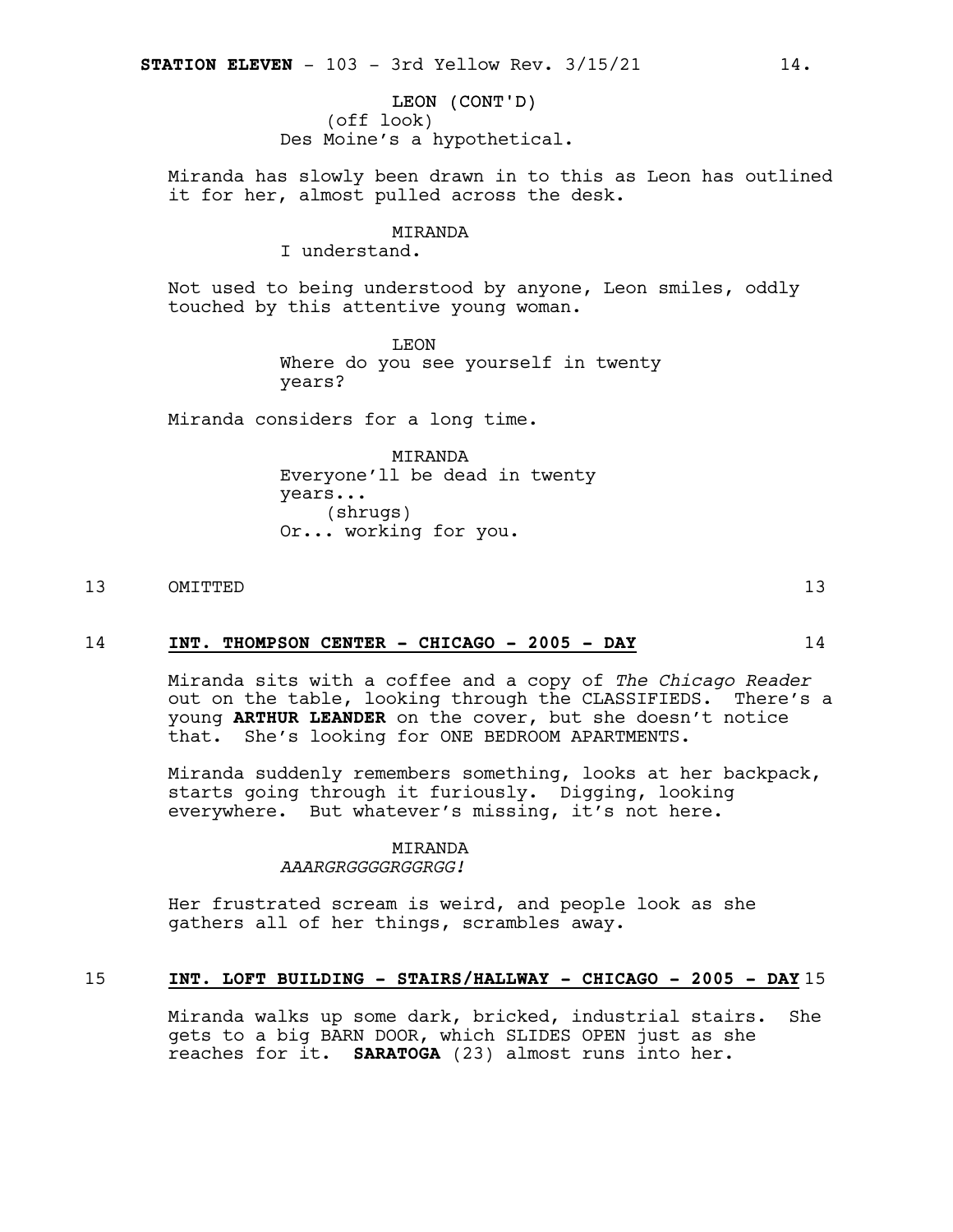LEON (CONT'D)
(off look)
Des Moine's a hypothetical.

Miranda has slowly been drawn in to this as Leon has outlined it for her, almost pulled across the desk.

MIRANDA
I understand.

Not used to being understood by anyone, Leon smiles, oddly touched by this attentive young woman.

LEON
Where do you see yourself in twenty years?

Miranda considers for a long time.

MIRANDA
Everyone'll be dead in twenty years...
(shrugs)
Or... working for you.

13 OMITTED 13

14 **INT. THOMPSON CENTER - CHICAGO - 2005 - DAY** 14

Miranda sits with a coffee and a copy of *The Chicago Reader* out on the table, looking through the CLASSIFIEDS. There's a young **ARTHUR LEANDER** on the cover, but she doesn't notice that. She's looking for ONE BEDROOM APARTMENTS.

Miranda suddenly remembers something, looks at her backpack, starts going through it furiously. Digging, looking everywhere. But whatever's missing, it's not here.

MIRANDA
*AAARGRGGGGRGGRGG!*

Her frustrated scream is weird, and people look as she gathers all of her things, scrambles away.

15 **INT. LOFT BUILDING - STAIRS/HALLWAY - CHICAGO - 2005 - DAY** 15

Miranda walks up some dark, bricked, industrial stairs. She gets to a big BARN DOOR, which SLIDES OPEN just as she reaches for it. **SARATOGA** (23) almost runs into her.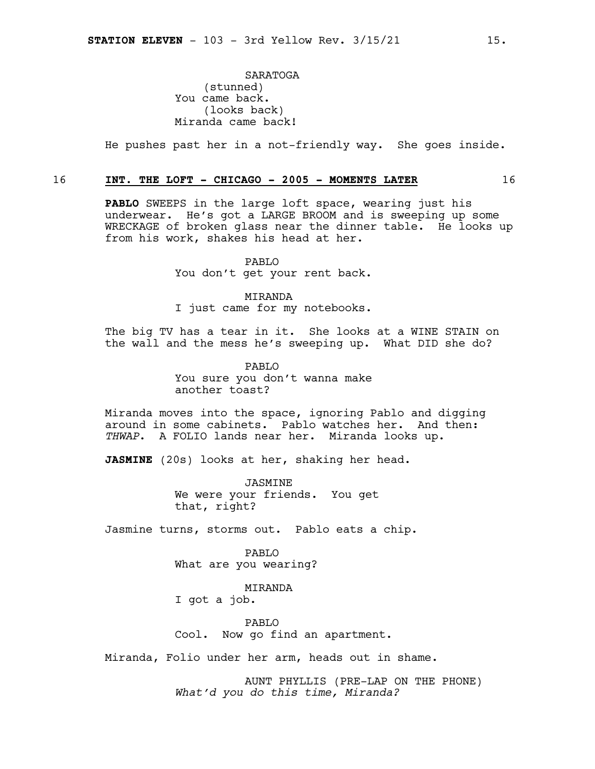SARATOGA
(stunned)
You came back.
(looks back)
Miranda came back!

He pushes past her in a not-friendly way. She goes inside.

16 **INT. THE LOFT - CHICAGO - 2005 - MOMENTS LATER** 16

**PABLO** SWEEPS in the large loft space, wearing just his underwear. He's got a LARGE BROOM and is sweeping up some WRECKAGE of broken glass near the dinner table. He looks up from his work, shakes his head at her.

PABLO
You don't get your rent back.

MIRANDA
I just came for my notebooks.

The big TV has a tear in it. She looks at a WINE STAIN on the wall and the mess he's sweeping up. What DID she do?

PABLO
You sure you don't wanna make another toast?

Miranda moves into the space, ignoring Pablo and digging around in some cabinets. Pablo watches her. And then: *THWAP*. A FOLIO lands near her. Miranda looks up.

**JASMINE** (20s) looks at her, shaking her head.

JASMINE
We were your friends. You get that, right?

Jasmine turns, storms out. Pablo eats a chip.

PABLO
What are you wearing?

MIRANDA
I got a job.

PABLO
Cool. Now go find an apartment.

Miranda, Folio under her arm, heads out in shame.

AUNT PHYLLIS (PRE-LAP ON THE PHONE)
*What'd you do this time, Miranda?*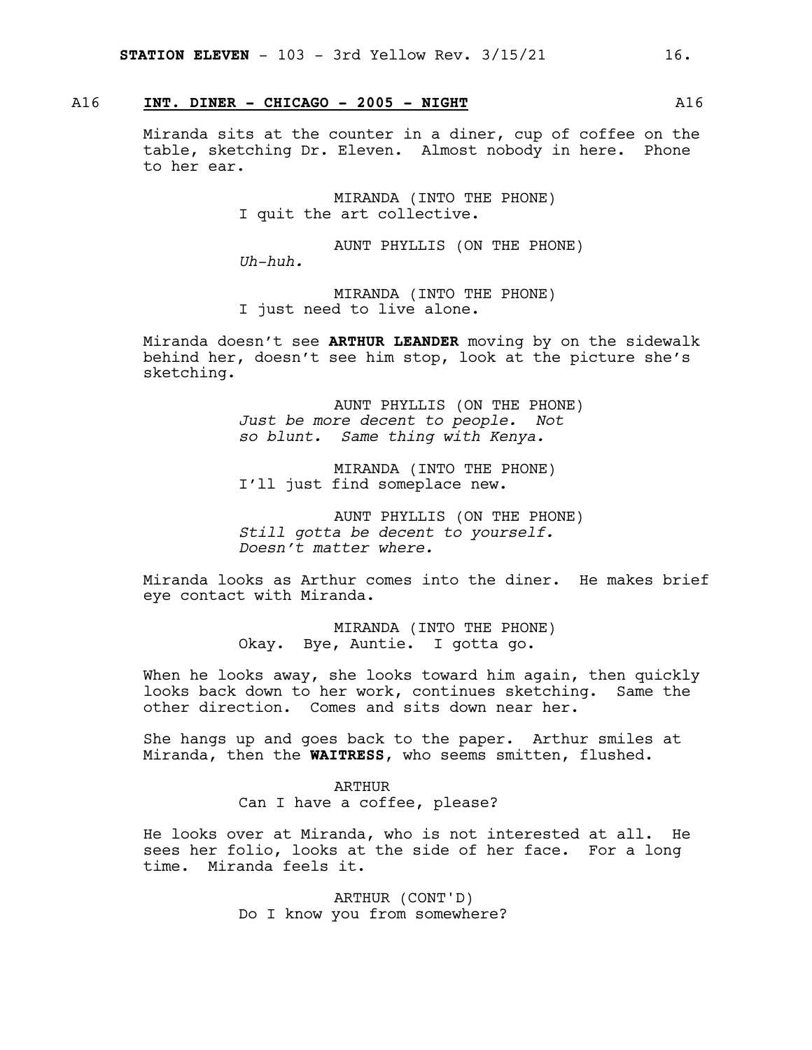## A16 **INT. DINER - CHICAGO - 2005 - NIGHT** A16

Miranda sits at the counter in a diner, cup of coffee on the table, sketching Dr. Eleven. Almost nobody in here. Phone to her ear.

MIRANDA (INTO THE PHONE)
I quit the art collective.

AUNT PHYLLIS (ON THE PHONE)
*Uh-huh.*

MIRANDA (INTO THE PHONE)
I just need to live alone.

Miranda doesn't see **ARTHUR LEANDER** moving by on the sidewalk behind her, doesn't see him stop, look at the picture she's sketching.

AUNT PHYLLIS (ON THE PHONE)
*Just be more decent to people. Not so blunt. Same thing with Kenya.*

MIRANDA (INTO THE PHONE)
I'll just find someplace new.

AUNT PHYLLIS (ON THE PHONE)
*Still gotta be decent to yourself. Doesn't matter where.*

Miranda looks as Arthur comes into the diner. He makes brief eye contact with Miranda.

MIRANDA (INTO THE PHONE)
Okay. Bye, Auntie. I gotta go.

When he looks away, she looks toward him again, then quickly looks back down to her work, continues sketching. Same the other direction. Comes and sits down near her.

She hangs up and goes back to the paper. Arthur smiles at Miranda, then the **WAITRESS**, who seems smitten, flushed.

ARTHUR
Can I have a coffee, please?

He looks over at Miranda, who is not interested at all. He sees her folio, looks at the side of her face. For a long time. Miranda feels it.

ARTHUR (CONT'D)
Do I know you from somewhere?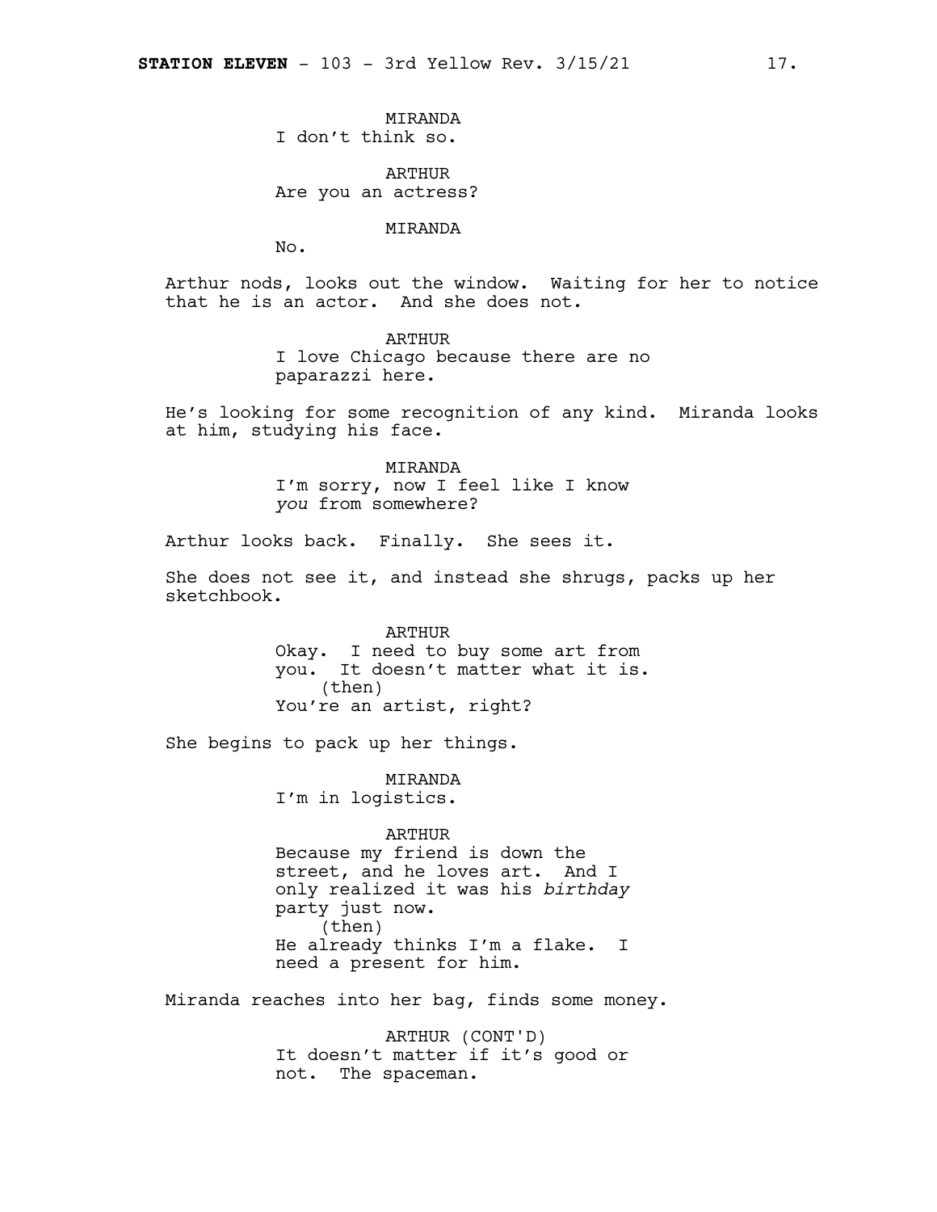MIRANDA
I don't think so.

ARTHUR
Are you an actress?

MIRANDA
No.

Arthur nods, looks out the window. Waiting for her to notice that he is an actor. And she does not.

ARTHUR
I love Chicago because there are no paparazzi here.

He's looking for some recognition of any kind. Miranda looks at him, studying his face.

MIRANDA
I'm sorry, now I feel like I know *you* from somewhere?

Arthur looks back. Finally. She sees it.

She does not see it, and instead she shrugs, packs up her sketchbook.

ARTHUR
Okay. I need to buy some art from you. It doesn't matter what it is.
(then)
You're an artist, right?

She begins to pack up her things.

MIRANDA
I'm in logistics.

ARTHUR
Because my friend is down the street, and he loves art. And I only realized it was his *birthday* party just now.
(then)
He already thinks I'm a flake. I need a present for him.

Miranda reaches into her bag, finds some money.

ARTHUR (CONT'D)
It doesn't matter if it's good or not. The spaceman.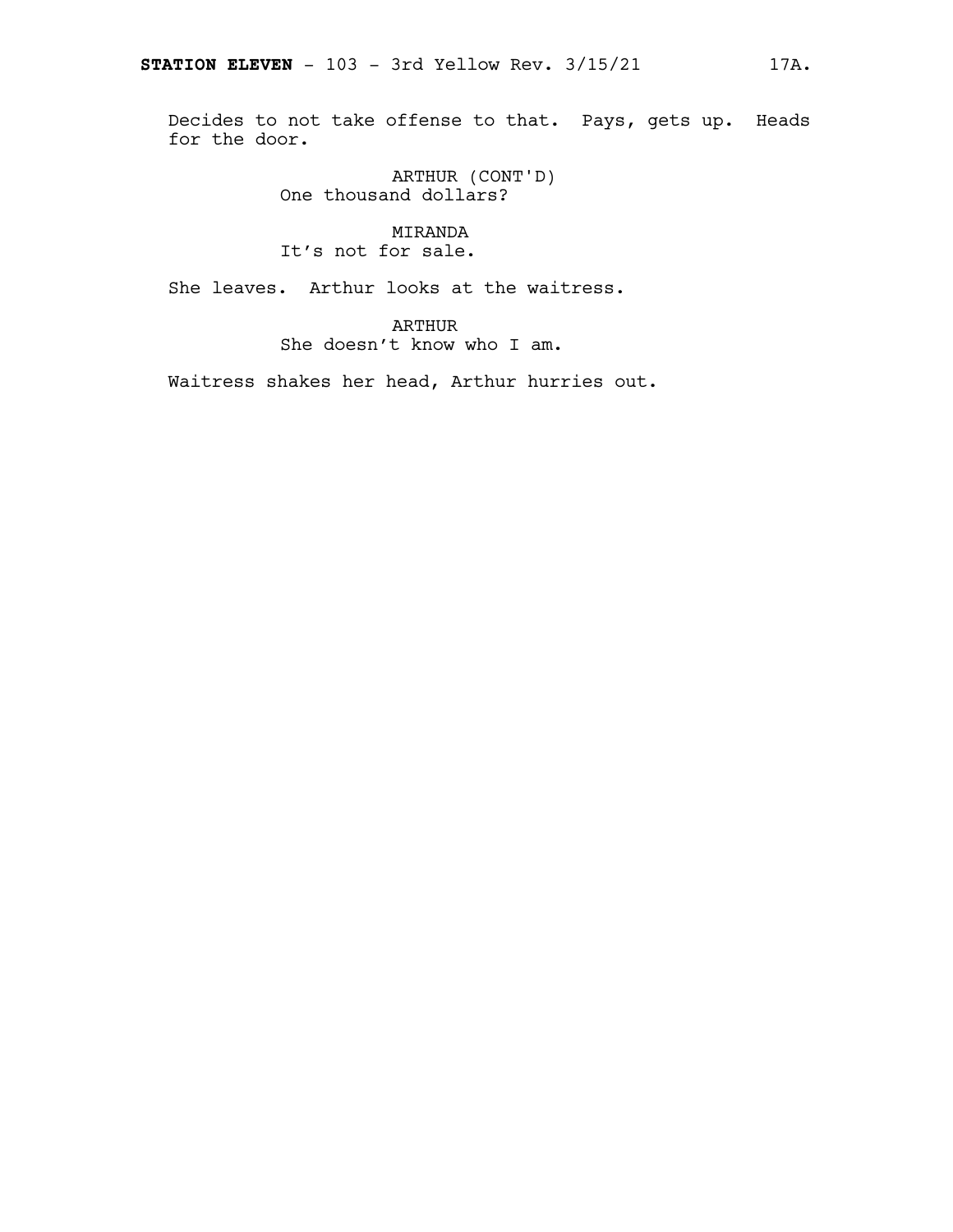Decides to not take offense to that. Pays, gets up. Heads for the door.

ARTHUR (CONT'D)
One thousand dollars?

MIRANDA
It's not for sale.

She leaves. Arthur looks at the waitress.

ARTHUR
She doesn't know who I am.

Waitress shakes her head, Arthur hurries out.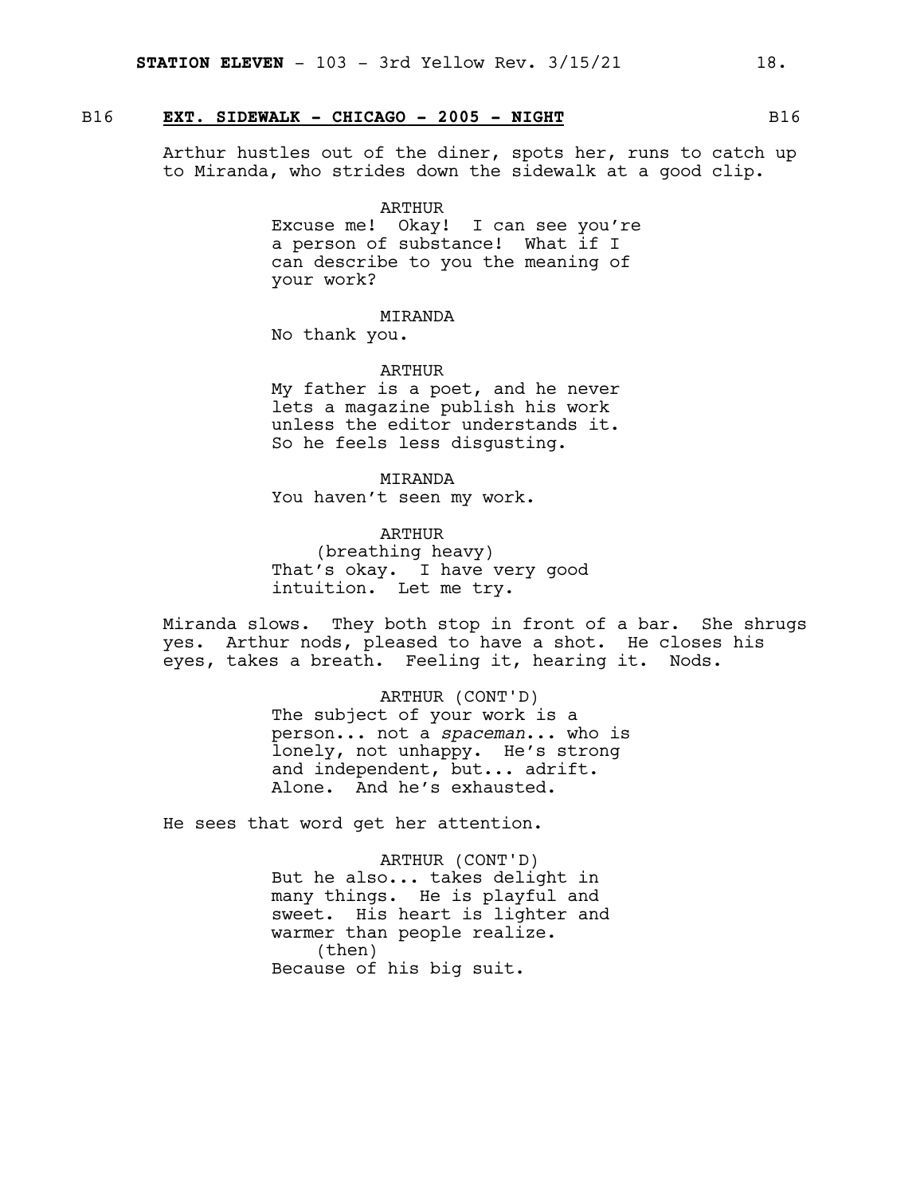B16 **EXT. SIDEWALK - CHICAGO - 2005 - NIGHT** B16

Arthur hustles out of the diner, spots her, runs to catch up to Miranda, who strides down the sidewalk at a good clip.

ARTHUR
Excuse me! Okay! I can see you're a person of substance! What if I can describe to you the meaning of your work?

MIRANDA
No thank you.

ARTHUR
My father is a poet, and he never lets a magazine publish his work unless the editor understands it. So he feels less disgusting.

MIRANDA
You haven't seen my work.

ARTHUR
(breathing heavy)
That's okay. I have very good intuition. Let me try.

Miranda slows. They both stop in front of a bar. She shrugs yes. Arthur nods, pleased to have a shot. He closes his eyes, takes a breath. Feeling it, hearing it. Nods.

ARTHUR (CONT'D)
The subject of your work is a person... not a *spaceman*... who is lonely, not unhappy. He's strong and independent, but... adrift. Alone. And he's exhausted.

He sees that word get her attention.

ARTHUR (CONT'D)
But he also... takes delight in many things. He is playful and sweet. His heart is lighter and warmer than people realize.
(then)
Because of his big suit.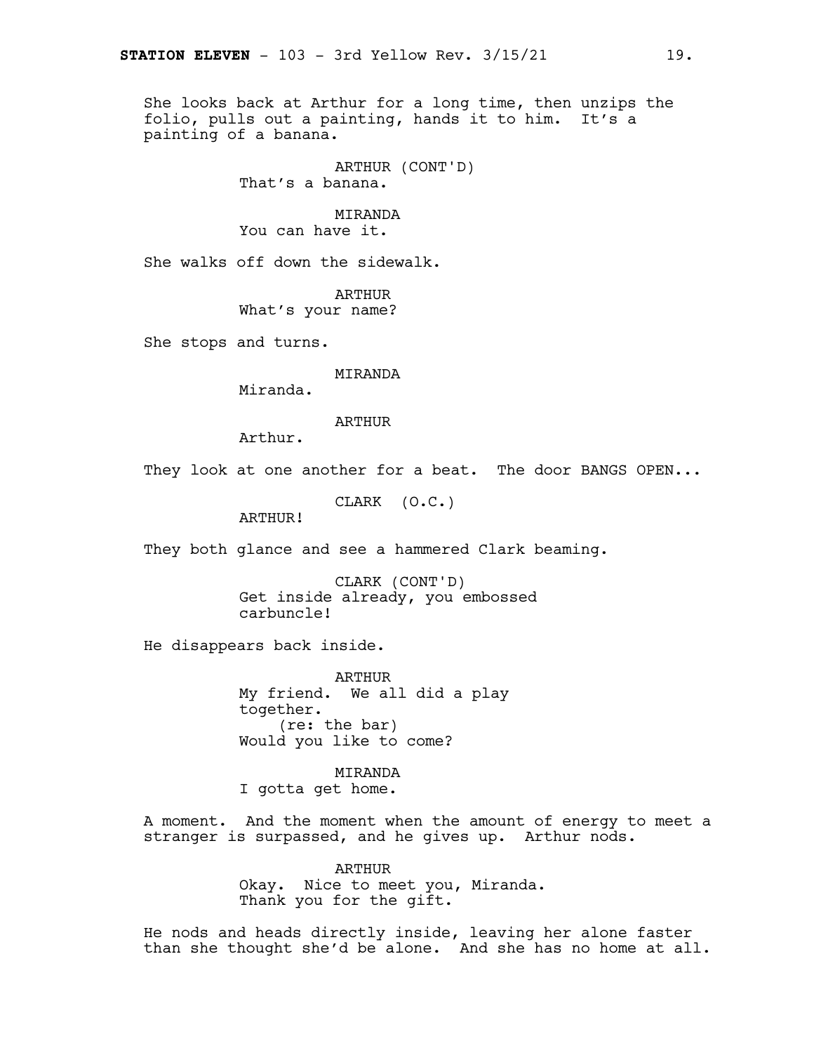She looks back at Arthur for a long time, then unzips the folio, pulls out a painting, hands it to him. It's a painting of a banana.

ARTHUR (CONT'D)
That's a banana.

MIRANDA
You can have it.

She walks off down the sidewalk.

ARTHUR
What's your name?

She stops and turns.

MIRANDA
Miranda.

ARTHUR
Arthur.

They look at one another for a beat. The door BANGS OPEN...

CLARK (O.C.)
ARTHUR!

They both glance and see a hammered Clark beaming.

CLARK (CONT'D)
Get inside already, you embossed carbuncle!

He disappears back inside.

ARTHUR
My friend. We all did a play together.
(re: the bar)
Would you like to come?

MIRANDA
I gotta get home.

A moment. And the moment when the amount of energy to meet a stranger is surpassed, and he gives up. Arthur nods.

ARTHUR
Okay. Nice to meet you, Miranda. Thank you for the gift.

He nods and heads directly inside, leaving her alone faster than she thought she'd be alone. And she has no home at all.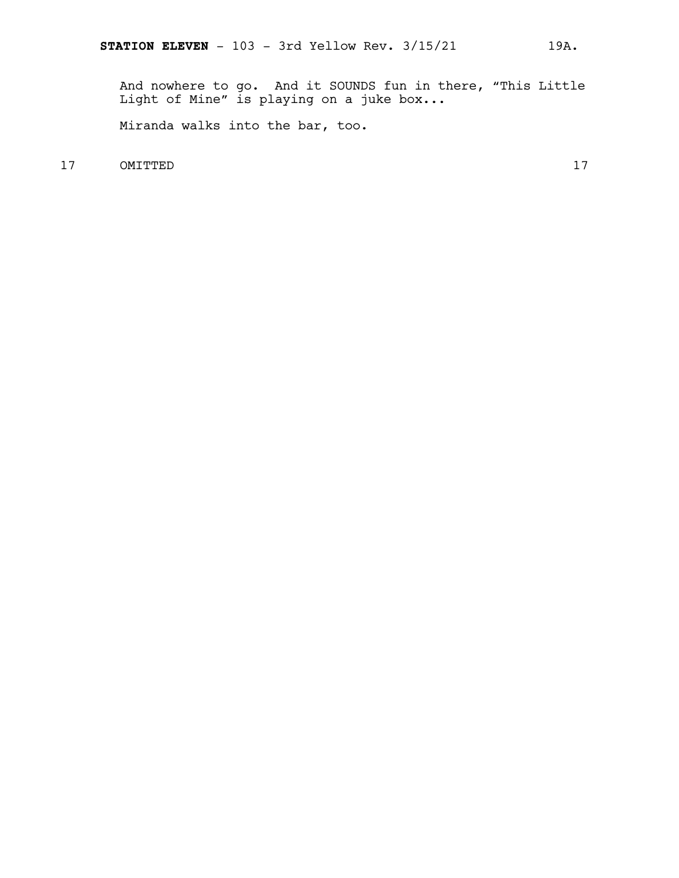And nowhere to go. And it SOUNDS fun in there, "This Little Light of Mine" is playing on a juke box...

Miranda walks into the bar, too.

17 OMITTED 17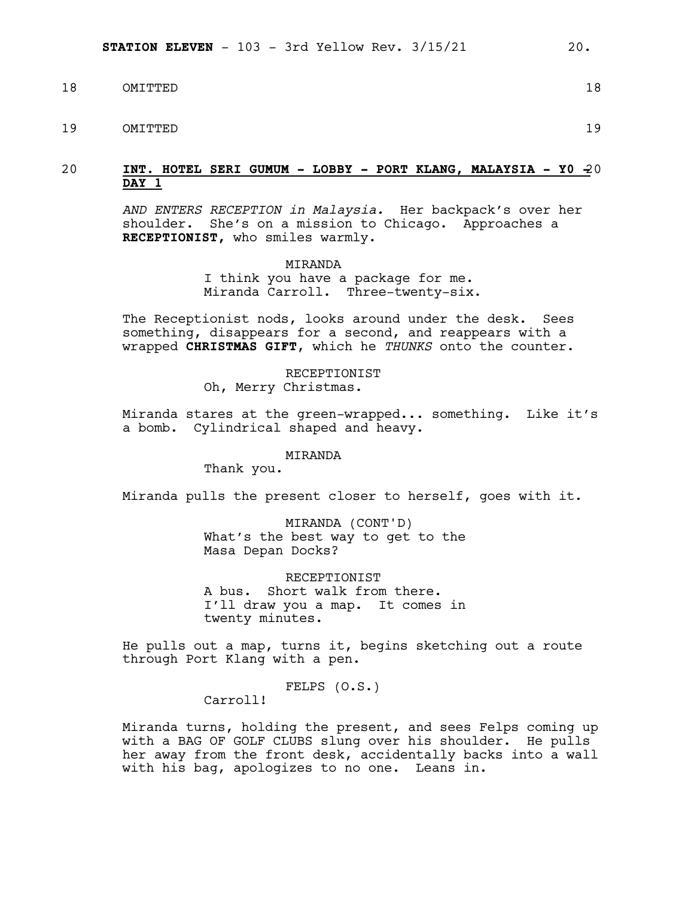18 OMITTED 18

19 OMITTED 19

20 **INT. HOTEL SERI GUMUM - LOBBY - PORT KLANG, MALAYSIA - Y0 - DAY 1** 20

*AND ENTERS RECEPTION in Malaysia.* Her backpack's over her shoulder. She's on a mission to Chicago. Approaches a **RECEPTIONIST,** who smiles warmly.

MIRANDA
I think you have a package for me. Miranda Carroll. Three-twenty-six.

The Receptionist nods, looks around under the desk. Sees something, disappears for a second, and reappears with a wrapped **CHRISTMAS GIFT**, which he *THUNKS* onto the counter.

RECEPTIONIST
Oh, Merry Christmas.

Miranda stares at the green-wrapped... something. Like it's a bomb. Cylindrical shaped and heavy.

MIRANDA
Thank you.

Miranda pulls the present closer to herself, goes with it.

MIRANDA (CONT'D)
What's the best way to get to the Masa Depan Docks?

RECEPTIONIST
A bus. Short walk from there. I'll draw you a map. It comes in twenty minutes.

He pulls out a map, turns it, begins sketching out a route through Port Klang with a pen.

FELPS (O.S.)
Carroll!

Miranda turns, holding the present, and sees Felps coming up with a BAG OF GOLF CLUBS slung over his shoulder. He pulls her away from the front desk, accidentally backs into a wall with his bag, apologizes to no one. Leans in.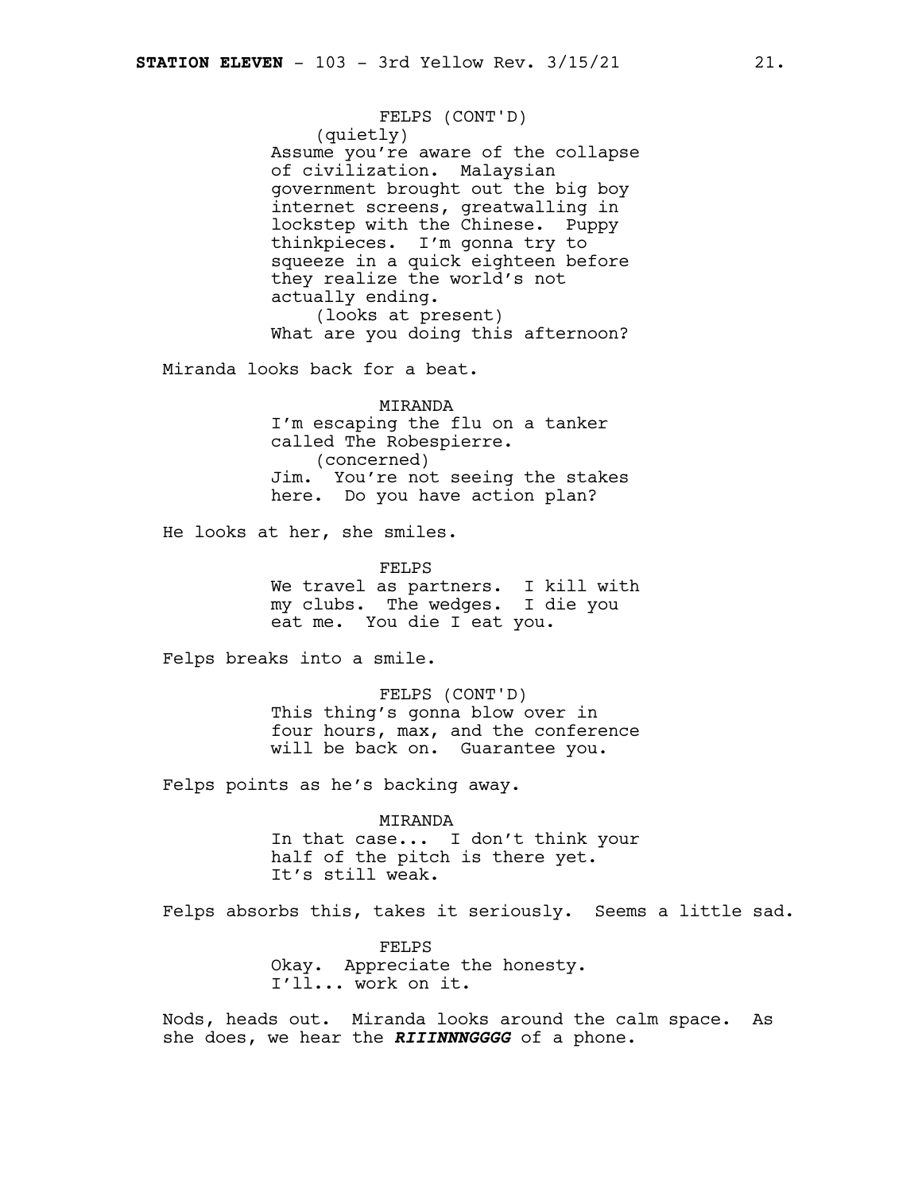FELPS (CONT'D)
(quietly)
Assume you're aware of the collapse of civilization. Malaysian government brought out the big boy internet screens, greatwalling in lockstep with the Chinese. Puppy thinkpieces. I'm gonna try to squeeze in a quick eighteen before they realize the world's not actually ending.
(looks at present)
What are you doing this afternoon?

Miranda looks back for a beat.

MIRANDA
I'm escaping the flu on a tanker called The Robespierre.
(concerned)
Jim. You're not seeing the stakes here. Do you have action plan?

He looks at her, she smiles.

FELPS
We travel as partners. I kill with my clubs. The wedges. I die you eat me. You die I eat you.

Felps breaks into a smile.

FELPS (CONT'D)
This thing's gonna blow over in four hours, max, and the conference will be back on. Guarantee you.

Felps points as he's backing away.

MIRANDA
In that case... I don't think your half of the pitch is there yet. It's still weak.

Felps absorbs this, takes it seriously. Seems a little sad.

FELPS
Okay. Appreciate the honesty. I'll... work on it.

Nods, heads out. Miranda looks around the calm space. As she does, we hear the ***RIIINNNGGGG*** of a phone.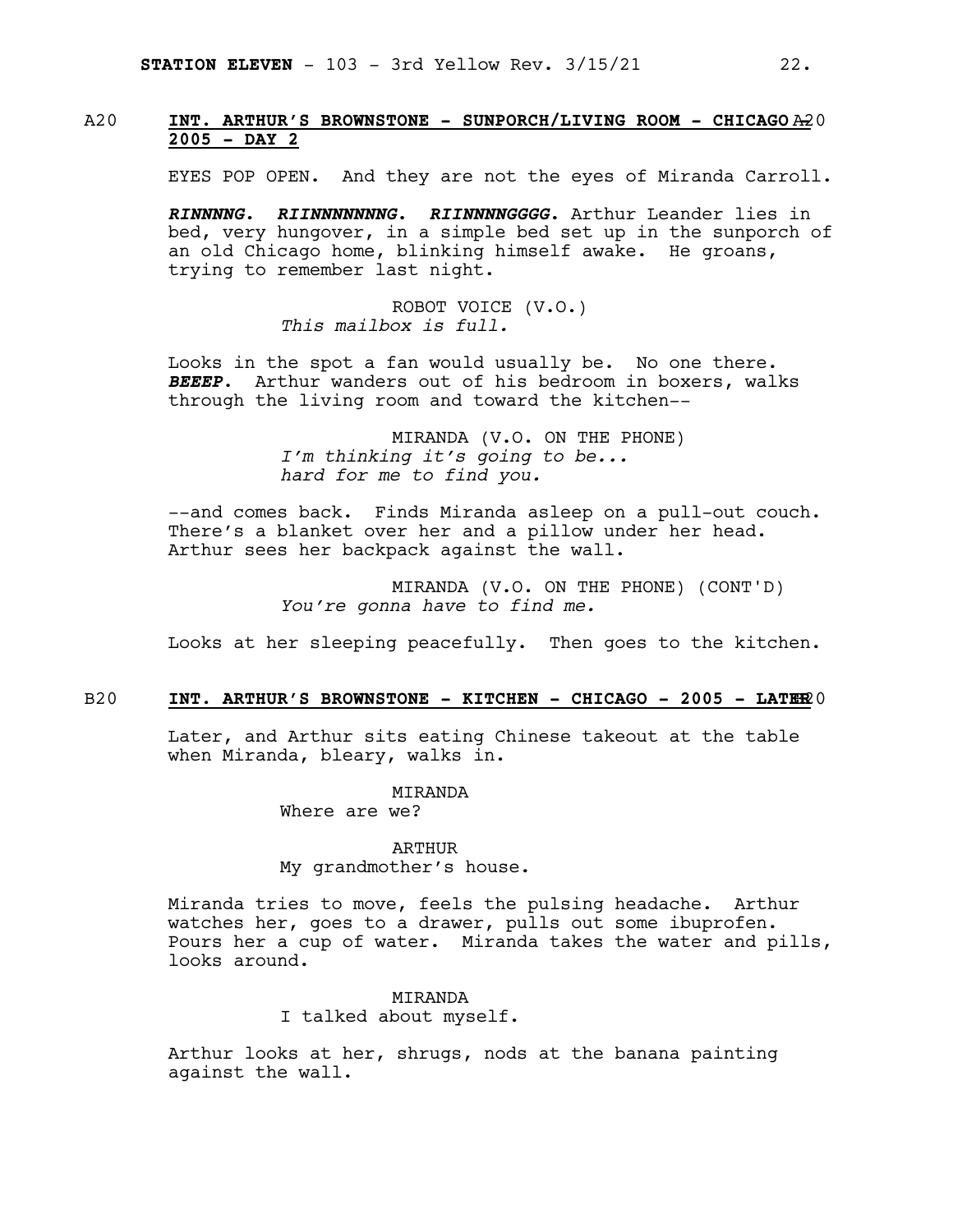A20 **INT. ARTHUR'S BROWNSTONE - SUNPORCH/LIVING ROOM - CHICAGO - 2005 - DAY 2** A20

EYES POP OPEN. And they are not the eyes of Miranda Carroll.

***RINNNNG. RIINNNNNNNG. RIINNNNGGGG.*** Arthur Leander lies in bed, very hungover, in a simple bed set up in the sunporch of an old Chicago home, blinking himself awake. He groans, trying to remember last night.

ROBOT VOICE (V.O.)
*This mailbox is full.*

Looks in the spot a fan would usually be. No one there. ***BEEEP.*** Arthur wanders out of his bedroom in boxers, walks through the living room and toward the kitchen--

MIRANDA (V.O. ON THE PHONE)
*I'm thinking it's going to be... hard for me to find you.*

--and comes back. Finds Miranda asleep on a pull-out couch. There's a blanket over her and a pillow under her head. Arthur sees her backpack against the wall.

MIRANDA (V.O. ON THE PHONE) (CONT'D)
*You're gonna have to find me.*

Looks at her sleeping peacefully. Then goes to the kitchen.

B20 **INT. ARTHUR'S BROWNSTONE - KITCHEN - CHICAGO - 2005 - LATER** B20

Later, and Arthur sits eating Chinese takeout at the table when Miranda, bleary, walks in.

MIRANDA
Where are we?

ARTHUR
My grandmother's house.

Miranda tries to move, feels the pulsing headache. Arthur watches her, goes to a drawer, pulls out some ibuprofen. Pours her a cup of water. Miranda takes the water and pills, looks around.

MIRANDA
I talked about myself.

Arthur looks at her, shrugs, nods at the banana painting against the wall.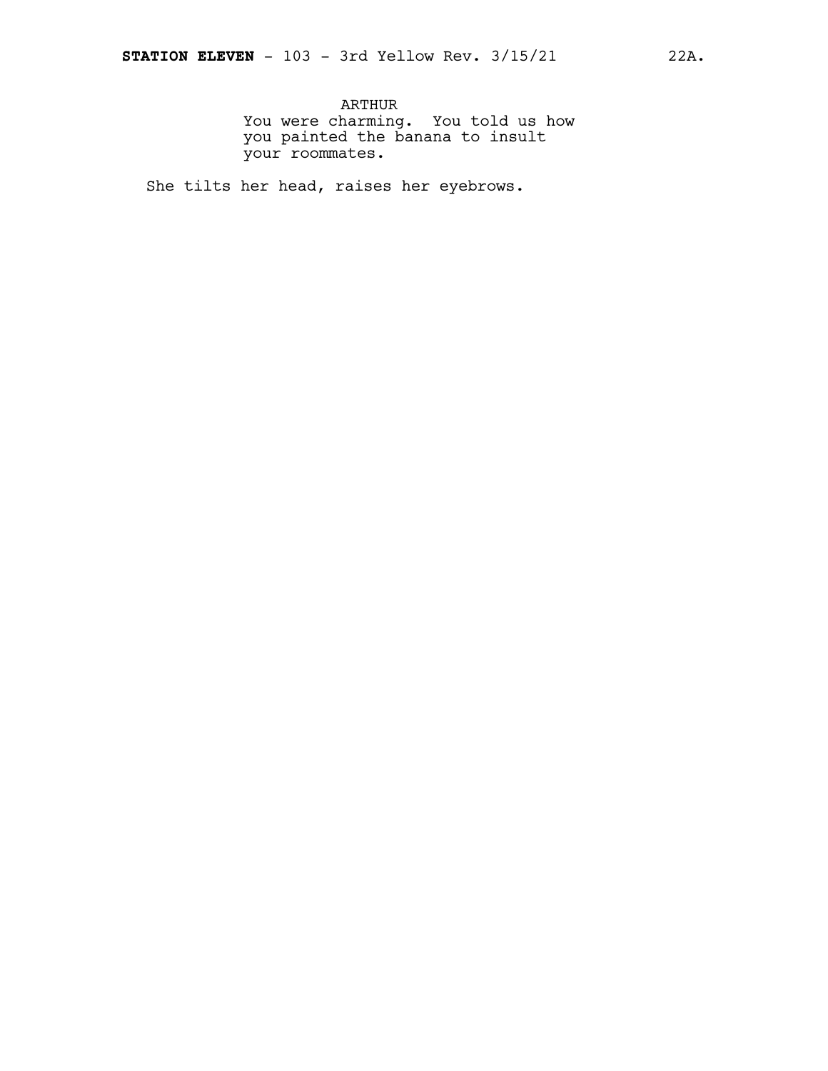ARTHUR
You were charming. You told us how you painted the banana to insult your roommates.

She tilts her head, raises her eyebrows.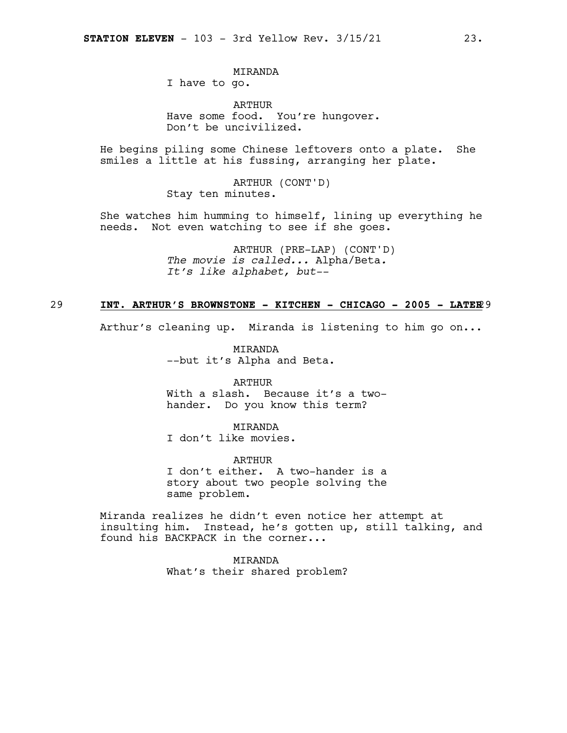MIRANDA
I have to go.

ARTHUR
Have some food. You're hungover.
Don't be uncivilized.

He begins piling some Chinese leftovers onto a plate. She smiles a little at his fussing, arranging her plate.

ARTHUR (CONT'D)
Stay ten minutes.

She watches him humming to himself, lining up everything he needs. Not even watching to see if she goes.

ARTHUR (PRE-LAP) (CONT'D)
*The movie is called...* Alpha/Beta*.*
*It's like alphabet, but--*

29 **INT. ARTHUR'S BROWNSTONE - KITCHEN - CHICAGO - 2005 - LATER** 29

Arthur's cleaning up. Miranda is listening to him go on...

MIRANDA
--but it's Alpha and Beta.

ARTHUR
With a slash. Because it's a two-hander. Do you know this term?

MIRANDA
I don't like movies.

ARTHUR
I don't either. A two-hander is a story about two people solving the same problem.

Miranda realizes he didn't even notice her attempt at insulting him. Instead, he's gotten up, still talking, and found his BACKPACK in the corner...

MIRANDA
What's their shared problem?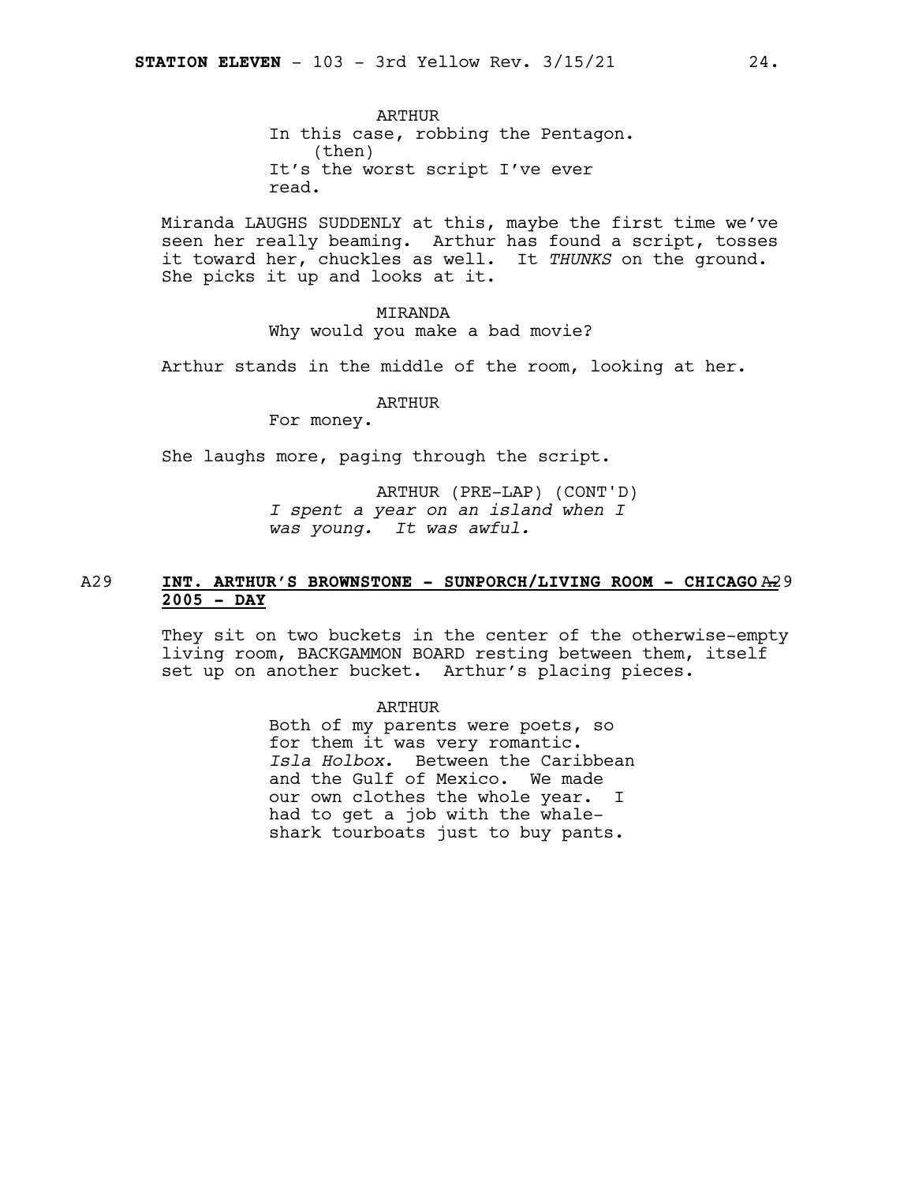ARTHUR
In this case, robbing the Pentagon.
(then)
It's the worst script I've ever read.

Miranda LAUGHS SUDDENLY at this, maybe the first time we've seen her really beaming. Arthur has found a script, tosses it toward her, chuckles as well. It *THUNKS* on the ground. She picks it up and looks at it.

MIRANDA
Why would you make a bad movie?

Arthur stands in the middle of the room, looking at her.

ARTHUR
For money.

She laughs more, paging through the script.

ARTHUR (PRE-LAP) (CONT'D)
*I spent a year on an island when I was young. It was awful.*

A29 **INT. ARTHUR'S BROWNSTONE - SUNPORCH/LIVING ROOM - CHICAGO 2005 - DAY** A29

They sit on two buckets in the center of the otherwise-empty living room, BACKGAMMON BOARD resting between them, itself set up on another bucket. Arthur's placing pieces.

ARTHUR
Both of my parents were poets, so for them it was very romantic. *Isla Holbox*. Between the Caribbean and the Gulf of Mexico. We made our own clothes the whole year. I had to get a job with the whale-shark tourboats just to buy pants.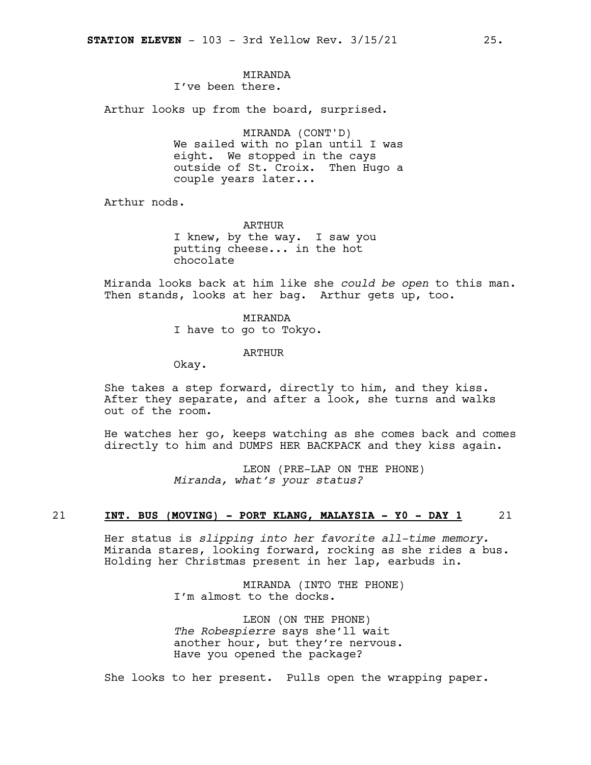MIRANDA
I've been there.

Arthur looks up from the board, surprised.

MIRANDA (CONT'D)
We sailed with no plan until I was eight. We stopped in the cays outside of St. Croix. Then Hugo a couple years later...

Arthur nods.

ARTHUR
I knew, by the way. I saw you putting cheese... in the hot chocolate

Miranda looks back at him like she *could be open* to this man. Then stands, looks at her bag. Arthur gets up, too.

MIRANDA
I have to go to Tokyo.

ARTHUR
Okay.

She takes a step forward, directly to him, and they kiss. After they separate, and after a look, she turns and walks out of the room.

He watches her go, keeps watching as she comes back and comes directly to him and DUMPS HER BACKPACK and they kiss again.

LEON (PRE-LAP ON THE PHONE)
*Miranda, what's your status?*

21 **INT. BUS (MOVING) - PORT KLANG, MALAYSIA - Y0 - DAY 1** 21

Her status is *slipping into her favorite all-time memory.* Miranda stares, looking forward, rocking as she rides a bus. Holding her Christmas present in her lap, earbuds in.

MIRANDA (INTO THE PHONE)
I'm almost to the docks.

LEON (ON THE PHONE)
*The Robespierre* says she'll wait another hour, but they're nervous. Have you opened the package?

She looks to her present. Pulls open the wrapping paper.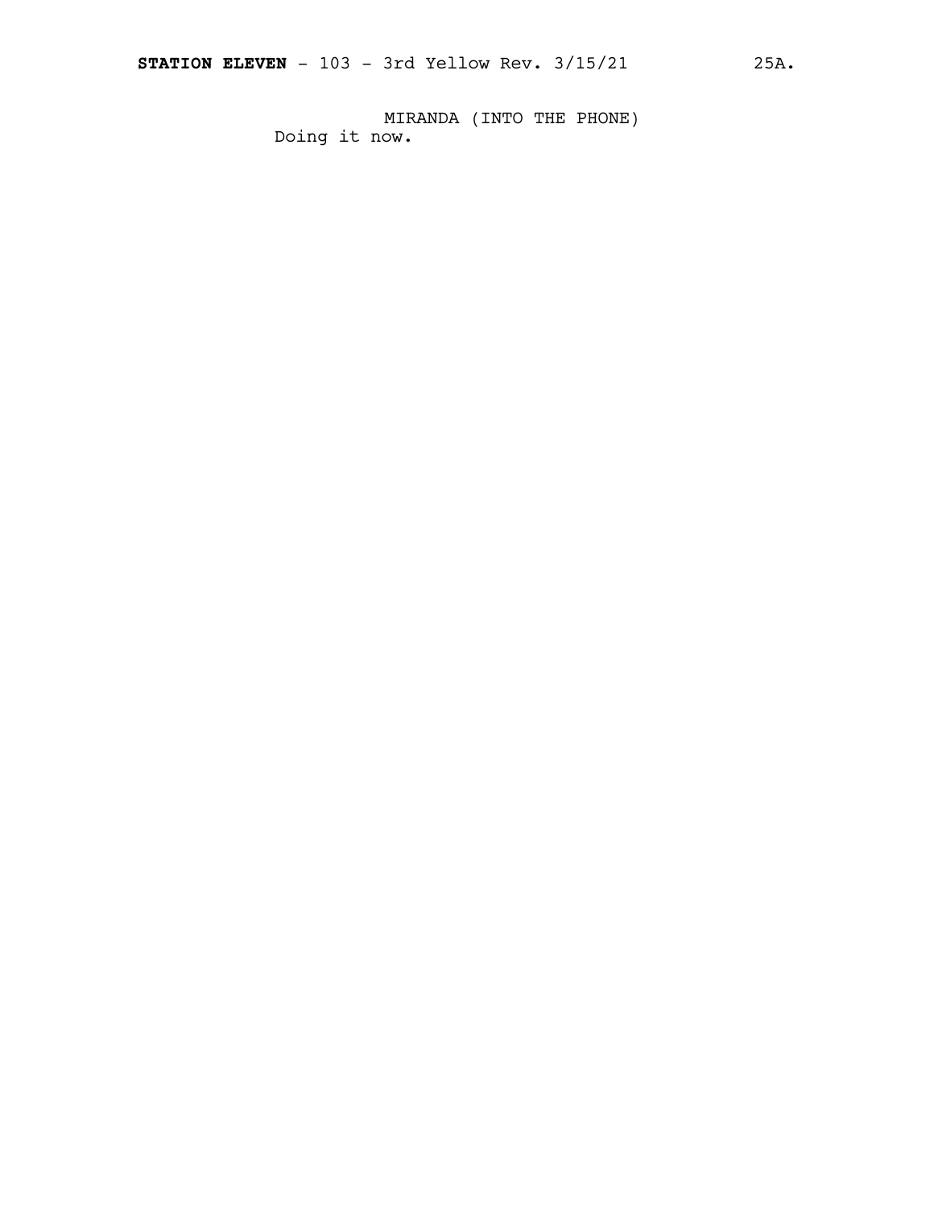MIRANDA (INTO THE PHONE)
Doing it now.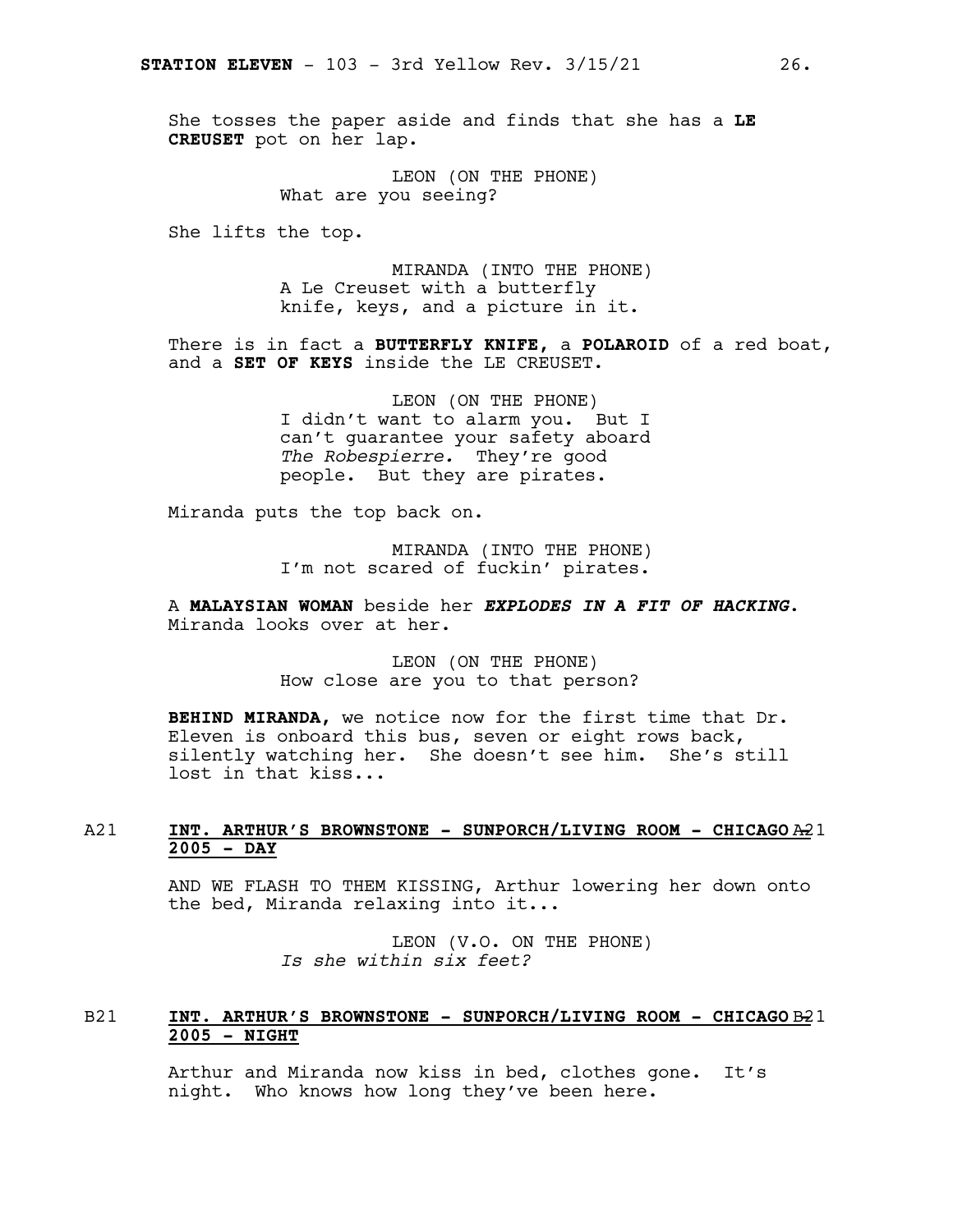She tosses the paper aside and finds that she has a **LE CREUSET** pot on her lap.

LEON (ON THE PHONE)
What are you seeing?

She lifts the top.

MIRANDA (INTO THE PHONE)
A Le Creuset with a butterfly knife, keys, and a picture in it.

There is in fact a **BUTTERFLY KNIFE**, a **POLAROID** of a red boat, and a **SET OF KEYS** inside the LE CREUSET.

LEON (ON THE PHONE)
I didn't want to alarm you. But I can't guarantee your safety aboard *The Robespierre.* They're good people. But they are pirates.

Miranda puts the top back on.

MIRANDA (INTO THE PHONE)
I'm not scared of fuckin' pirates.

A **MALAYSIAN WOMAN** beside her ***EXPLODES IN A FIT OF HACKING.*** Miranda looks over at her.

LEON (ON THE PHONE)
How close are you to that person?

**BEHIND MIRANDA,** we notice now for the first time that Dr. Eleven is onboard this bus, seven or eight rows back, silently watching her. She doesn't see him. She's still lost in that kiss...

A21 **INT. ARTHUR'S BROWNSTONE - SUNPORCH/LIVING ROOM - CHICAGO 2005 - DAY** A21

AND WE FLASH TO THEM KISSING, Arthur lowering her down onto the bed, Miranda relaxing into it...

LEON (V.O. ON THE PHONE)
*Is she within six feet?*

B21 **INT. ARTHUR'S BROWNSTONE - SUNPORCH/LIVING ROOM - CHICAGO 2005 - NIGHT** B21

Arthur and Miranda now kiss in bed, clothes gone. It's night. Who knows how long they've been here.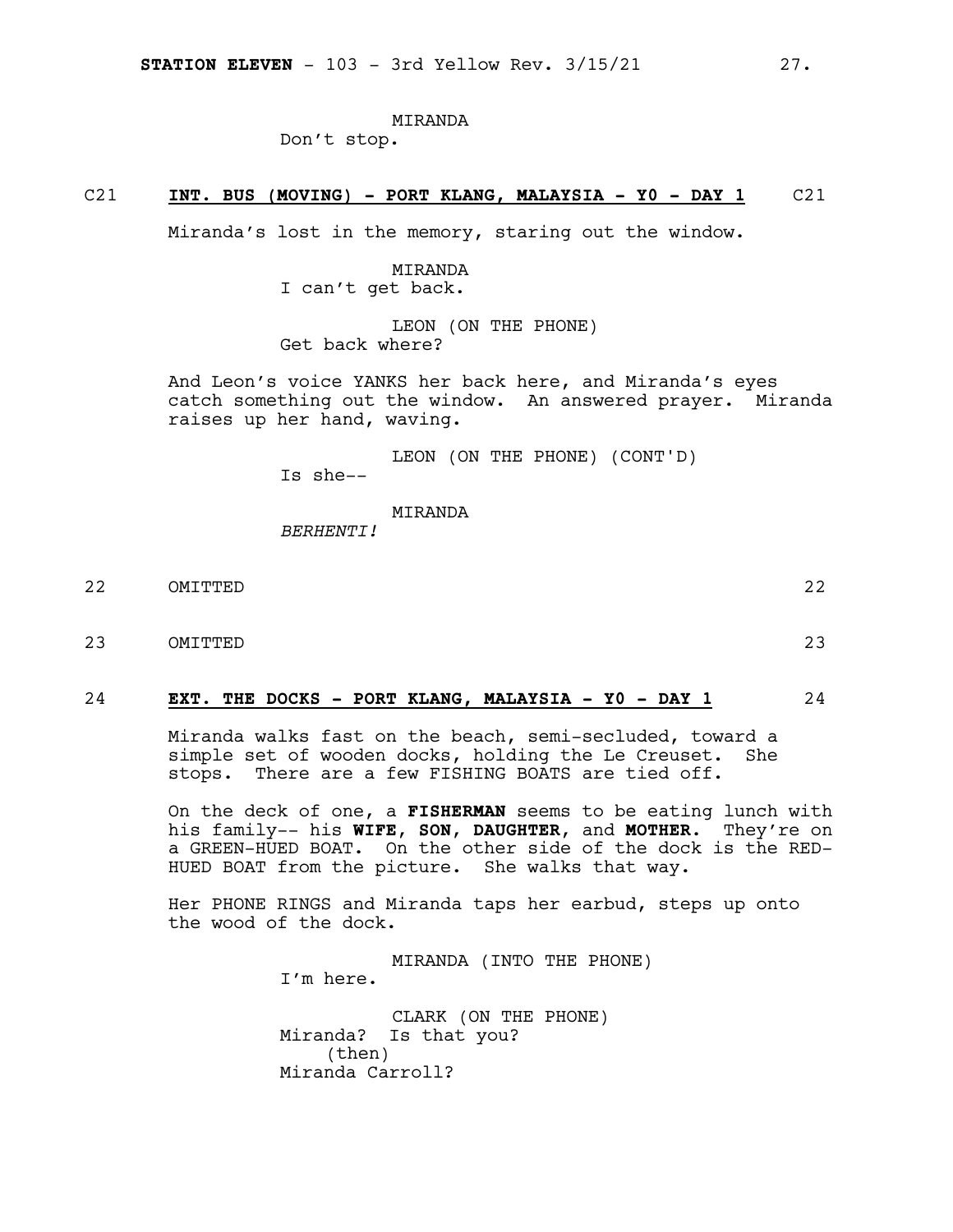MIRANDA
Don't stop.

**C21 INT. BUS (MOVING) - PORT KLANG, MALAYSIA - Y0 - DAY 1 C21**

Miranda's lost in the memory, staring out the window.

MIRANDA
I can't get back.

LEON (ON THE PHONE)
Get back where?

And Leon's voice YANKS her back here, and Miranda's eyes catch something out the window. An answered prayer. Miranda raises up her hand, waving.

LEON (ON THE PHONE) (CONT'D)
Is she--

MIRANDA
*BERHENTI!*

22 OMITTED 22

23 OMITTED 23

**24 EXT. THE DOCKS - PORT KLANG, MALAYSIA - Y0 - DAY 1 24**

Miranda walks fast on the beach, semi-secluded, toward a simple set of wooden docks, holding the Le Creuset. She stops. There are a few FISHING BOATS are tied off.

On the deck of one, a **FISHERMAN** seems to be eating lunch with his family-- his **WIFE**, **SON**, **DAUGHTER**, and **MOTHER**. They're on a GREEN-HUED BOAT. On the other side of the dock is the RED-HUED BOAT from the picture. She walks that way.

Her PHONE RINGS and Miranda taps her earbud, steps up onto the wood of the dock.

MIRANDA (INTO THE PHONE)
I'm here.

CLARK (ON THE PHONE)
Miranda? Is that you?
(then)
Miranda Carroll?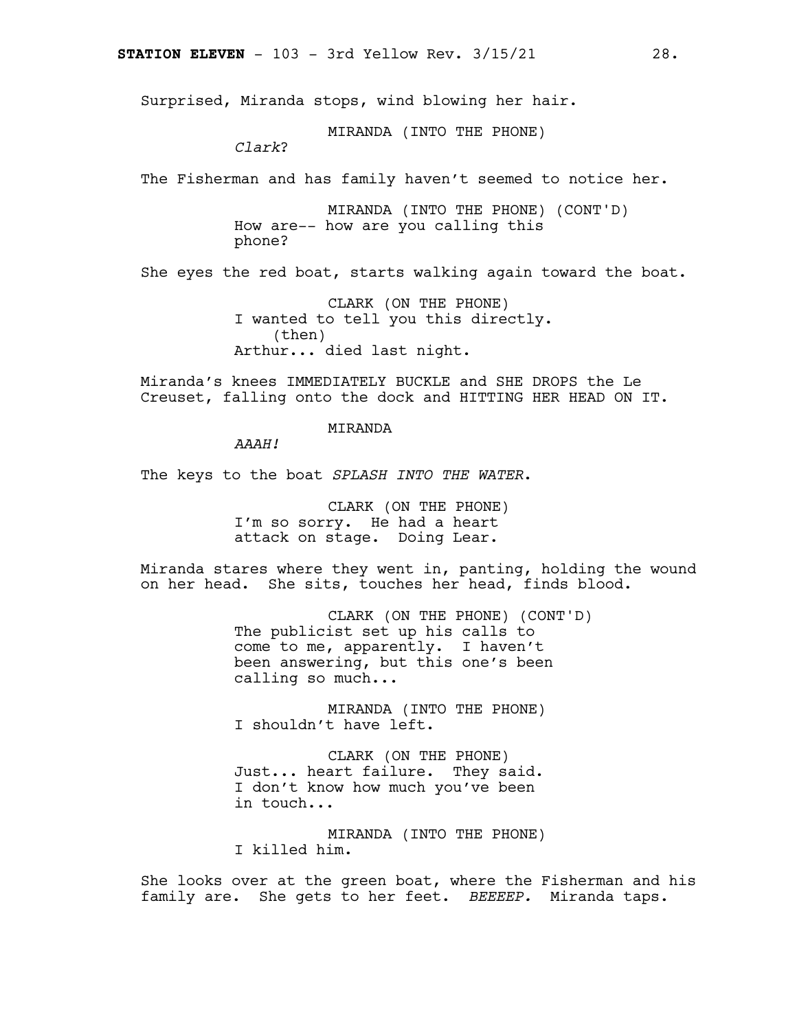Surprised, Miranda stops, wind blowing her hair.

MIRANDA (INTO THE PHONE)
*Clark*?

The Fisherman and has family haven't seemed to notice her.

MIRANDA (INTO THE PHONE) (CONT'D)
How are-- how are you calling this phone?

She eyes the red boat, starts walking again toward the boat.

CLARK (ON THE PHONE)
I wanted to tell you this directly.
(then)
Arthur... died last night.

Miranda's knees IMMEDIATELY BUCKLE and SHE DROPS the Le Creuset, falling onto the dock and HITTING HER HEAD ON IT.

MIRANDA
*AAAH!*

The keys to the boat *SPLASH INTO THE WATER*.

CLARK (ON THE PHONE)
I'm so sorry. He had a heart attack on stage. Doing Lear.

Miranda stares where they went in, panting, holding the wound on her head. She sits, touches her head, finds blood.

CLARK (ON THE PHONE) (CONT'D)
The publicist set up his calls to come to me, apparently. I haven't been answering, but this one's been calling so much...

MIRANDA (INTO THE PHONE)
I shouldn't have left.

CLARK (ON THE PHONE)
Just... heart failure. They said. I don't know how much you've been in touch...

MIRANDA (INTO THE PHONE)
I killed him.

She looks over at the green boat, where the Fisherman and his family are. She gets to her feet. *BEEEEP.* Miranda taps.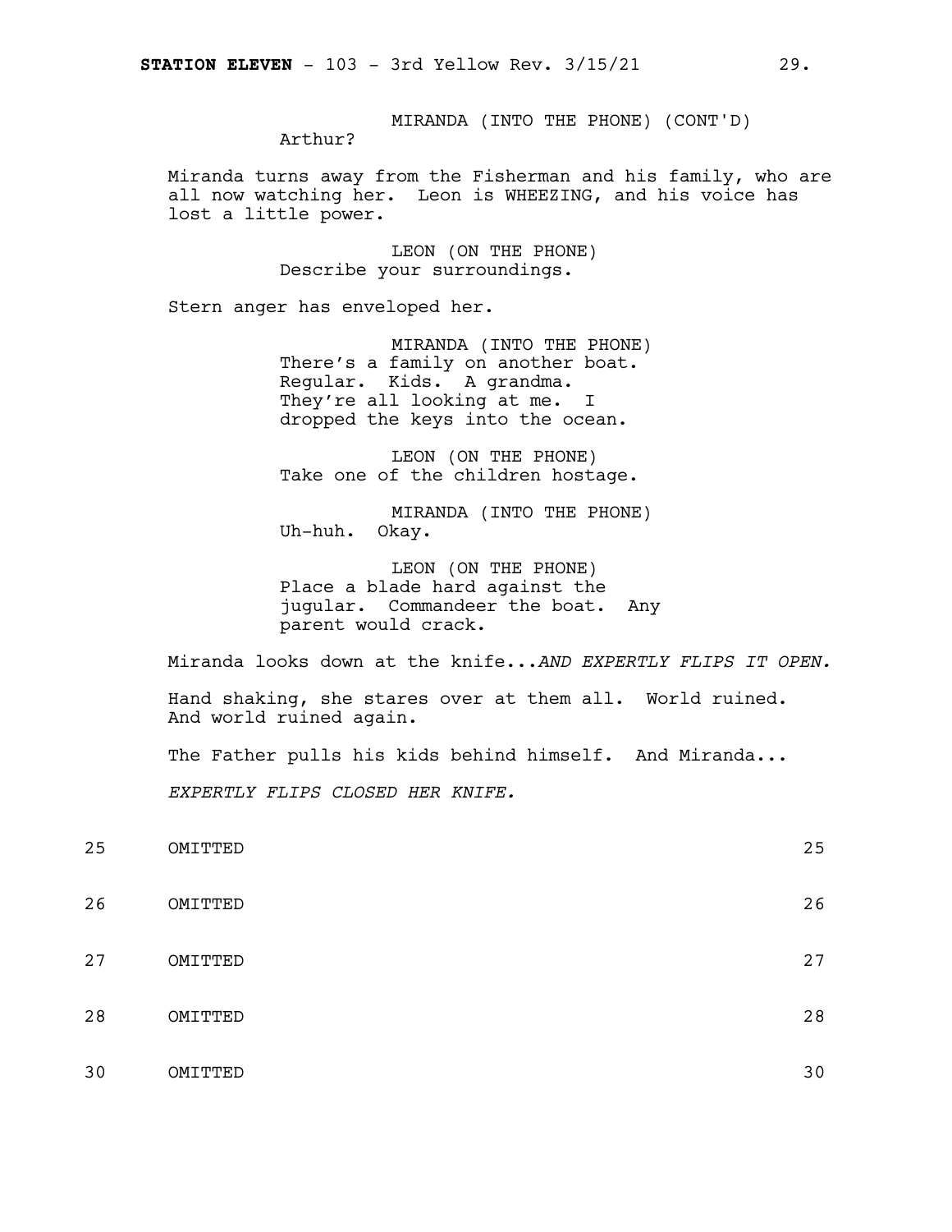MIRANDA (INTO THE PHONE) (CONT'D)
Arthur?

Miranda turns away from the Fisherman and his family, who are all now watching her. Leon is WHEEZING, and his voice has lost a little power.

LEON (ON THE PHONE)
Describe your surroundings.

Stern anger has enveloped her.

MIRANDA (INTO THE PHONE)
There's a family on another boat. Regular. Kids. A grandma. They're all looking at me. I dropped the keys into the ocean.

LEON (ON THE PHONE)
Take one of the children hostage.

MIRANDA (INTO THE PHONE)
Uh-huh. Okay.

LEON (ON THE PHONE)
Place a blade hard against the jugular. Commandeer the boat. Any parent would crack.

Miranda looks down at the knife...*AND EXPERTLY FLIPS IT OPEN.*

Hand shaking, she stares over at them all. World ruined. And world ruined again.

The Father pulls his kids behind himself. And Miranda...

*EXPERTLY FLIPS CLOSED HER KNIFE.*

25 OMITTED 25

26 OMITTED 26

27 OMITTED 27

28 OMITTED 28

30 OMITTED 30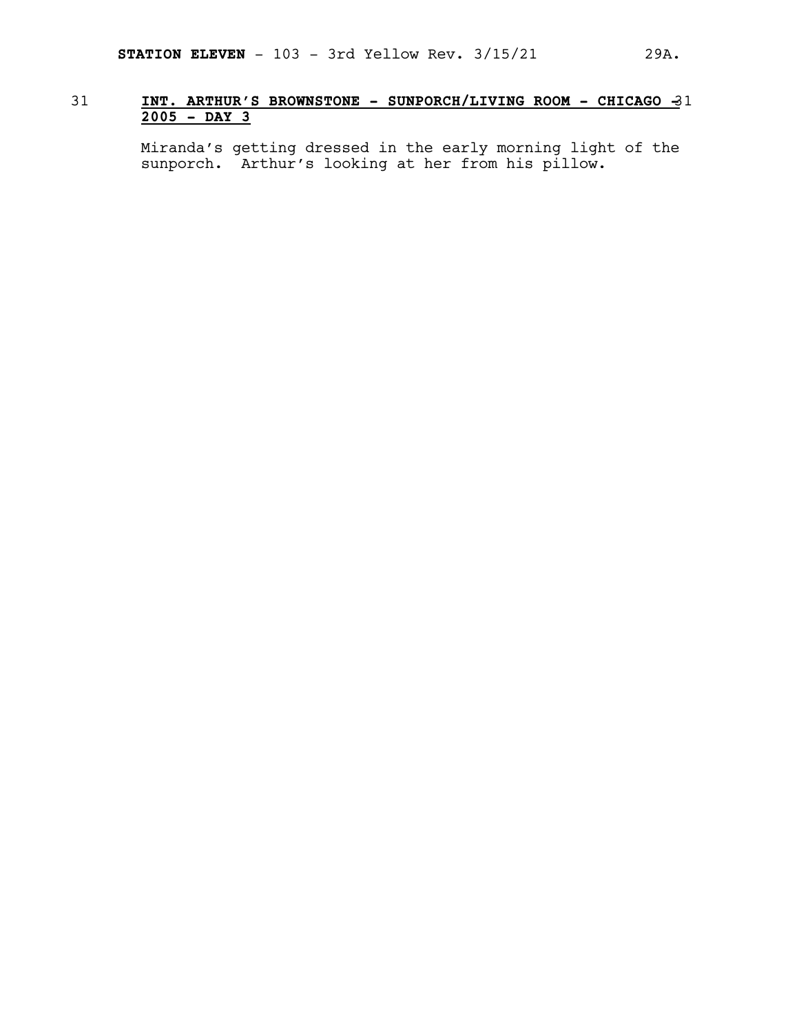31 **INT. ARTHUR'S BROWNSTONE - SUNPORCH/LIVING ROOM - CHICAGO - 2005 - DAY 3** 31

Miranda's getting dressed in the early morning light of the sunporch. Arthur's looking at her from his pillow.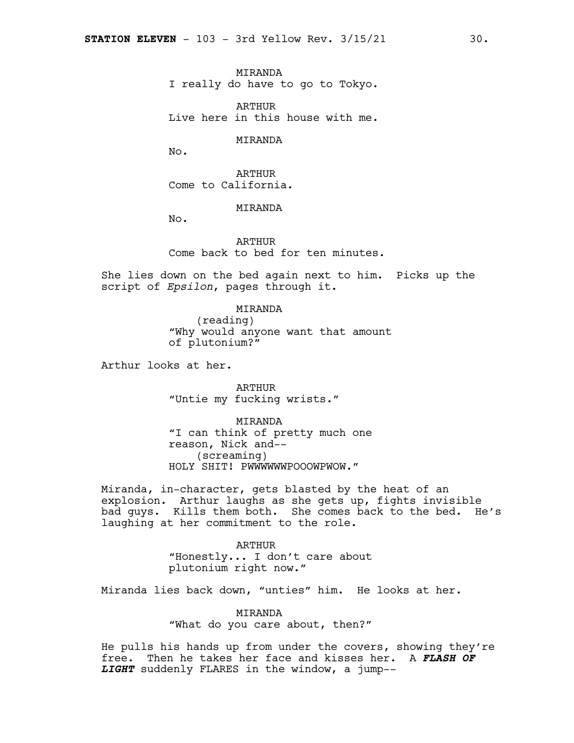MIRANDA
I really do have to go to Tokyo.

ARTHUR
Live here in this house with me.

MIRANDA
No.

ARTHUR
Come to California.

MIRANDA
No.

ARTHUR
Come back to bed for ten minutes.

She lies down on the bed again next to him. Picks up the script of *Epsilon*, pages through it.

MIRANDA
(reading)
"Why would anyone want that amount of plutonium?"

Arthur looks at her.

ARTHUR
"Untie my fucking wrists."

MIRANDA
"I can think of pretty much one reason, Nick and--
(screaming)
HOLY SHIT! PWWWWWWPOOOWPWOW."

Miranda, in-character, gets blasted by the heat of an explosion. Arthur laughs as she gets up, fights invisible bad guys. Kills them both. She comes back to the bed. He's laughing at her commitment to the role.

ARTHUR
"Honestly... I don't care about plutonium right now."

Miranda lies back down, "unties" him. He looks at her.

MIRANDA
"What do you care about, then?"

He pulls his hands up from under the covers, showing they're free. Then he takes her face and kisses her. A ***FLASH OF LIGHT*** suddenly FLARES in the window, a jump--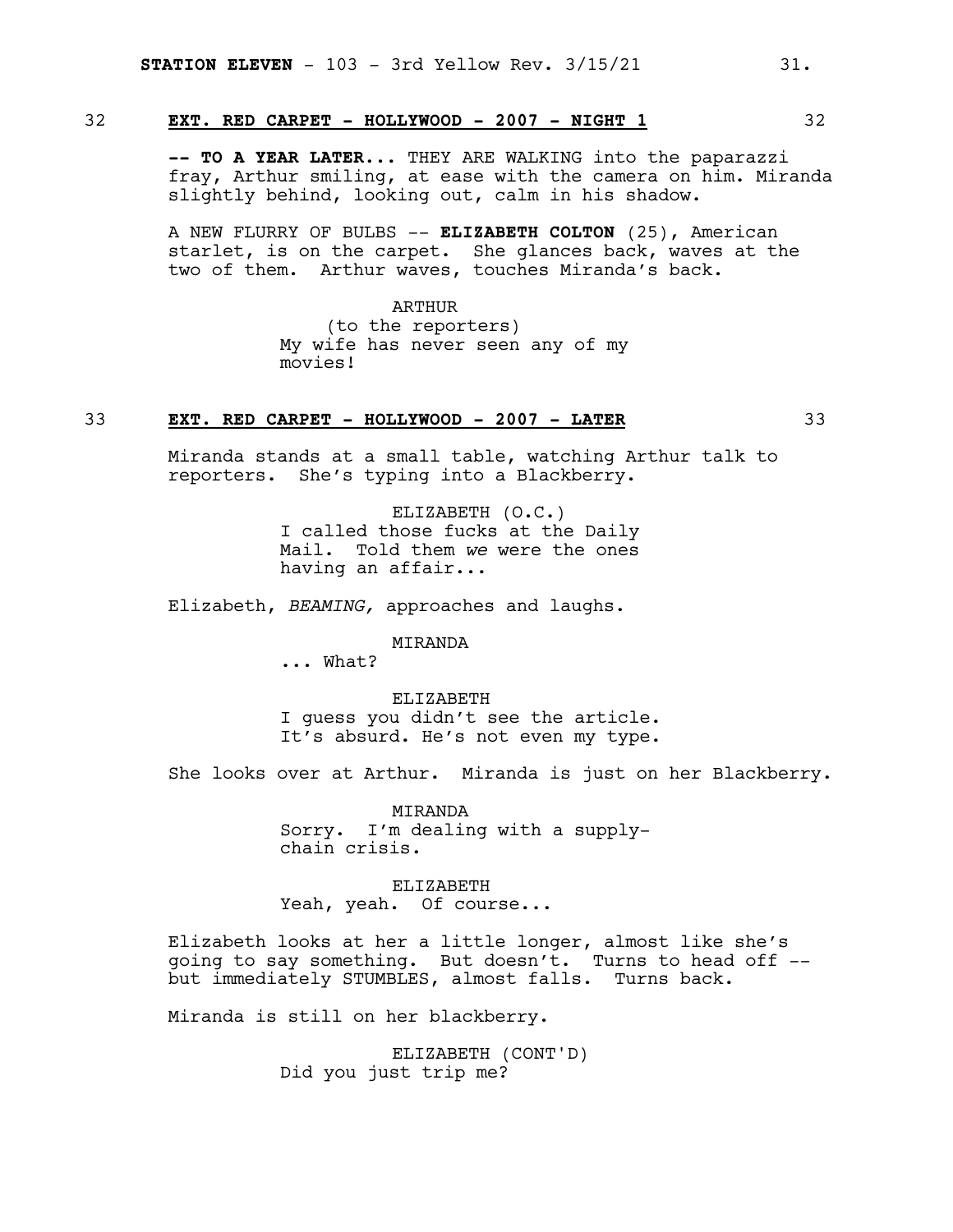32 **EXT. RED CARPET - HOLLYWOOD - 2007 - NIGHT 1** 32

**-- TO A YEAR LATER...** THEY ARE WALKING into the paparazzi fray, Arthur smiling, at ease with the camera on him. Miranda slightly behind, looking out, calm in his shadow.

A NEW FLURRY OF BULBS -- **ELIZABETH COLTON** (25), American starlet, is on the carpet. She glances back, waves at the two of them. Arthur waves, touches Miranda's back.

ARTHUR
(to the reporters)
My wife has never seen any of my movies!

33 **EXT. RED CARPET - HOLLYWOOD - 2007 - LATER** 33

Miranda stands at a small table, watching Arthur talk to reporters. She's typing into a Blackberry.

ELIZABETH (O.C.)
I called those fucks at the Daily Mail. Told them *we* were the ones having an affair...

Elizabeth, *BEAMING,* approaches and laughs.

MIRANDA
... What?

ELIZABETH
I guess you didn't see the article. It's absurd. He's not even my type.

She looks over at Arthur. Miranda is just on her Blackberry.

MIRANDA
Sorry. I'm dealing with a supply-chain crisis.

ELIZABETH
Yeah, yeah. Of course...

Elizabeth looks at her a little longer, almost like she's going to say something. But doesn't. Turns to head off -- but immediately STUMBLES, almost falls. Turns back.

Miranda is still on her blackberry.

ELIZABETH (CONT'D)
Did you just trip me?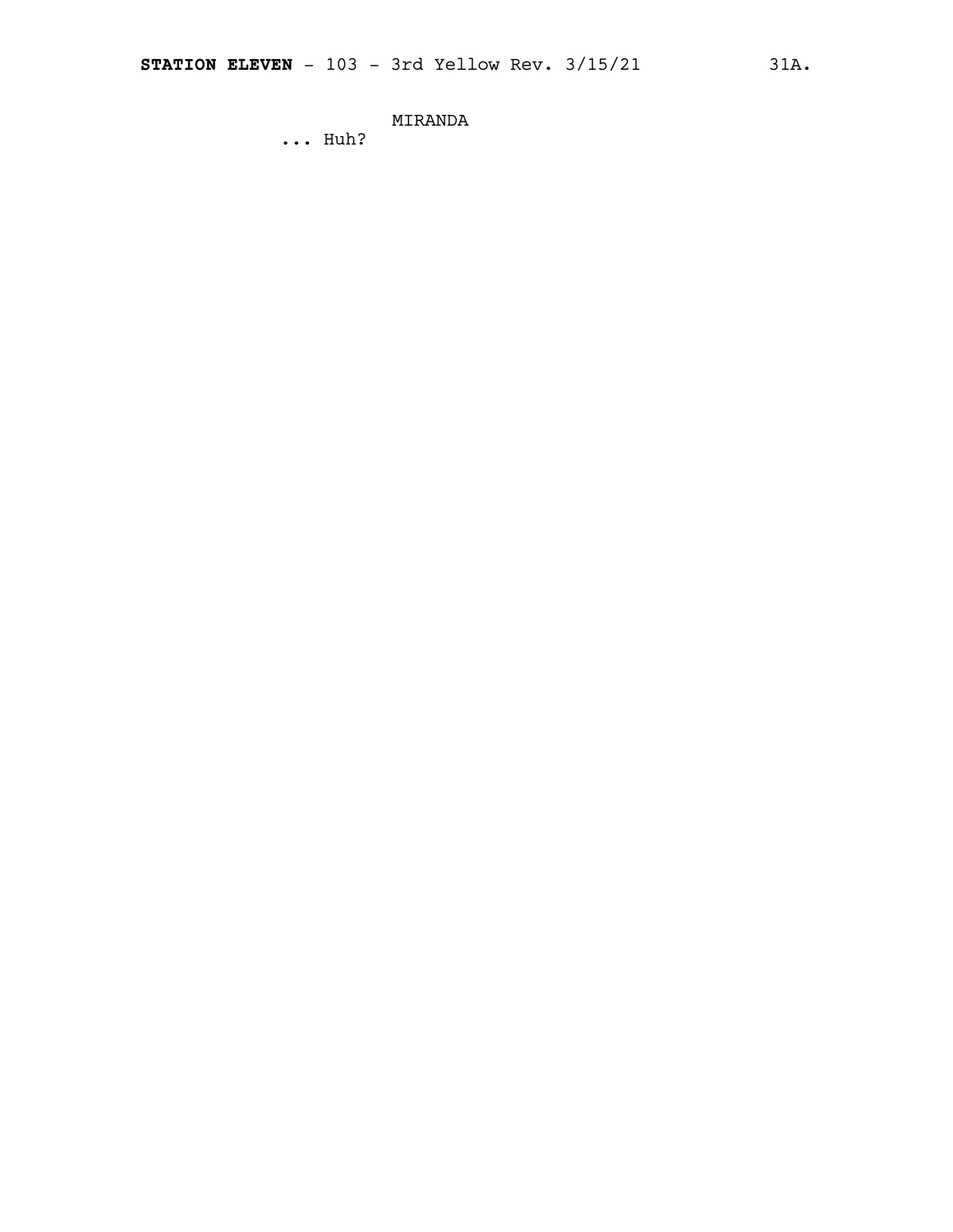MIRANDA

... Huh?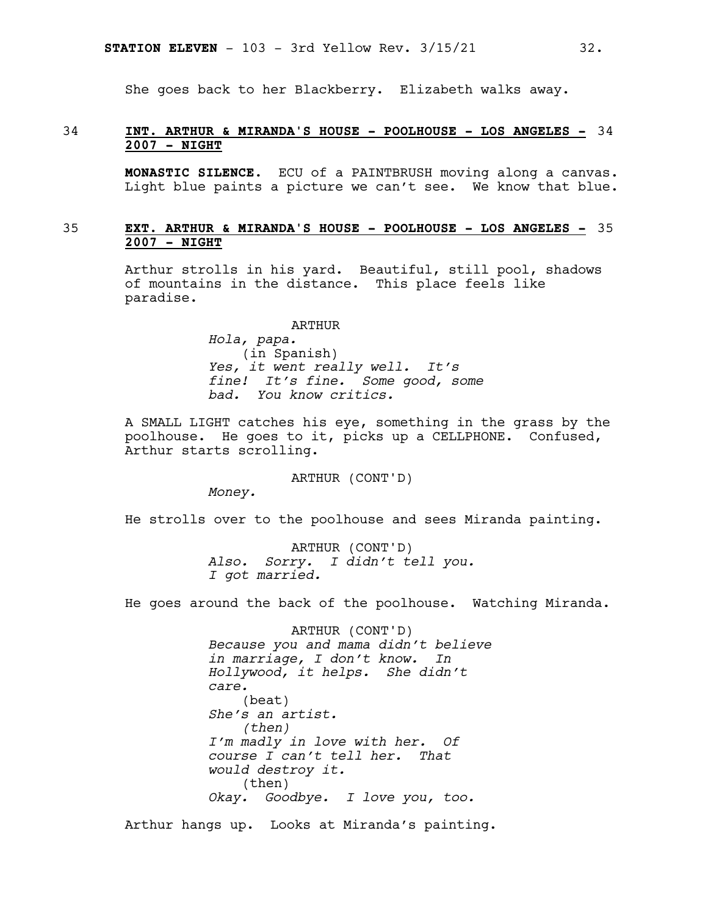She goes back to her Blackberry. Elizabeth walks away.

**34 INT. ARTHUR & MIRANDA'S HOUSE - POOLHOUSE - LOS ANGELES - 2007 - NIGHT** 34

**MONASTIC SILENCE.** ECU of a PAINTBRUSH moving along a canvas. Light blue paints a picture we can't see. We know that blue.

**35 EXT. ARTHUR & MIRANDA'S HOUSE - POOLHOUSE - LOS ANGELES - 2007 - NIGHT** 35

Arthur strolls in his yard. Beautiful, still pool, shadows of mountains in the distance. This place feels like paradise.

ARTHUR
*Hola, papa.*
(in Spanish)
*Yes, it went really well. It's fine! It's fine. Some good, some bad. You know critics.*

A SMALL LIGHT catches his eye, something in the grass by the poolhouse. He goes to it, picks up a CELLPHONE. Confused, Arthur starts scrolling.

ARTHUR (CONT'D)
*Money.*

He strolls over to the poolhouse and sees Miranda painting.

ARTHUR (CONT'D)
*Also. Sorry. I didn't tell you. I got married.*

He goes around the back of the poolhouse. Watching Miranda.

ARTHUR (CONT'D)
*Because you and mama didn't believe in marriage, I don't know. In Hollywood, it helps. She didn't care.*
(beat)
*She's an artist.*
*(then)*
*I'm madly in love with her. Of course I can't tell her. That would destroy it.*
(then)
*Okay. Goodbye. I love you, too.*

Arthur hangs up. Looks at Miranda's painting.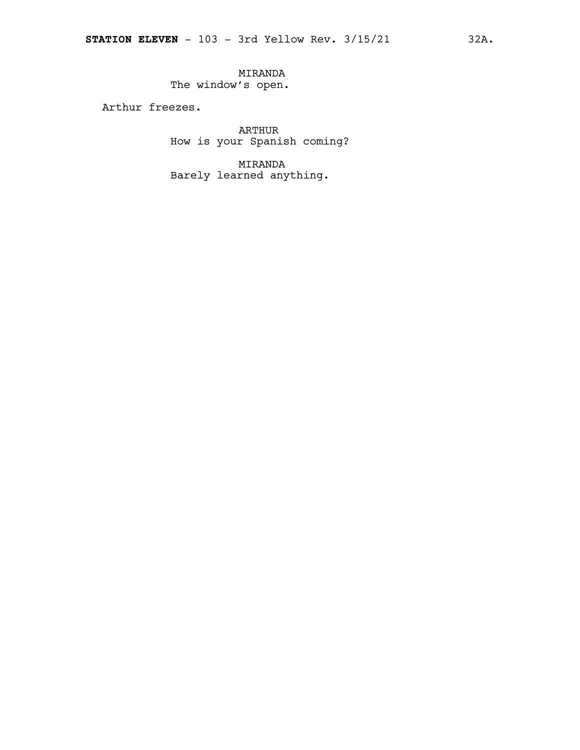MIRANDA
The window's open.

Arthur freezes.

ARTHUR
How is your Spanish coming?

MIRANDA
Barely learned anything.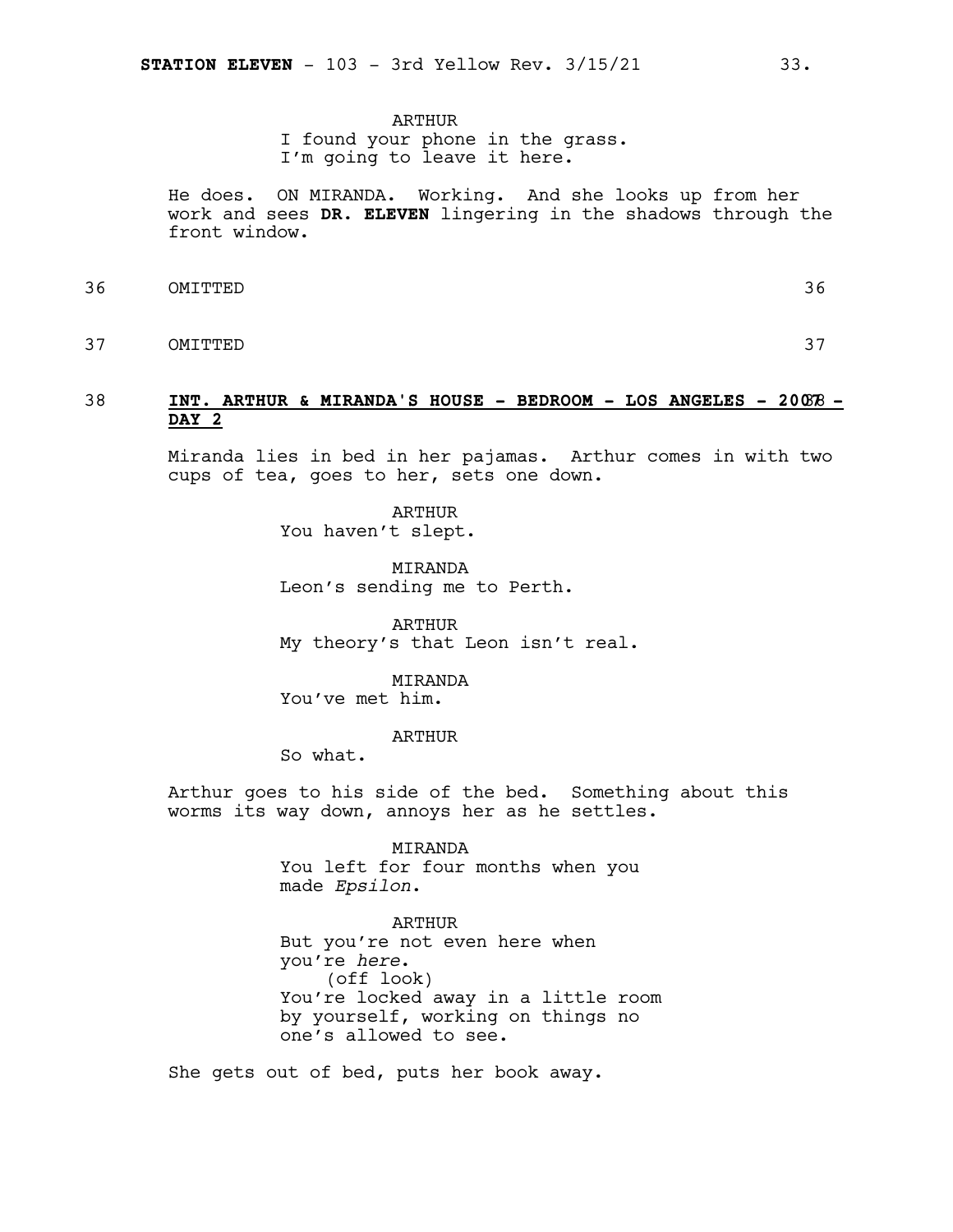ARTHUR
I found your phone in the grass.
I'm going to leave it here.

He does. ON MIRANDA. Working. And she looks up from her work and sees **DR. ELEVEN** lingering in the shadows through the front window.

36 OMITTED 36

37 OMITTED 37

38 **INT. ARTHUR & MIRANDA'S HOUSE - BEDROOM - LOS ANGELES - 2008 - DAY 2** 38

Miranda lies in bed in her pajamas. Arthur comes in with two cups of tea, goes to her, sets one down.

ARTHUR
You haven't slept.

MIRANDA
Leon's sending me to Perth.

ARTHUR
My theory's that Leon isn't real.

MIRANDA
You've met him.

ARTHUR
So what.

Arthur goes to his side of the bed. Something about this worms its way down, annoys her as he settles.

MIRANDA
You left for four months when you made *Epsilon*.

ARTHUR
But you're not even here when you're *here*.
(off look)
You're locked away in a little room by yourself, working on things no one's allowed to see.

She gets out of bed, puts her book away.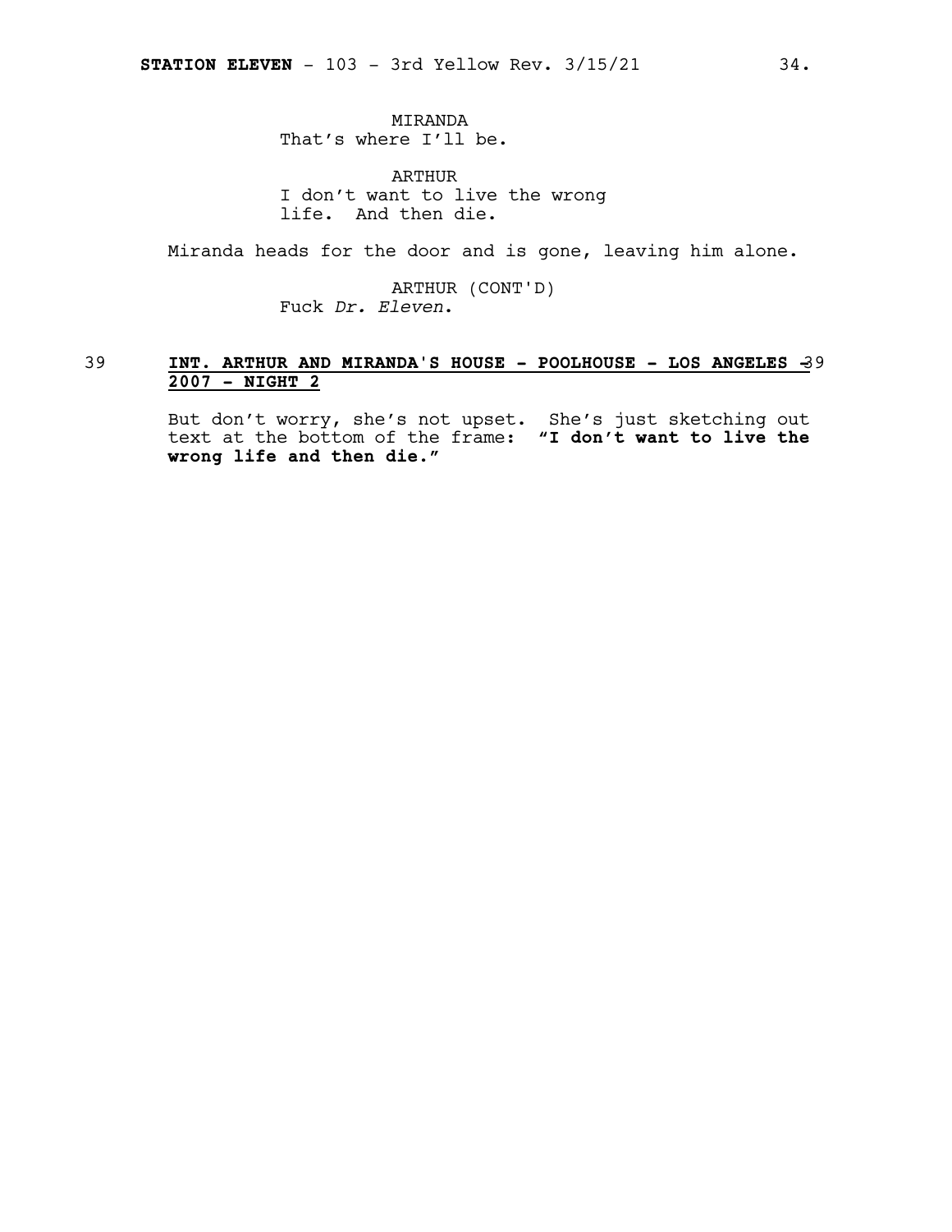MIRANDA
That's where I'll be.

ARTHUR
I don't want to live the wrong life. And then die.

Miranda heads for the door and is gone, leaving him alone.

ARTHUR (CONT'D)
Fuck *Dr. Eleven*.

39 **INT. ARTHUR AND MIRANDA'S HOUSE - POOLHOUSE - LOS ANGELES - 2007 - NIGHT 2** 39

But don't worry, she's not upset. She's just sketching out text at the bottom of the frame: **"I don't want to live the wrong life and then die."**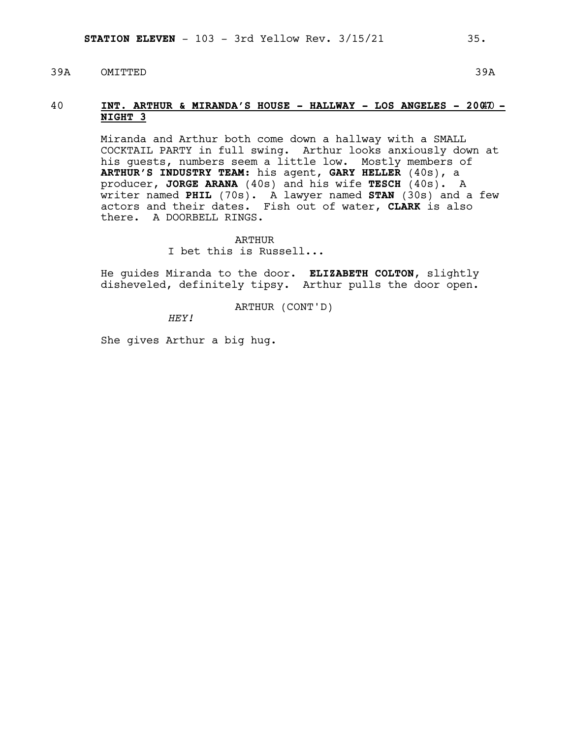39A OMITTED 39A

40 **INT. ARTHUR & MIRANDA'S HOUSE - HALLWAY - LOS ANGELES - 2007 - NIGHT 3** 40

Miranda and Arthur both come down a hallway with a SMALL COCKTAIL PARTY in full swing. Arthur looks anxiously down at his guests, numbers seem a little low. Mostly members of **ARTHUR'S INDUSTRY TEAM:** his agent, **GARY HELLER** (40s), a producer, **JORGE ARANA** (40s) and his wife **TESCH** (40s). A writer named **PHIL** (70s). A lawyer named **STAN** (30s) and a few actors and their dates. Fish out of water, **CLARK** is also there. A DOORBELL RINGS.

ARTHUR
I bet this is Russell...

He guides Miranda to the door. **ELIZABETH COLTON**, slightly disheveled, definitely tipsy. Arthur pulls the door open.

ARTHUR (CONT'D)
*HEY!*

She gives Arthur a big hug.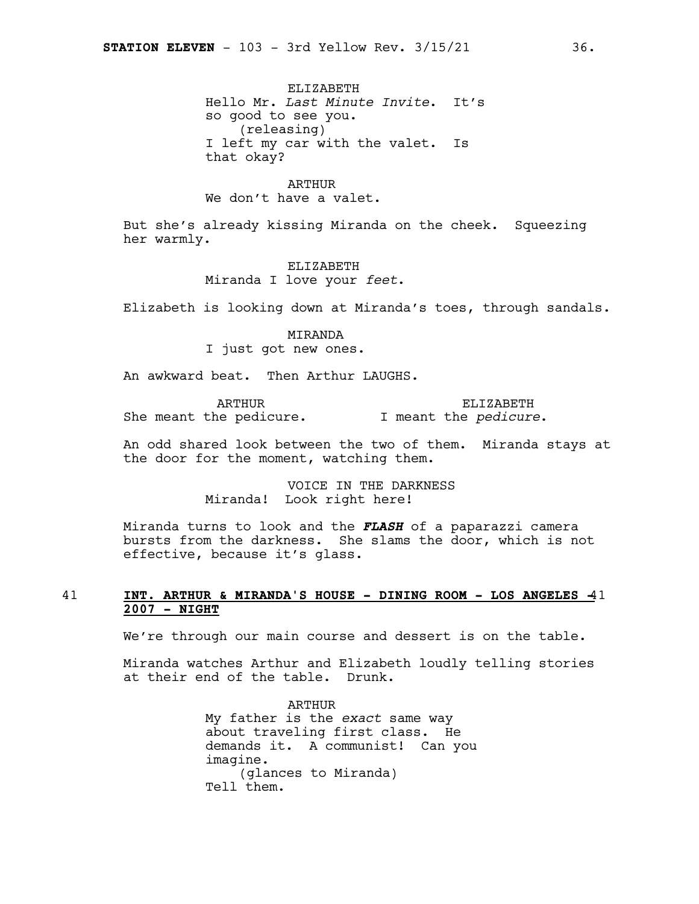ELIZABETH
Hello Mr. *Last Minute Invite*. It's so good to see you.
(releasing)
I left my car with the valet. Is that okay?

ARTHUR
We don't have a valet.

But she's already kissing Miranda on the cheek. Squeezing her warmly.

ELIZABETH
Miranda I love your *feet*.

Elizabeth is looking down at Miranda's toes, through sandals.

MIRANDA
I just got new ones.

An awkward beat. Then Arthur LAUGHS.

ARTHUR
She meant the pedicure.

ELIZABETH
I meant the *pedicure*.

An odd shared look between the two of them. Miranda stays at the door for the moment, watching them.

VOICE IN THE DARKNESS
Miranda! Look right here!

Miranda turns to look and the ***FLASH*** of a paparazzi camera bursts from the darkness. She slams the door, which is not effective, because it's glass.

41 **INT. ARTHUR & MIRANDA'S HOUSE - DINING ROOM - LOS ANGELES - 2007 - NIGHT** 41

We're through our main course and dessert is on the table.

Miranda watches Arthur and Elizabeth loudly telling stories at their end of the table. Drunk.

ARTHUR
My father is the *exact* same way about traveling first class. He demands it. A communist! Can you imagine.
(glances to Miranda)
Tell them.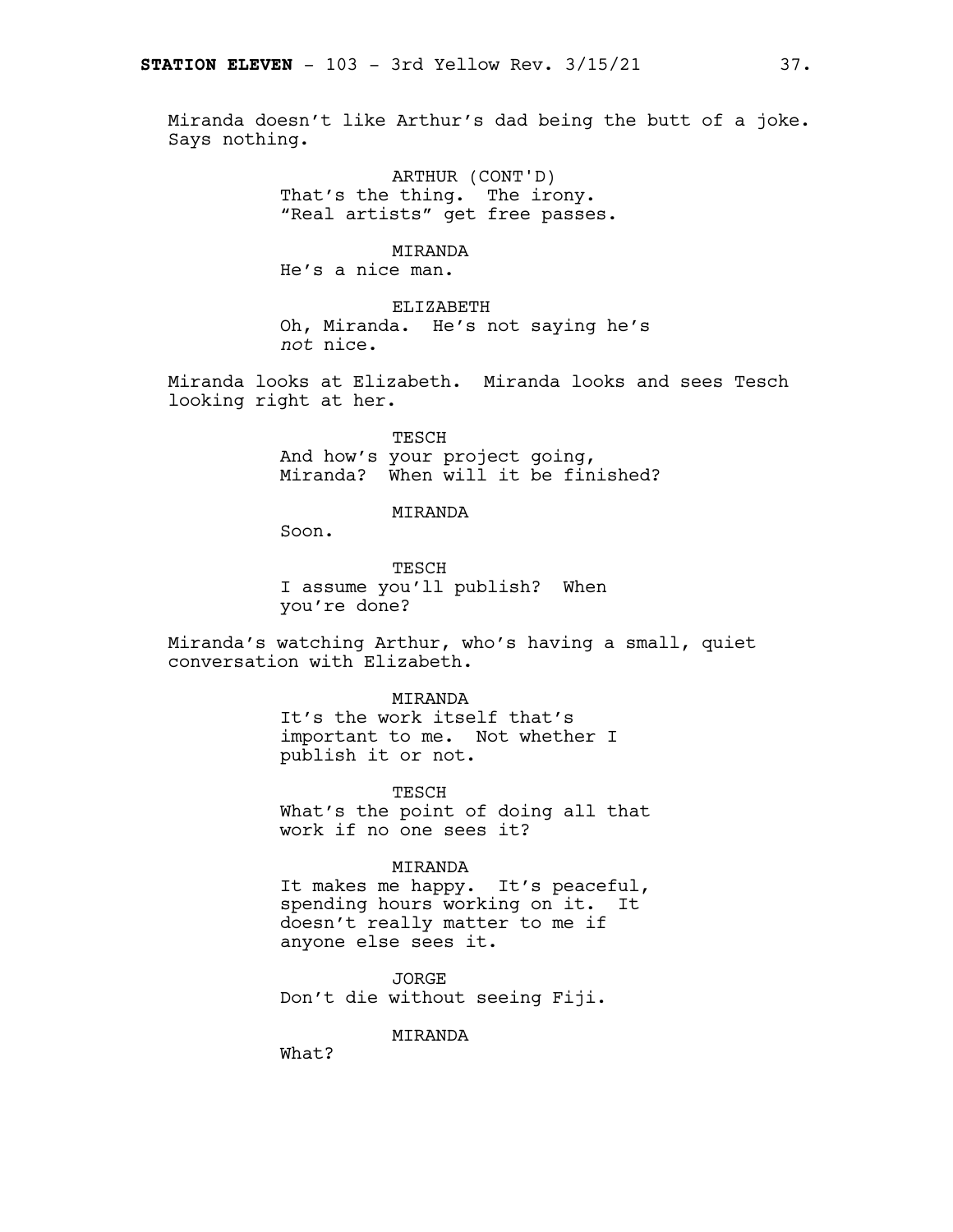Miranda doesn't like Arthur's dad being the butt of a joke. Says nothing.

ARTHUR (CONT'D)
That's the thing. The irony. "Real artists" get free passes.

MIRANDA
He's a nice man.

ELIZABETH
Oh, Miranda. He's not saying he's *not* nice.

Miranda looks at Elizabeth. Miranda looks and sees Tesch looking right at her.

TESCH
And how's your project going, Miranda? When will it be finished?

MIRANDA
Soon.

TESCH
I assume you'll publish? When you're done?

Miranda's watching Arthur, who's having a small, quiet conversation with Elizabeth.

MIRANDA
It's the work itself that's important to me. Not whether I publish it or not.

TESCH
What's the point of doing all that work if no one sees it?

MIRANDA
It makes me happy. It's peaceful, spending hours working on it. It doesn't really matter to me if anyone else sees it.

JORGE
Don't die without seeing Fiji.

MIRANDA
What?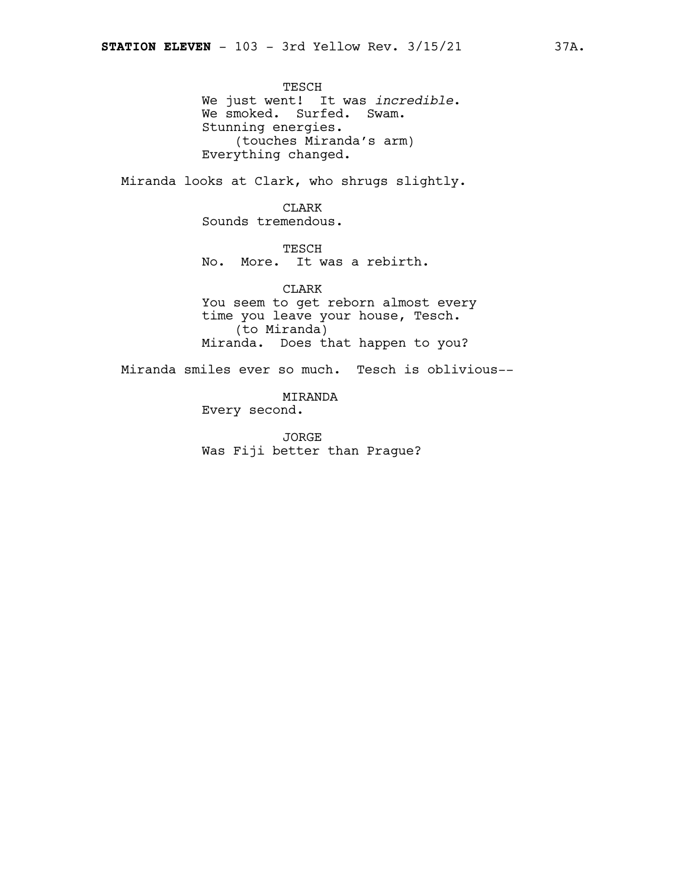TESCH
We just went! It was *incredible*.
We smoked. Surfed. Swam.
Stunning energies.
(touches Miranda's arm)
Everything changed.

Miranda looks at Clark, who shrugs slightly.

CLARK
Sounds tremendous.

TESCH
No. More. It was a rebirth.

CLARK
You seem to get reborn almost every
time you leave your house, Tesch.
(to Miranda)
Miranda. Does that happen to you?

Miranda smiles ever so much. Tesch is oblivious--

MIRANDA
Every second.

JORGE
Was Fiji better than Prague?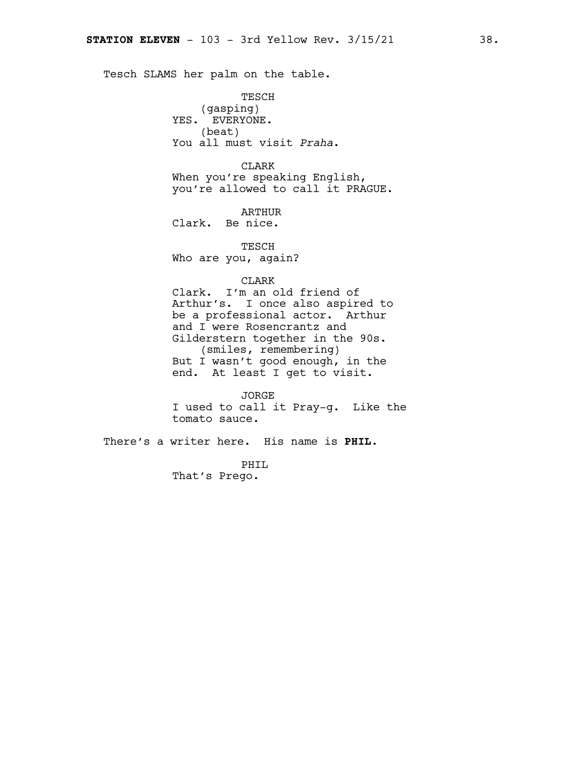Tesch SLAMS her palm on the table.

TESCH
(gasping)
YES. EVERYONE.
(beat)
You all must visit *Praha*.

CLARK
When you're speaking English, you're allowed to call it PRAGUE.

ARTHUR
Clark. Be nice.

TESCH
Who are you, again?

CLARK
Clark. I'm an old friend of Arthur's. I once also aspired to be a professional actor. Arthur and I were Rosencrantz and Gilderstern together in the 90s.
(smiles, remembering)
But I wasn't good enough, in the end. At least I get to visit.

JORGE
I used to call it Pray-g. Like the tomato sauce.

There's a writer here. His name is **PHIL.**

PHIL
That's Prego.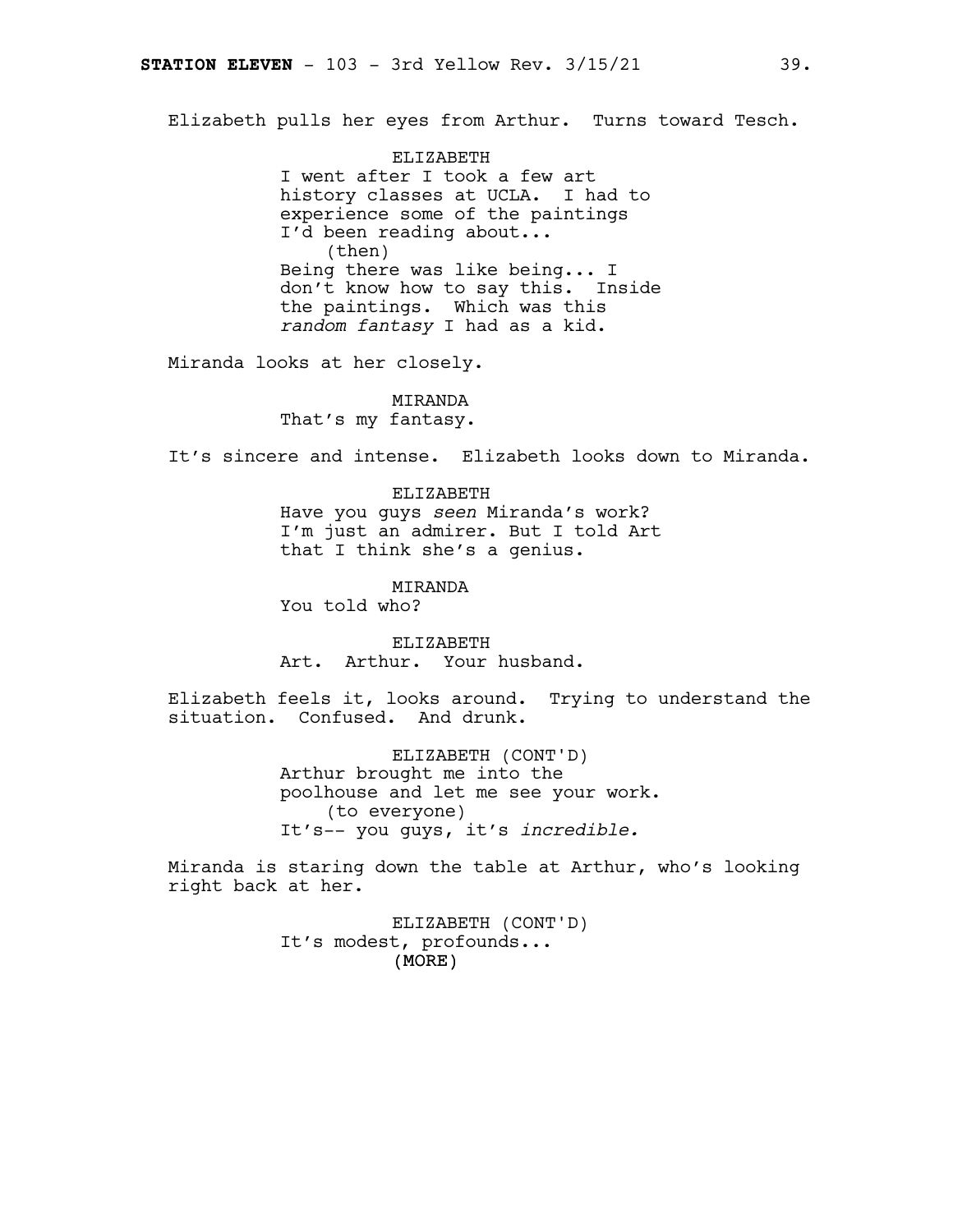Elizabeth pulls her eyes from Arthur. Turns toward Tesch.

ELIZABETH
I went after I took a few art history classes at UCLA. I had to experience some of the paintings I'd been reading about...
(then)
Being there was like being... I don't know how to say this. Inside the paintings. Which was this *random fantasy* I had as a kid.

Miranda looks at her closely.

MIRANDA
That's my fantasy.

It's sincere and intense. Elizabeth looks down to Miranda.

ELIZABETH
Have you guys *seen* Miranda's work? I'm just an admirer. But I told Art that I think she's a genius.

MIRANDA
You told who?

ELIZABETH
Art. Arthur. Your husband.

Elizabeth feels it, looks around. Trying to understand the situation. Confused. And drunk.

ELIZABETH (CONT'D)
Arthur brought me into the poolhouse and let me see your work.
(to everyone)
It's-- you guys, it's *incredible.*

Miranda is staring down the table at Arthur, who's looking right back at her.

ELIZABETH (CONT'D)
It's modest, profounds...
(MORE)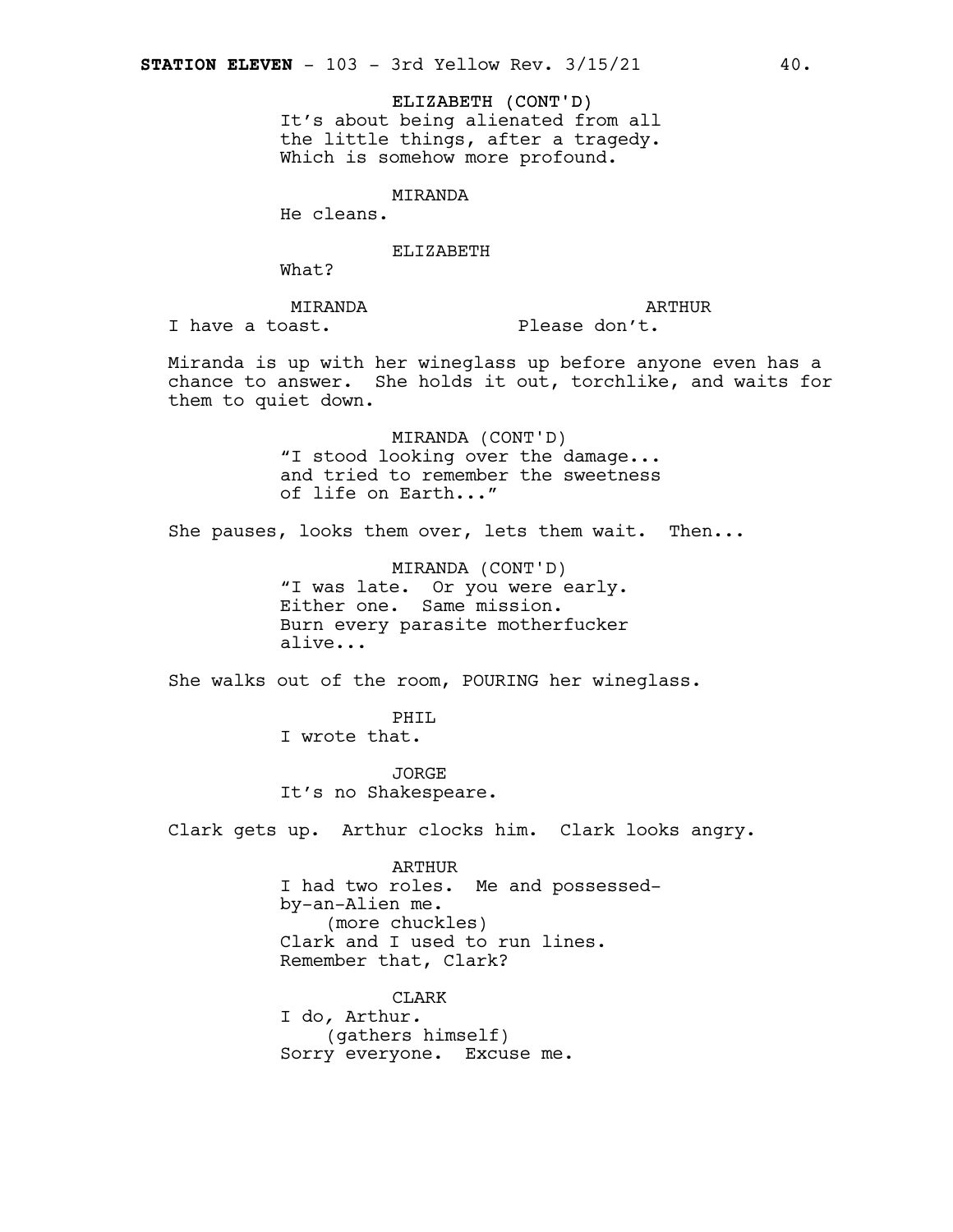ELIZABETH (CONT'D)
It's about being alienated from all the little things, after a tragedy. Which is somehow more profound.

MIRANDA
He cleans.

ELIZABETH
What?

MIRANDA
I have a toast.

ARTHUR
Please don't.

Miranda is up with her wineglass up before anyone even has a chance to answer. She holds it out, torchlike, and waits for them to quiet down.

MIRANDA (CONT'D)
"I stood looking over the damage... and tried to remember the sweetness of life on Earth..."

She pauses, looks them over, lets them wait. Then...

MIRANDA (CONT'D)
"I was late. Or you were early. Either one. Same mission. Burn every parasite motherfucker alive...

She walks out of the room, POURING her wineglass.

PHIL
I wrote that.

JORGE
It's no Shakespeare.

Clark gets up. Arthur clocks him. Clark looks angry.

ARTHUR
I had two roles. Me and possessed-by-an-Alien me.
(more chuckles)
Clark and I used to run lines. Remember that, Clark?

CLARK
I do, Arthur.
(gathers himself)
Sorry everyone. Excuse me.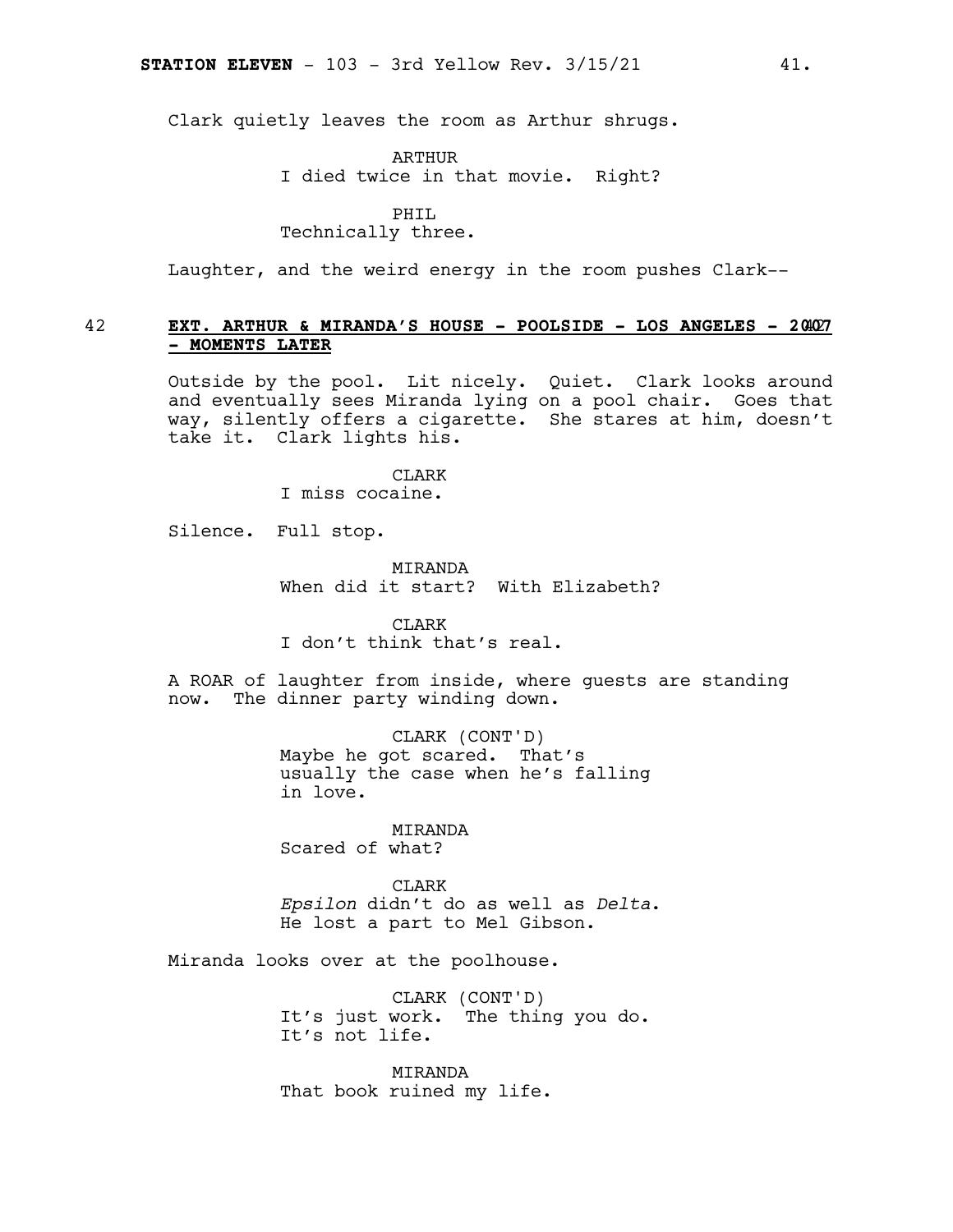Clark quietly leaves the room as Arthur shrugs.

ARTHUR
I died twice in that movie. Right?

PHIL
Technically three.

Laughter, and the weird energy in the room pushes Clark--

42 **EXT. ARTHUR & MIRANDA'S HOUSE - POOLSIDE - LOS ANGELES - 2007 - MOMENTS LATER**

Outside by the pool. Lit nicely. Quiet. Clark looks around and eventually sees Miranda lying on a pool chair. Goes that way, silently offers a cigarette. She stares at him, doesn't take it. Clark lights his.

CLARK
I miss cocaine.

Silence. Full stop.

MIRANDA
When did it start? With Elizabeth?

CLARK
I don't think that's real.

A ROAR of laughter from inside, where guests are standing now. The dinner party winding down.

CLARK (CONT'D)
Maybe he got scared. That's usually the case when he's falling in love.

MIRANDA
Scared of what?

CLARK
*Epsilon* didn't do as well as *Delta*. He lost a part to Mel Gibson.

Miranda looks over at the poolhouse.

CLARK (CONT'D)
It's just work. The thing you do. It's not life.

MIRANDA
That book ruined my life.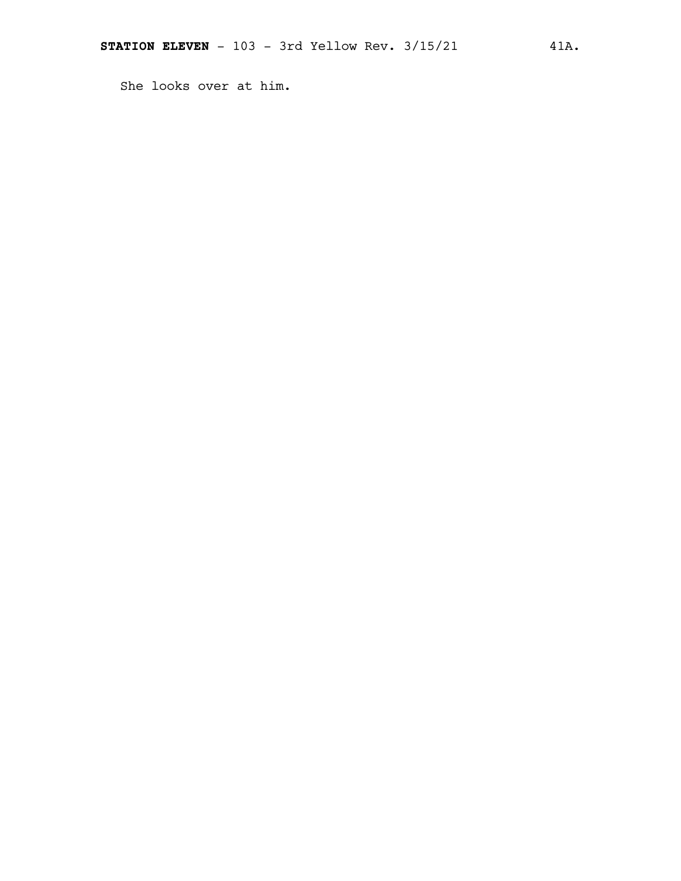She looks over at him.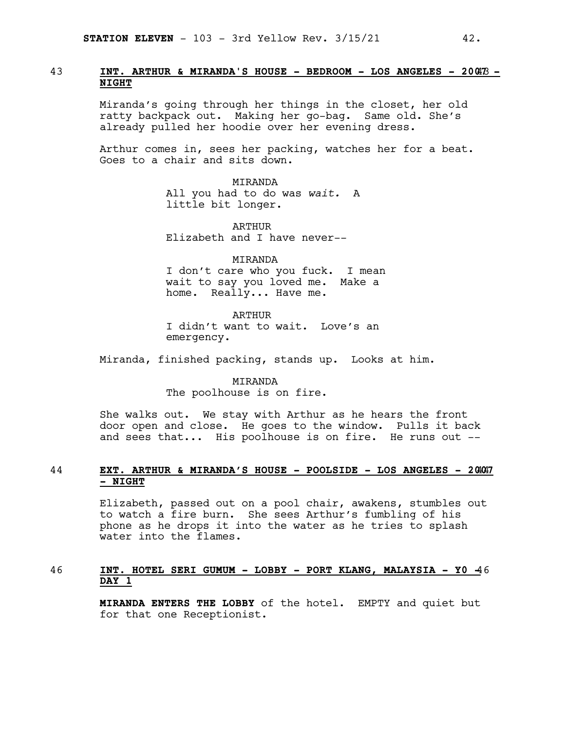43 **INT. ARTHUR & MIRANDA'S HOUSE - BEDROOM - LOS ANGELES - 2007 - NIGHT** 43

Miranda's going through her things in the closet, her old ratty backpack out. Making her go-bag. Same old. She's already pulled her hoodie over her evening dress.

Arthur comes in, sees her packing, watches her for a beat. Goes to a chair and sits down.

MIRANDA
All you had to do was *wait.* A little bit longer.

ARTHUR
Elizabeth and I have never--

MIRANDA
I don't care who you fuck. I mean wait to say you loved me. Make a home. Really... Have me.

ARTHUR
I didn't want to wait. Love's an emergency.

Miranda, finished packing, stands up. Looks at him.

MIRANDA
The poolhouse is on fire.

She walks out. We stay with Arthur as he hears the front door open and close. He goes to the window. Pulls it back and sees that... His poolhouse is on fire. He runs out --

44 **EXT. ARTHUR & MIRANDA'S HOUSE - POOLSIDE - LOS ANGELES - 2007 - NIGHT** 44

Elizabeth, passed out on a pool chair, awakens, stumbles out to watch a fire burn. She sees Arthur's fumbling of his phone as he drops it into the water as he tries to splash water into the flames.

46 **INT. HOTEL SERI GUMUM - LOBBY - PORT KLANG, MALAYSIA - Y0 - DAY 1** 46

**MIRANDA ENTERS THE LOBBY** of the hotel. EMPTY and quiet but for that one Receptionist.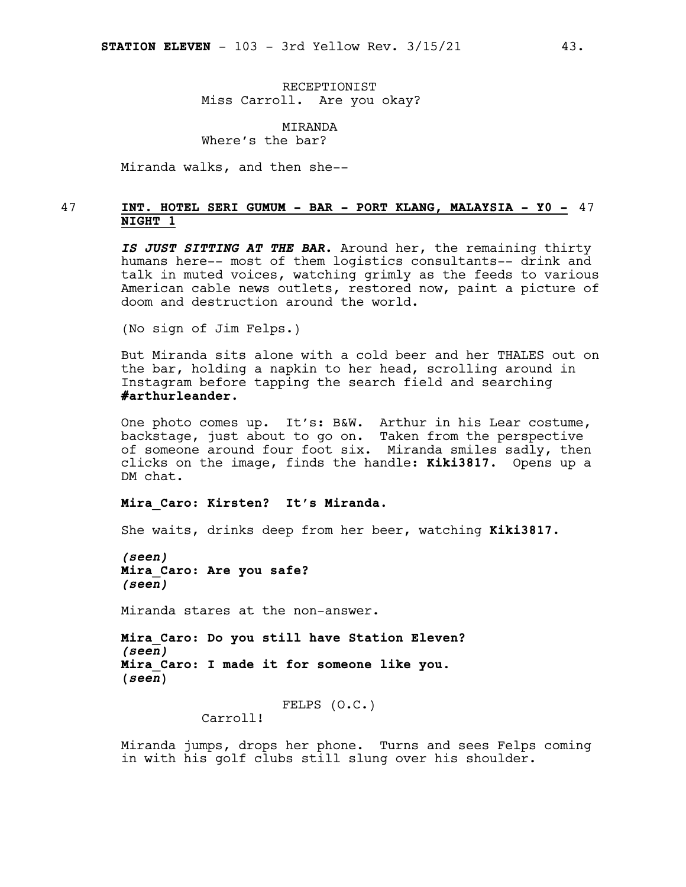RECEPTIONIST
Miss Carroll. Are you okay?

MIRANDA
Where's the bar?

Miranda walks, and then she--

47 **INT. HOTEL SERI GUMUM - BAR - PORT KLANG, MALAYSIA - Y0 - NIGHT 1** 47

***IS JUST SITTING AT THE BAR.*** Around her, the remaining thirty humans here-- most of them logistics consultants-- drink and talk in muted voices, watching grimly as the feeds to various American cable news outlets, restored now, paint a picture of doom and destruction around the world.

(No sign of Jim Felps.)

But Miranda sits alone with a cold beer and her THALES out on the bar, holding a napkin to her head, scrolling around in Instagram before tapping the search field and searching **#arthurleander.**

One photo comes up. It's: B&W. Arthur in his Lear costume, backstage, just about to go on. Taken from the perspective of someone around four foot six. Miranda smiles sadly, then clicks on the image, finds the handle**: Kiki3817.** Opens up a DM chat.

**Mira_Caro: Kirsten? It's Miranda.**

She waits, drinks deep from her beer, watching **Kiki3817.**

***(seen)***
**Mira_Caro: Are you safe?**
***(seen)***

Miranda stares at the non-answer.

**Mira_Caro: Do you still have Station Eleven?**
***(seen)***
**Mira_Caro: I made it for someone like you.**
**(*seen*)**

FELPS (O.C.)
Carroll!

Miranda jumps, drops her phone. Turns and sees Felps coming in with his golf clubs still slung over his shoulder.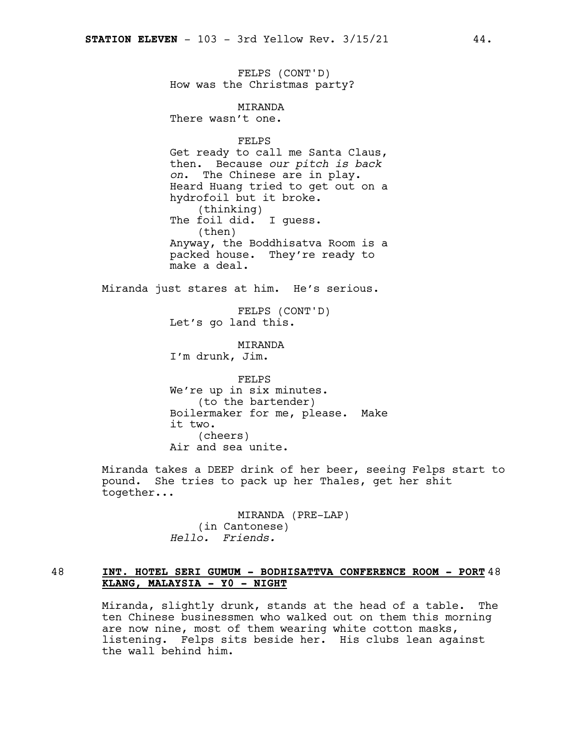FELPS (CONT'D)
How was the Christmas party?

MIRANDA
There wasn't one.

FELPS
Get ready to call me Santa Claus, then. Because *our pitch is back on*. The Chinese are in play. Heard Huang tried to get out on a hydrofoil but it broke.
(thinking)
The foil did. I guess.
(then)
Anyway, the Boddhisatva Room is a packed house. They're ready to make a deal.

Miranda just stares at him. He's serious.

FELPS (CONT'D)
Let's go land this.

MIRANDA
I'm drunk, Jim.

FELPS
We're up in six minutes.
(to the bartender)
Boilermaker for me, please. Make it two.
(cheers)
Air and sea unite.

Miranda takes a DEEP drink of her beer, seeing Felps start to pound. She tries to pack up her Thales, get her shit together...

MIRANDA (PRE-LAP)
(in Cantonese)
*Hello. Friends.*

48 **INT. HOTEL SERI GUMUM - BODHISATTVA CONFERENCE ROOM - PORT KLANG, MALAYSIA - Y0 - NIGHT** 48

Miranda, slightly drunk, stands at the head of a table. The ten Chinese businessmen who walked out on them this morning are now nine, most of them wearing white cotton masks, listening. Felps sits beside her. His clubs lean against the wall behind him.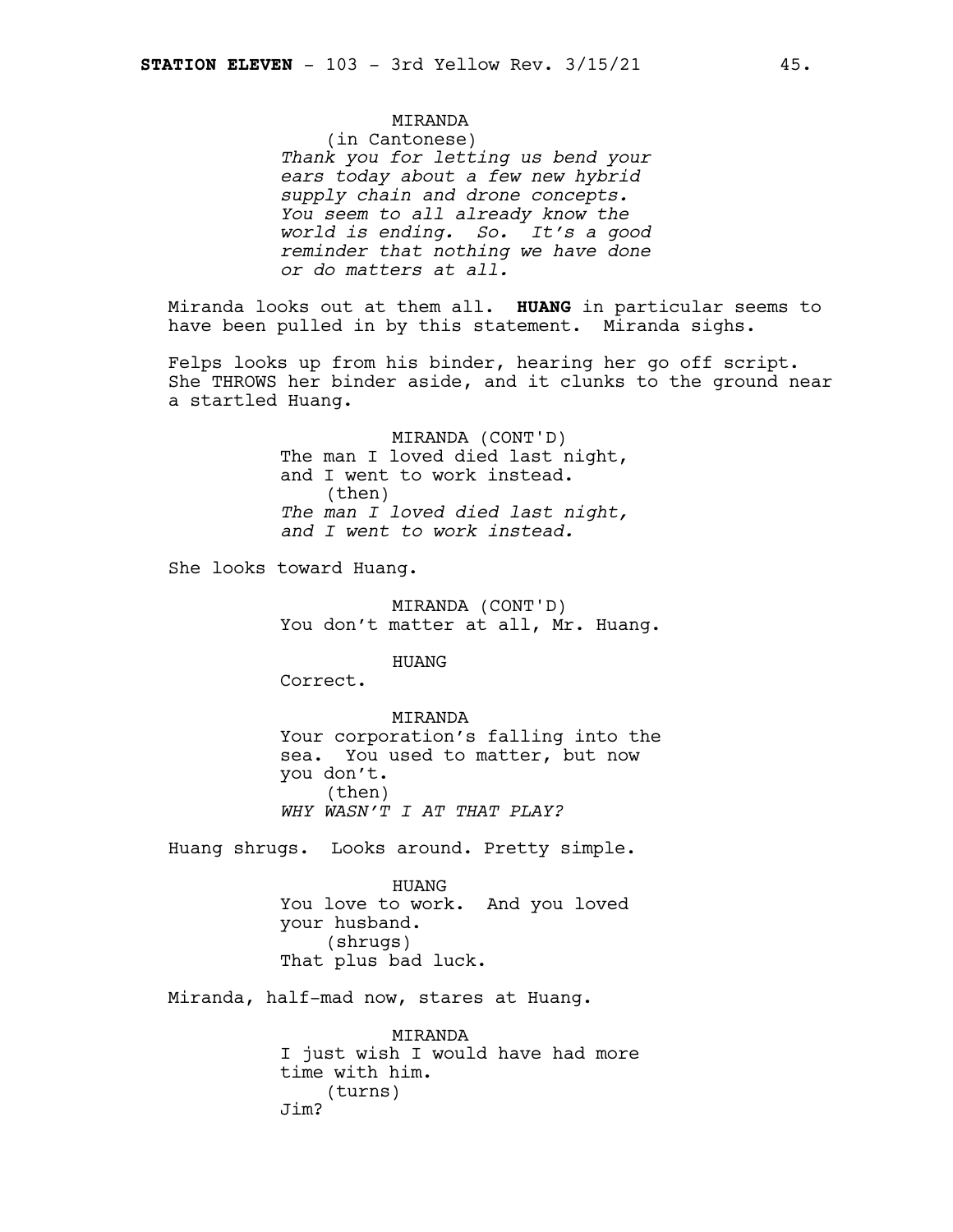MIRANDA
(in Cantonese)
*Thank you for letting us bend your ears today about a few new hybrid supply chain and drone concepts. You seem to all already know the world is ending. So. It's a good reminder that nothing we have done or do matters at all.*

Miranda looks out at them all. **HUANG** in particular seems to have been pulled in by this statement. Miranda sighs.

Felps looks up from his binder, hearing her go off script. She THROWS her binder aside, and it clunks to the ground near a startled Huang.

MIRANDA (CONT'D)
The man I loved died last night, and I went to work instead.
(then)
*The man I loved died last night, and I went to work instead.*

She looks toward Huang.

MIRANDA (CONT'D)
You don't matter at all, Mr. Huang.

HUANG
Correct.

MIRANDA
Your corporation's falling into the sea. You used to matter, but now you don't.
(then)
*WHY WASN'T I AT THAT PLAY?*

Huang shrugs. Looks around. Pretty simple.

HUANG
You love to work. And you loved your husband.
(shrugs)
That plus bad luck.

Miranda, half-mad now, stares at Huang.

MIRANDA
I just wish I would have had more time with him.
(turns)
Jim?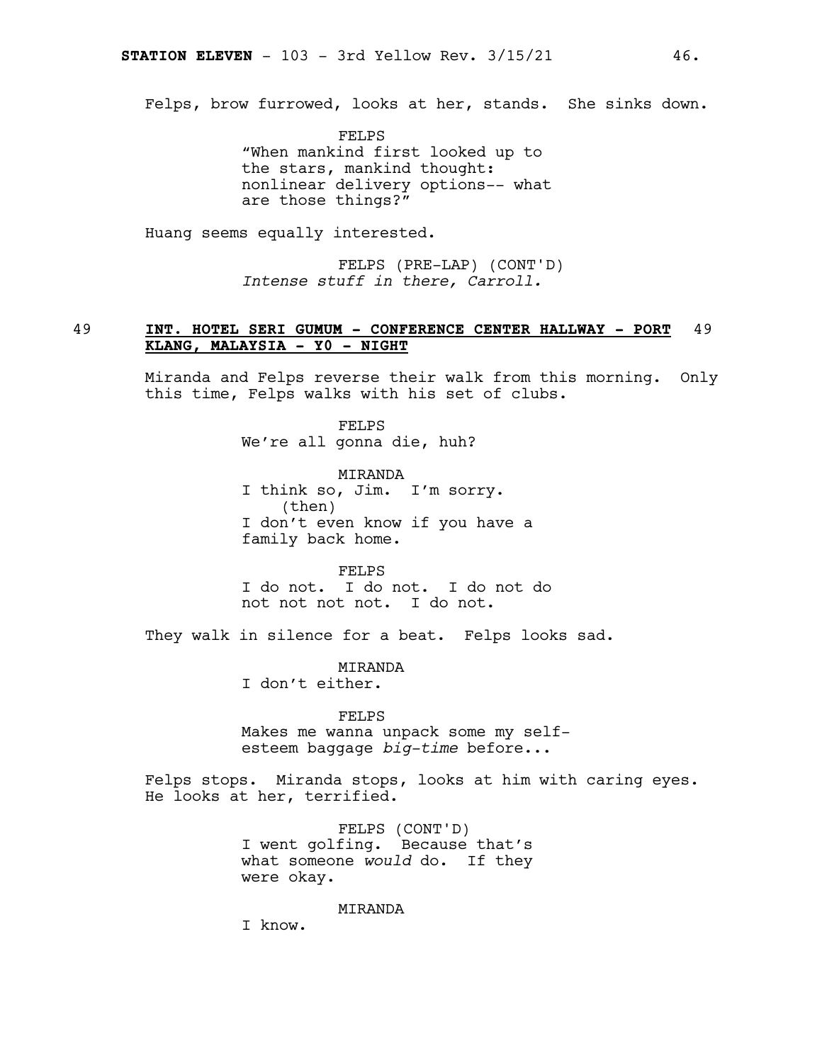Felps, brow furrowed, looks at her, stands. She sinks down.

FELPS
"When mankind first looked up to the stars, mankind thought: nonlinear delivery options-- what are those things?"

Huang seems equally interested.

FELPS (PRE-LAP) (CONT'D)
*Intense stuff in there, Carroll.*

49 **INT. HOTEL SERI GUMUM - CONFERENCE CENTER HALLWAY - PORT KLANG, MALAYSIA - Y0 - NIGHT** 49

Miranda and Felps reverse their walk from this morning. Only this time, Felps walks with his set of clubs.

FELPS
We're all gonna die, huh?

MIRANDA
I think so, Jim. I'm sorry.
(then)
I don't even know if you have a family back home.

FELPS
I do not. I do not. I do not do not not not not. I do not.

They walk in silence for a beat. Felps looks sad.

MIRANDA
I don't either.

FELPS
Makes me wanna unpack some my self-esteem baggage *big-time* before...

Felps stops. Miranda stops, looks at him with caring eyes. He looks at her, terrified.

FELPS (CONT'D)
I went golfing. Because that's what someone *would* do. If they were okay.

MIRANDA
I know.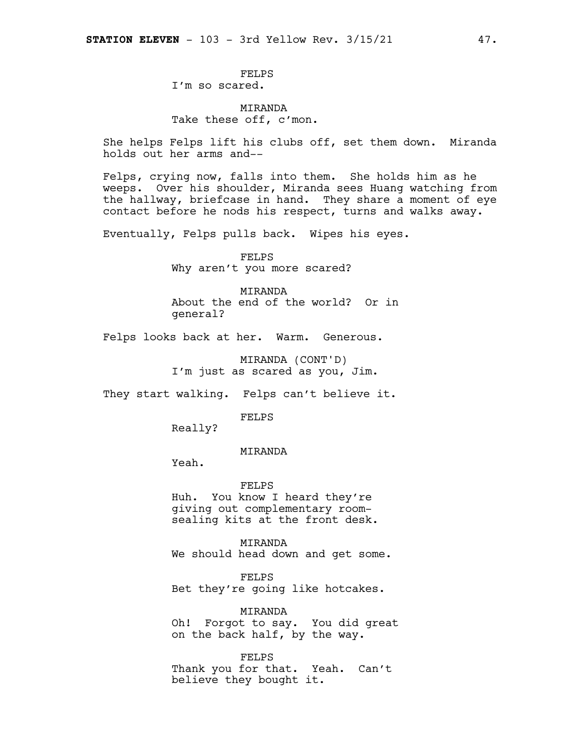FELPS
I'm so scared.

MIRANDA
Take these off, c'mon.

She helps Felps lift his clubs off, set them down. Miranda holds out her arms and--

Felps, crying now, falls into them. She holds him as he weeps. Over his shoulder, Miranda sees Huang watching from the hallway, briefcase in hand. They share a moment of eye contact before he nods his respect, turns and walks away.

Eventually, Felps pulls back. Wipes his eyes.

FELPS
Why aren't you more scared?

MIRANDA
About the end of the world? Or in general?

Felps looks back at her. Warm. Generous.

MIRANDA (CONT'D)
I'm just as scared as you, Jim.

They start walking. Felps can't believe it.

FELPS
Really?

MIRANDA
Yeah.

FELPS
Huh. You know I heard they're giving out complementary room-sealing kits at the front desk.

MIRANDA
We should head down and get some.

FELPS
Bet they're going like hotcakes.

MIRANDA
Oh! Forgot to say. You did great on the back half, by the way.

FELPS
Thank you for that. Yeah. Can't believe they bought it.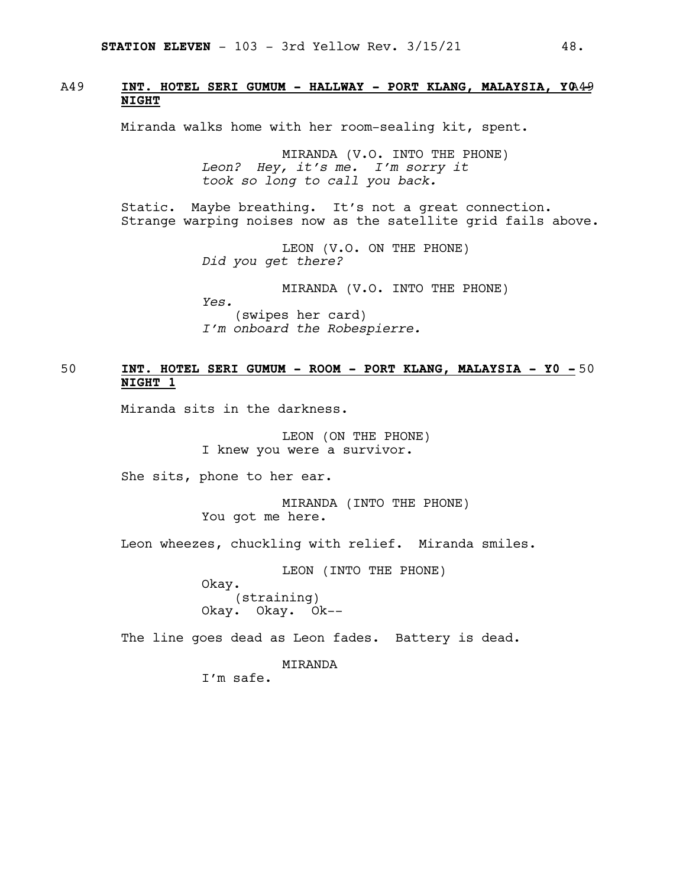A49 **INT. HOTEL SERI GUMUM - HALLWAY - PORT KLANG, MALAYSIA, Y0 - NIGHT** A49

Miranda walks home with her room-sealing kit, spent.

MIRANDA (V.O. INTO THE PHONE)
*Leon? Hey, it's me. I'm sorry it took so long to call you back.*

Static. Maybe breathing. It's not a great connection. Strange warping noises now as the satellite grid fails above.

LEON (V.O. ON THE PHONE)
*Did you get there?*

MIRANDA (V.O. INTO THE PHONE)
*Yes.*
(swipes her card)
*I'm onboard the Robespierre.*

50 **INT. HOTEL SERI GUMUM - ROOM - PORT KLANG, MALAYSIA - Y0 - NIGHT 1** 50

Miranda sits in the darkness.

LEON (ON THE PHONE)
I knew you were a survivor.

She sits, phone to her ear.

MIRANDA (INTO THE PHONE)
You got me here.

Leon wheezes, chuckling with relief. Miranda smiles.

LEON (INTO THE PHONE)
Okay.
(straining)
Okay. Okay. Ok--

The line goes dead as Leon fades. Battery is dead.

MIRANDA
I'm safe.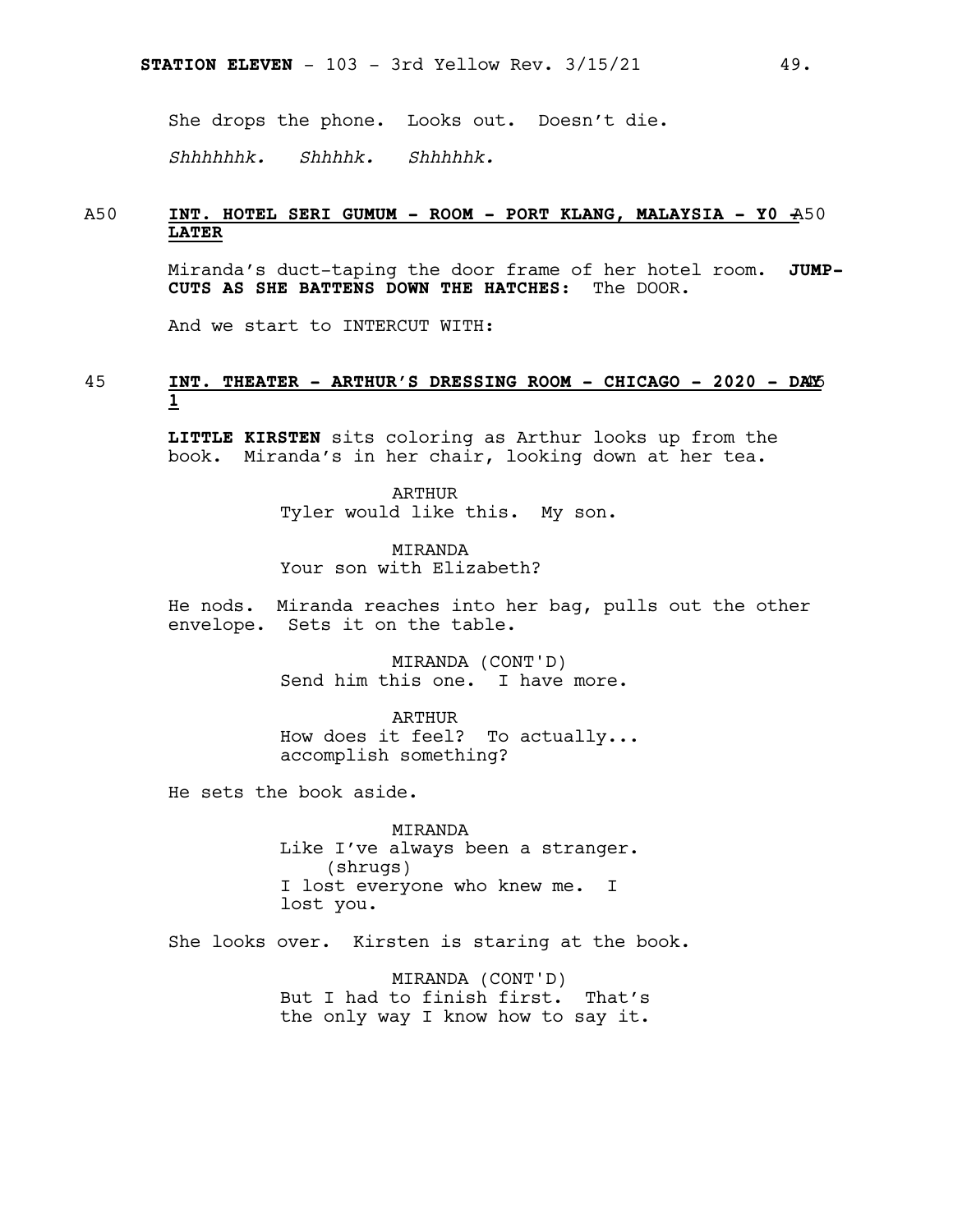She drops the phone. Looks out. Doesn't die.

*Shhhhhhk. Shhhhk. Shhhhhk.*

A50 **INT. HOTEL SERI GUMUM - ROOM - PORT KLANG, MALAYSIA - Y0 - LATER** A50

Miranda's duct-taping the door frame of her hotel room. **JUMP-CUTS AS SHE BATTENS DOWN THE HATCHES:** The DOOR.

And we start to INTERCUT WITH:

45 **INT. THEATER - ARTHUR'S DRESSING ROOM - CHICAGO - 2020 - DAY 1** 45

**LITTLE KIRSTEN** sits coloring as Arthur looks up from the book. Miranda's in her chair, looking down at her tea.

ARTHUR
Tyler would like this. My son.

MIRANDA
Your son with Elizabeth?

He nods. Miranda reaches into her bag, pulls out the other envelope. Sets it on the table.

MIRANDA (CONT'D)
Send him this one. I have more.

ARTHUR
How does it feel? To actually... accomplish something?

He sets the book aside.

MIRANDA
Like I've always been a stranger.
(shrugs)
I lost everyone who knew me. I lost you.

She looks over. Kirsten is staring at the book.

MIRANDA (CONT'D)
But I had to finish first. That's the only way I know how to say it.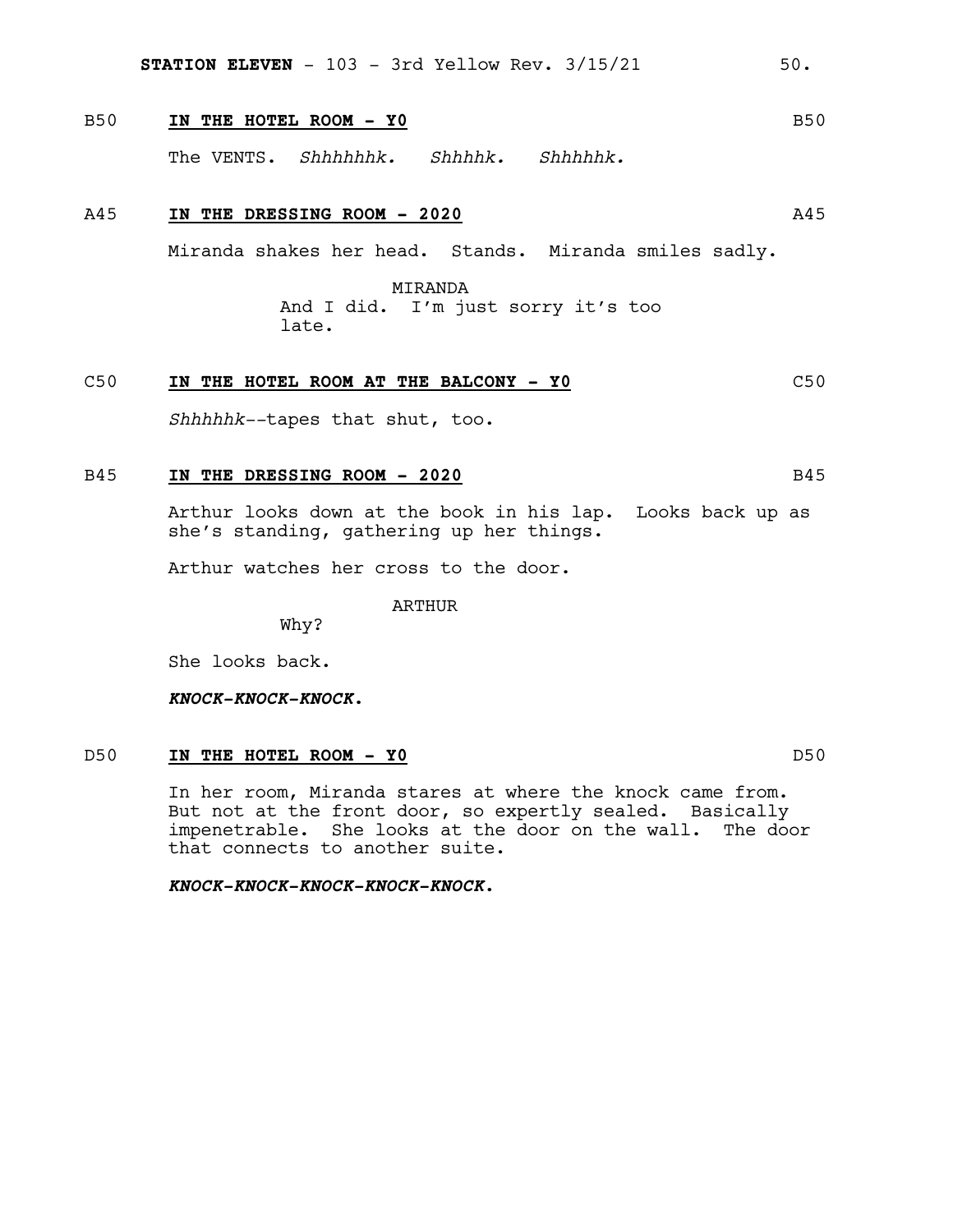B50 **IN THE HOTEL ROOM - Y0** B50

The VENTS. *Shhhhhhk. Shhhhk. Shhhhhk.*

A45 **IN THE DRESSING ROOM - 2020** A45

Miranda shakes her head. Stands. Miranda smiles sadly.

MIRANDA
And I did. I'm just sorry it's too late.

C50 **IN THE HOTEL ROOM AT THE BALCONY - Y0** C50

*Shhhhhk*--tapes that shut, too.

B45 **IN THE DRESSING ROOM - 2020** B45

Arthur looks down at the book in his lap. Looks back up as she's standing, gathering up her things.

Arthur watches her cross to the door.

ARTHUR
Why?

She looks back.

***KNOCK-KNOCK-KNOCK.***

D50 **IN THE HOTEL ROOM - Y0** D50

In her room, Miranda stares at where the knock came from. But not at the front door, so expertly sealed. Basically impenetrable. She looks at the door on the wall. The door that connects to another suite.

***KNOCK-KNOCK-KNOCK-KNOCK-KNOCK.***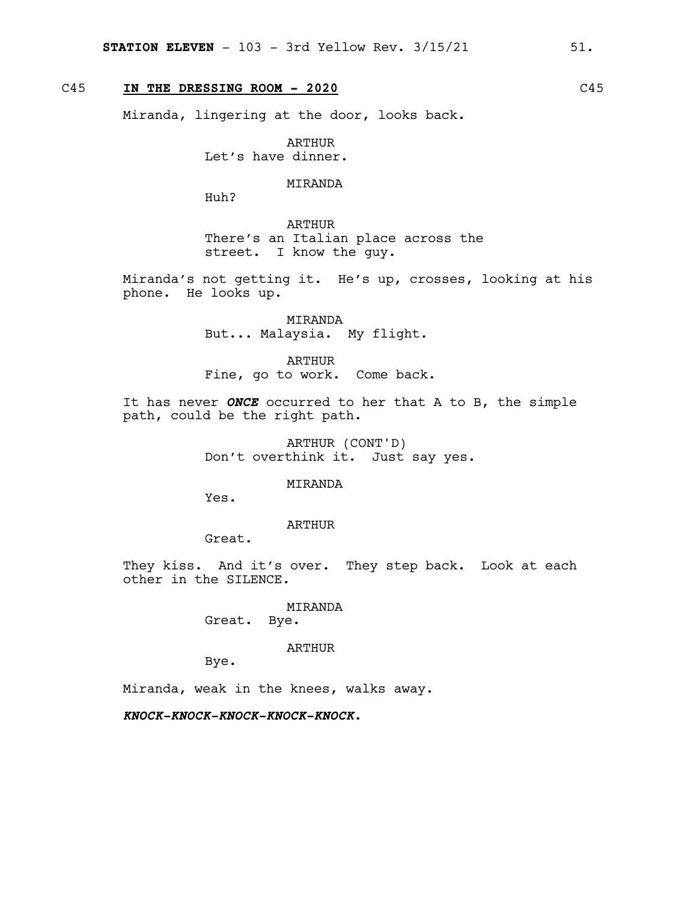C45 **IN THE DRESSING ROOM - 2020** C45

Miranda, lingering at the door, looks back.

ARTHUR
Let's have dinner.

MIRANDA
Huh?

ARTHUR
There's an Italian place across the street. I know the guy.

Miranda's not getting it. He's up, crosses, looking at his phone. He looks up.

MIRANDA
But... Malaysia. My flight.

ARTHUR
Fine, go to work. Come back.

It has never ***ONCE*** occurred to her that A to B, the simple path, could be the right path.

ARTHUR (CONT'D)
Don't overthink it. Just say yes.

MIRANDA
Yes.

ARTHUR
Great.

They kiss. And it's over. They step back. Look at each other in the SILENCE.

MIRANDA
Great. Bye.

ARTHUR
Bye.

Miranda, weak in the knees, walks away.

***KNOCK-KNOCK-KNOCK-KNOCK-KNOCK.***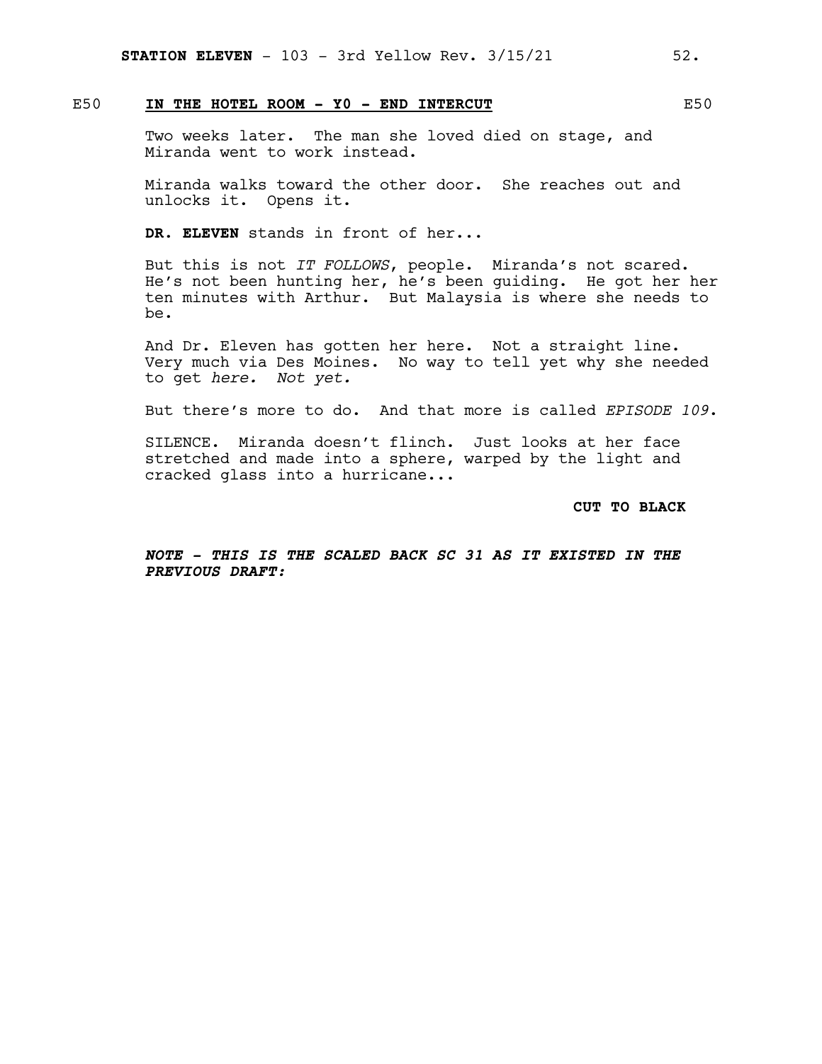E50 **IN THE HOTEL ROOM - Y0 - END INTERCUT** E50

Two weeks later. The man she loved died on stage, and Miranda went to work instead.

Miranda walks toward the other door. She reaches out and unlocks it. Opens it.

**DR. ELEVEN** stands in front of her...

But this is not *IT FOLLOWS*, people. Miranda's not scared. He's not been hunting her, he's been guiding. He got her her ten minutes with Arthur. But Malaysia is where she needs to be.

And Dr. Eleven has gotten her here. Not a straight line. Very much via Des Moines. No way to tell yet why she needed to get *here. Not yet.*

But there's more to do. And that more is called *EPISODE 109*.

SILENCE. Miranda doesn't flinch. Just looks at her face stretched and made into a sphere, warped by the light and cracked glass into a hurricane...

**CUT TO BLACK**

***NOTE - THIS IS THE SCALED BACK SC 31 AS IT EXISTED IN THE PREVIOUS DRAFT:***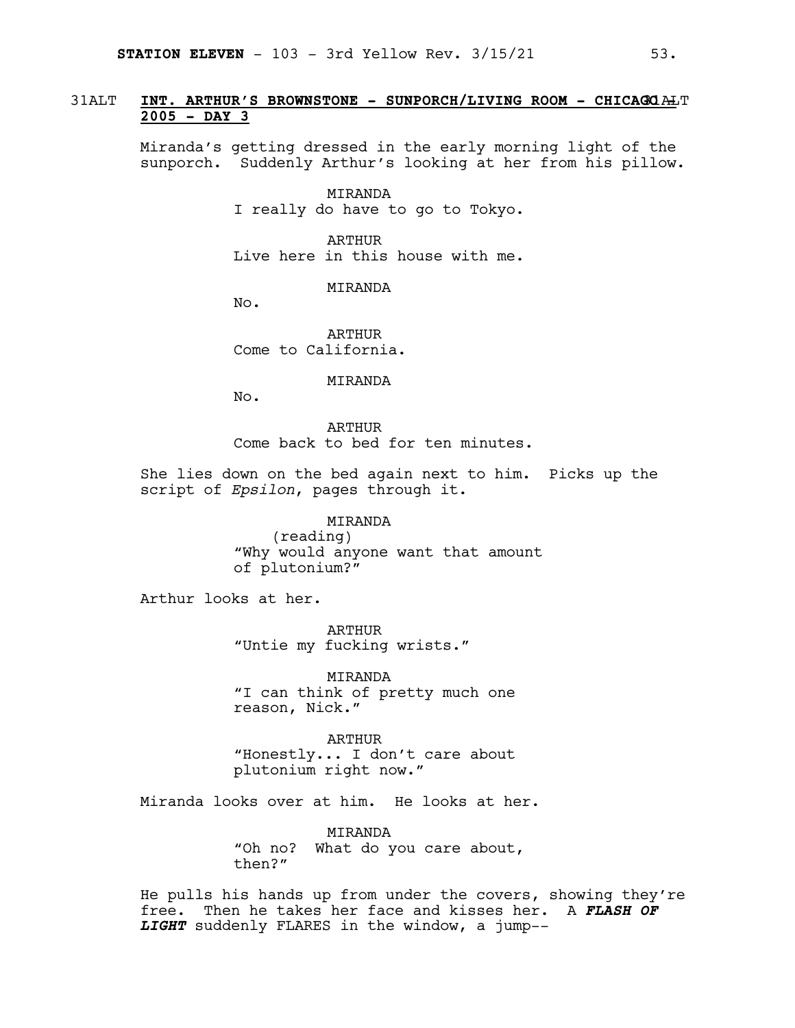31ALT **INT. ARTHUR'S BROWNSTONE - SUNPORCH/LIVING ROOM - CHICAGO** 31ALT
**2005 - DAY 3**

Miranda's getting dressed in the early morning light of the sunporch. Suddenly Arthur's looking at her from his pillow.

MIRANDA
I really do have to go to Tokyo.

ARTHUR
Live here in this house with me.

MIRANDA
No.

ARTHUR
Come to California.

MIRANDA
No.

ARTHUR
Come back to bed for ten minutes.

She lies down on the bed again next to him. Picks up the script of *Epsilon*, pages through it.

MIRANDA
(reading)
"Why would anyone want that amount of plutonium?"

Arthur looks at her.

ARTHUR
"Untie my fucking wrists."

MIRANDA
"I can think of pretty much one reason, Nick."

ARTHUR
"Honestly... I don't care about plutonium right now."

Miranda looks over at him. He looks at her.

MIRANDA
"Oh no? What do you care about, then?"

He pulls his hands up from under the covers, showing they're free. Then he takes her face and kisses her. A ***FLASH OF LIGHT*** suddenly FLARES in the window, a jump--